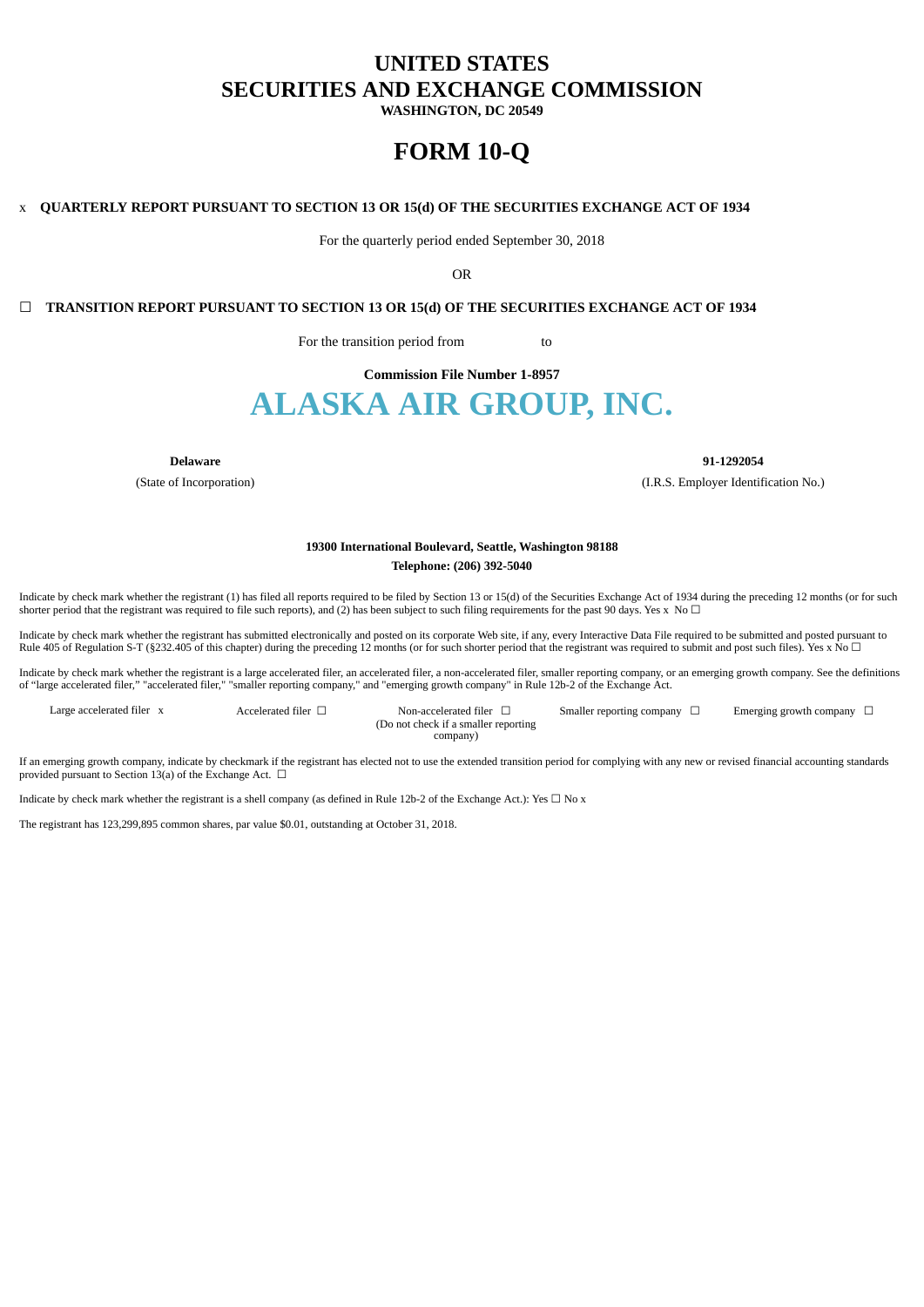# UNITED STATES
# SECURITIES AND EXCHANGE COMMISSION
**WASHINGTON, DC 20549**

# FORM 10-Q

x **QUARTERLY REPORT PURSUANT TO SECTION 13 OR 15(d) OF THE SECURITIES EXCHANGE ACT OF 1934**

For the quarterly period ended September 30, 2018

OR

☐ **TRANSITION REPORT PURSUANT TO SECTION 13 OR 15(d) OF THE SECURITIES EXCHANGE ACT OF 1934**

For the transition period from to

**Commission File Number 1-8957**

# ALASKA AIR GROUP, INC.

| **Delaware** | **91-1292054** |
|---|---|
| (State of Incorporation) | (I.R.S. Employer Identification No.) |

**19300 International Boulevard, Seattle, Washington 98188**

**Telephone: (206) 392-5040**

Indicate by check mark whether the registrant (1) has filed all reports required to be filed by Section 13 or 15(d) of the Securities Exchange Act of 1934 during the preceding 12 months (or for such shorter period that the registrant was required to file such reports), and (2) has been subject to such filing requirements for the past 90 days. Yes x No ☐

Indicate by check mark whether the registrant has submitted electronically and posted on its corporate Web site, if any, every Interactive Data File required to be submitted and posted pursuant to Rule 405 of Regulation S-T (§232.405 of this chapter) during the preceding 12 months (or for such shorter period that the registrant was required to submit and post such files). Yes x No ☐

Indicate by check mark whether the registrant is a large accelerated filer, an accelerated filer, a non-accelerated filer, smaller reporting company, or an emerging growth company. See the definitions of "large accelerated filer," "accelerated filer," "smaller reporting company," and "emerging growth company" in Rule 12b-2 of the Exchange Act.

| Large accelerated filer x | Accelerated filer ☐ | Non-accelerated filer ☐ (Do not check if a smaller reporting company) | Smaller reporting company ☐ | Emerging growth company ☐ |
|---|---|---|---|---|

If an emerging growth company, indicate by checkmark if the registrant has elected not to use the extended transition period for complying with any new or revised financial accounting standards provided pursuant to Section 13(a) of the Exchange Act. ☐

Indicate by check mark whether the registrant is a shell company (as defined in Rule 12b-2 of the Exchange Act.): Yes ☐ No x

The registrant has 123,299,895 common shares, par value $0.01, outstanding at October 31, 2018.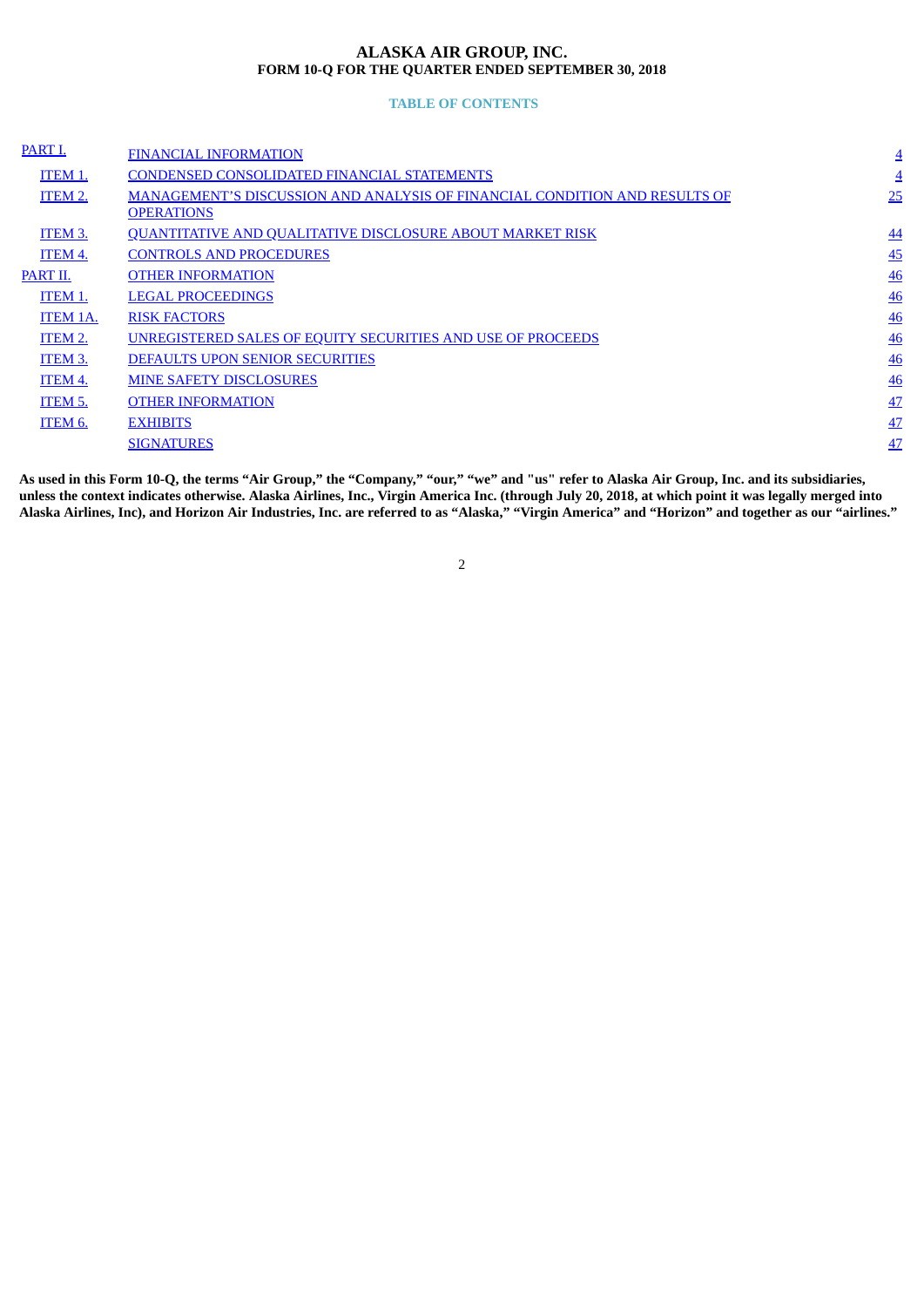# ALASKA AIR GROUP, INC.
## FORM 10-Q FOR THE QUARTER ENDED SEPTEMBER 30, 2018

### TABLE OF CONTENTS

| | | |
|---|---|---|
| PART I. | FINANCIAL INFORMATION | 4 |
| ITEM 1. | CONDENSED CONSOLIDATED FINANCIAL STATEMENTS | 4 |
| ITEM 2. | MANAGEMENT’S DISCUSSION AND ANALYSIS OF FINANCIAL CONDITION AND RESULTS OF OPERATIONS | 25 |
| ITEM 3. | QUANTITATIVE AND QUALITATIVE DISCLOSURE ABOUT MARKET RISK | 44 |
| ITEM 4. | CONTROLS AND PROCEDURES | 45 |
| PART II. | OTHER INFORMATION | 46 |
| ITEM 1. | LEGAL PROCEEDINGS | 46 |
| ITEM 1A. | RISK FACTORS | 46 |
| ITEM 2. | UNREGISTERED SALES OF EQUITY SECURITIES AND USE OF PROCEEDS | 46 |
| ITEM 3. | DEFAULTS UPON SENIOR SECURITIES | 46 |
| ITEM 4. | MINE SAFETY DISCLOSURES | 46 |
| ITEM 5. | OTHER INFORMATION | 47 |
| ITEM 6. | EXHIBITS | 47 |
| | SIGNATURES | 47 |

**As used in this Form 10-Q, the terms “Air Group,” the “Company,” “our,” “we” and "us" refer to Alaska Air Group, Inc. and its subsidiaries, unless the context indicates otherwise. Alaska Airlines, Inc., Virgin America Inc. (through July 20, 2018, at which point it was legally merged into Alaska Airlines, Inc), and Horizon Air Industries, Inc. are referred to as “Alaska,” “Virgin America” and “Horizon” and together as our “airlines.”**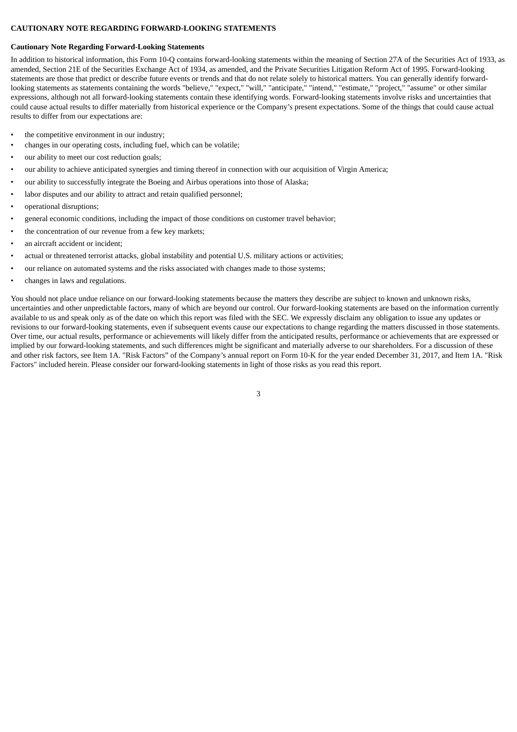## CAUTIONARY NOTE REGARDING FORWARD-LOOKING STATEMENTS

### Cautionary Note Regarding Forward-Looking Statements

In addition to historical information, this Form 10-Q contains forward-looking statements within the meaning of Section 27A of the Securities Act of 1933, as amended, Section 21E of the Securities Exchange Act of 1934, as amended, and the Private Securities Litigation Reform Act of 1995. Forward-looking statements are those that predict or describe future events or trends and that do not relate solely to historical matters. You can generally identify forward-looking statements as statements containing the words "believe," "expect," "will," "anticipate," "intend," "estimate," "project," "assume" or other similar expressions, although not all forward-looking statements contain these identifying words. Forward-looking statements involve risks and uncertainties that could cause actual results to differ materially from historical experience or the Company's present expectations. Some of the things that could cause actual results to differ from our expectations are:

- the competitive environment in our industry;
- changes in our operating costs, including fuel, which can be volatile;
- our ability to meet our cost reduction goals;
- our ability to achieve anticipated synergies and timing thereof in connection with our acquisition of Virgin America;
- our ability to successfully integrate the Boeing and Airbus operations into those of Alaska;
- labor disputes and our ability to attract and retain qualified personnel;
- operational disruptions;
- general economic conditions, including the impact of those conditions on customer travel behavior;
- the concentration of our revenue from a few key markets;
- an aircraft accident or incident;
- actual or threatened terrorist attacks, global instability and potential U.S. military actions or activities;
- our reliance on automated systems and the risks associated with changes made to those systems;
- changes in laws and regulations.

You should not place undue reliance on our forward-looking statements because the matters they describe are subject to known and unknown risks, uncertainties and other unpredictable factors, many of which are beyond our control. Our forward-looking statements are based on the information currently available to us and speak only as of the date on which this report was filed with the SEC. We expressly disclaim any obligation to issue any updates or revisions to our forward-looking statements, even if subsequent events cause our expectations to change regarding the matters discussed in those statements. Over time, our actual results, performance or achievements will likely differ from the anticipated results, performance or achievements that are expressed or implied by our forward-looking statements, and such differences might be significant and materially adverse to our shareholders. For a discussion of these and other risk factors, see Item 1A. "Risk Factors" of the Company's annual report on Form 10-K for the year ended December 31, 2017, and Item 1A. "Risk Factors" included herein. Please consider our forward-looking statements in light of those risks as you read this report.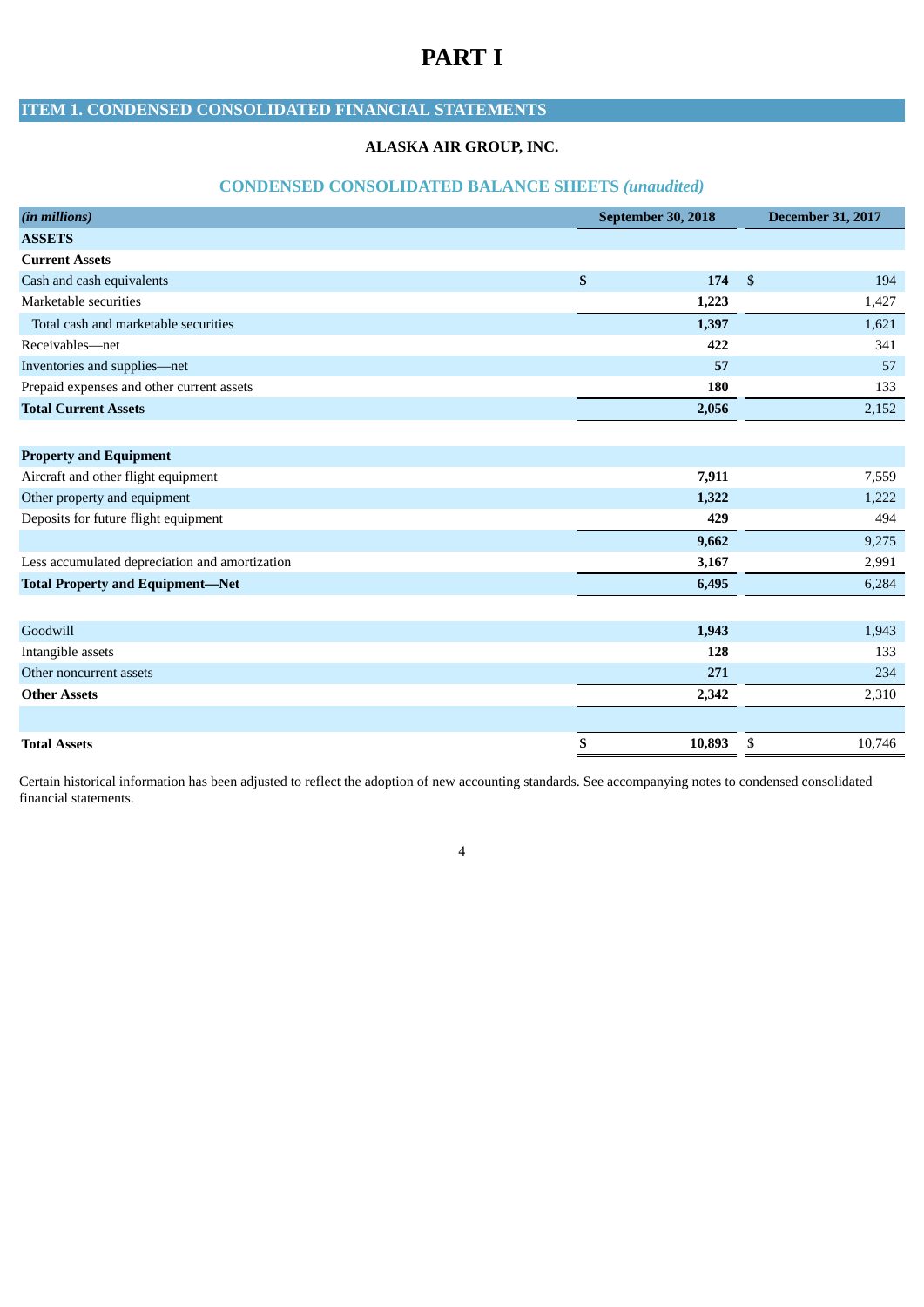# PART I

## ITEM 1. CONDENSED CONSOLIDATED FINANCIAL STATEMENTS

### ALASKA AIR GROUP, INC.

### CONDENSED CONSOLIDATED BALANCE SHEETS *(unaudited)*

| *(in millions)* | September 30, 2018 | December 31, 2017 |
|---|---|---|
| **ASSETS** | | |
| **Current Assets** | | |
| Cash and cash equivalents | **$ 174** | $ 194 |
| Marketable securities | **1,223** | 1,427 |
| Total cash and marketable securities | **1,397** | 1,621 |
| Receivables—net | **422** | 341 |
| Inventories and supplies—net | **57** | 57 |
| Prepaid expenses and other current assets | **180** | 133 |
| **Total Current Assets** | **2,056** | 2,152 |
| | | |
| **Property and Equipment** | | |
| Aircraft and other flight equipment | **7,911** | 7,559 |
| Other property and equipment | **1,322** | 1,222 |
| Deposits for future flight equipment | **429** | 494 |
| | **9,662** | 9,275 |
| Less accumulated depreciation and amortization | **3,167** | 2,991 |
| **Total Property and Equipment—Net** | **6,495** | 6,284 |
| | | |
| Goodwill | **1,943** | 1,943 |
| Intangible assets | **128** | 133 |
| Other noncurrent assets | **271** | 234 |
| **Other Assets** | **2,342** | 2,310 |
| | | |
| **Total Assets** | **$ 10,893** | $ 10,746 |

Certain historical information has been adjusted to reflect the adoption of new accounting standards. See accompanying notes to condensed consolidated financial statements.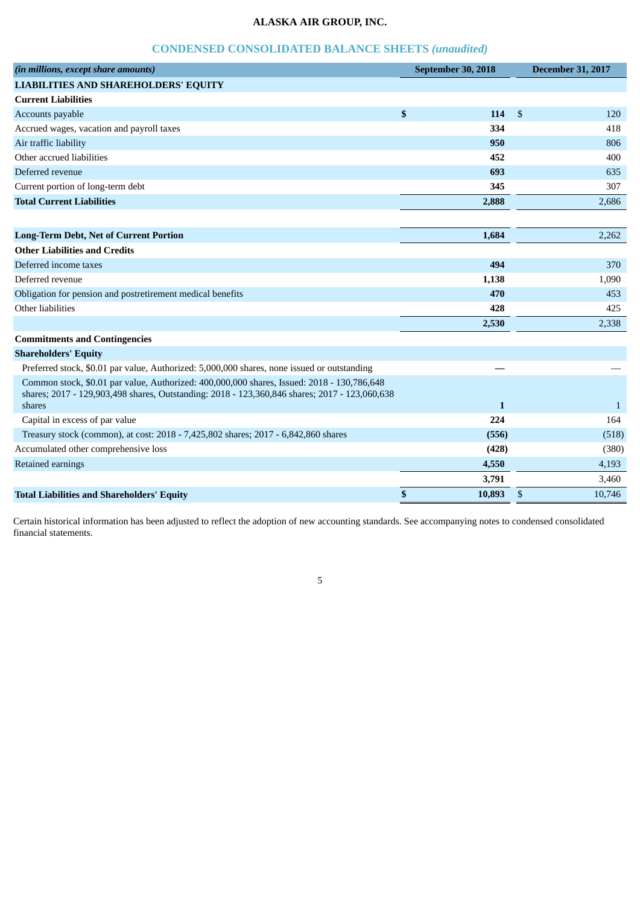**ALASKA AIR GROUP, INC.**

## CONDENSED CONSOLIDATED BALANCE SHEETS *(unaudited)*

| *(in millions, except share amounts)* | September 30, 2018 | December 31, 2017 |
|---|---|---|
| **LIABILITIES AND SHAREHOLDERS' EQUITY** | | |
| **Current Liabilities** | | |
| Accounts payable | **$ 114** | $ 120 |
| Accrued wages, vacation and payroll taxes | **334** | 418 |
| Air traffic liability | **950** | 806 |
| Other accrued liabilities | **452** | 400 |
| Deferred revenue | **693** | 635 |
| Current portion of long-term debt | **345** | 307 |
| **Total Current Liabilities** | **2,888** | 2,686 |
| | | |
| **Long-Term Debt, Net of Current Portion** | **1,684** | 2,262 |
| **Other Liabilities and Credits** | | |
| Deferred income taxes | **494** | 370 |
| Deferred revenue | **1,138** | 1,090 |
| Obligation for pension and postretirement medical benefits | **470** | 453 |
| Other liabilities | **428** | 425 |
| | **2,530** | 2,338 |
| **Commitments and Contingencies** | | |
| **Shareholders' Equity** | | |
| Preferred stock, $0.01 par value, Authorized: 5,000,000 shares, none issued or outstanding | **—** | — |
| Common stock, $0.01 par value, Authorized: 400,000,000 shares, Issued: 2018 - 130,786,648 shares; 2017 - 129,903,498 shares, Outstanding: 2018 - 123,360,846 shares; 2017 - 123,060,638 shares | **1** | 1 |
| Capital in excess of par value | **224** | 164 |
| Treasury stock (common), at cost: 2018 - 7,425,802 shares; 2017 - 6,842,860 shares | **(556)** | (518) |
| Accumulated other comprehensive loss | **(428)** | (380) |
| Retained earnings | **4,550** | 4,193 |
| | **3,791** | 3,460 |
| **Total Liabilities and Shareholders' Equity** | **$ 10,893** | $ 10,746 |

Certain historical information has been adjusted to reflect the adoption of new accounting standards. See accompanying notes to condensed consolidated financial statements.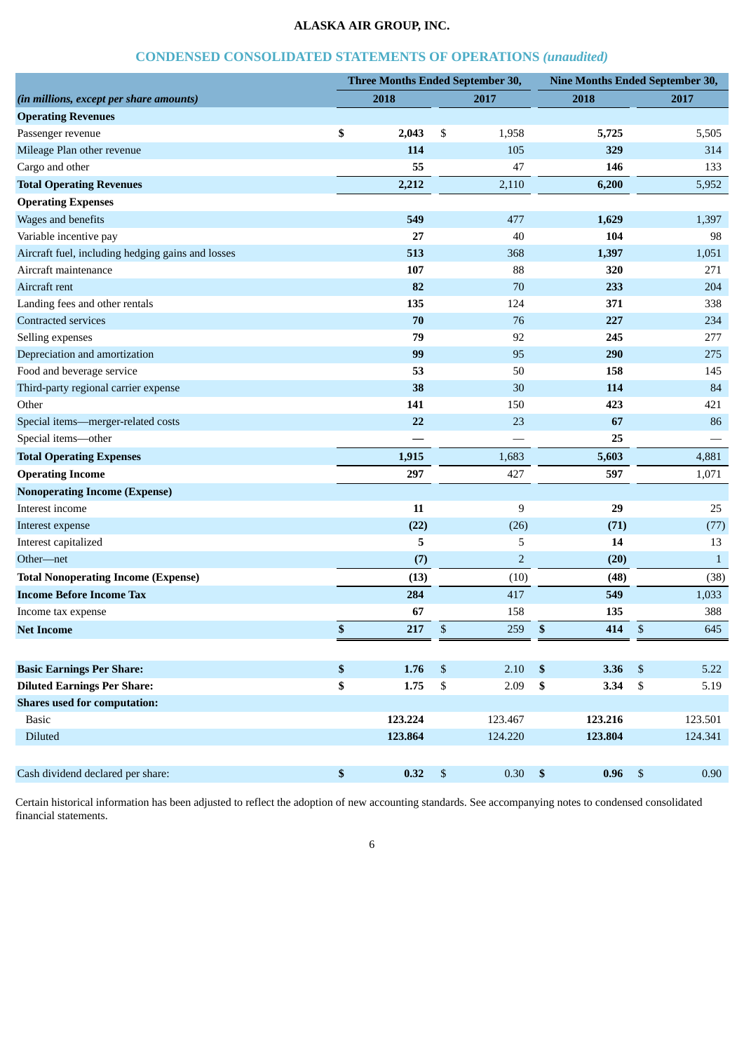**ALASKA AIR GROUP, INC.**

## CONDENSED CONSOLIDATED STATEMENTS OF OPERATIONS *(unaudited)*

| *(in millions, except per share amounts)* | Three Months Ended September 30, | | Nine Months Ended September 30, | |
|---|---|---|---|---|
| | **2018** | 2017 | **2018** | 2017 |
| **Operating Revenues** | | | | |
| Passenger revenue | **$ 2,043** | $ 1,958 | **5,725** | 5,505 |
| Mileage Plan other revenue | **114** | 105 | **329** | 314 |
| Cargo and other | **55** | 47 | **146** | 133 |
| **Total Operating Revenues** | **2,212** | 2,110 | **6,200** | 5,952 |
| **Operating Expenses** | | | | |
| Wages and benefits | **549** | 477 | **1,629** | 1,397 |
| Variable incentive pay | **27** | 40 | **104** | 98 |
| Aircraft fuel, including hedging gains and losses | **513** | 368 | **1,397** | 1,051 |
| Aircraft maintenance | **107** | 88 | **320** | 271 |
| Aircraft rent | **82** | 70 | **233** | 204 |
| Landing fees and other rentals | **135** | 124 | **371** | 338 |
| Contracted services | **70** | 76 | **227** | 234 |
| Selling expenses | **79** | 92 | **245** | 277 |
| Depreciation and amortization | **99** | 95 | **290** | 275 |
| Food and beverage service | **53** | 50 | **158** | 145 |
| Third-party regional carrier expense | **38** | 30 | **114** | 84 |
| Other | **141** | 150 | **423** | 421 |
| Special items—merger-related costs | **22** | 23 | **67** | 86 |
| Special items—other | **—** | — | **25** | — |
| **Total Operating Expenses** | **1,915** | 1,683 | **5,603** | 4,881 |
| **Operating Income** | **297** | 427 | **597** | 1,071 |
| **Nonoperating Income (Expense)** | | | | |
| Interest income | **11** | 9 | **29** | 25 |
| Interest expense | **(22)** | (26) | **(71)** | (77) |
| Interest capitalized | **5** | 5 | **14** | 13 |
| Other—net | **(7)** | 2 | **(20)** | 1 |
| **Total Nonoperating Income (Expense)** | **(13)** | (10) | **(48)** | (38) |
| **Income Before Income Tax** | **284** | 417 | **549** | 1,033 |
| Income tax expense | **67** | 158 | **135** | 388 |
| **Net Income** | **$ 217** | $ 259 | **$ 414** | $ 645 |
| | | | | |
| **Basic Earnings Per Share:** | **$ 1.76** | $ 2.10 | **$ 3.36** | $ 5.22 |
| **Diluted Earnings Per Share:** | **$ 1.75** | $ 2.09 | **$ 3.34** | $ 5.19 |
| **Shares used for computation:** | | | | |
| Basic | **123.224** | 123.467 | **123.216** | 123.501 |
| Diluted | **123.864** | 124.220 | **123.804** | 124.341 |
| | | | | |
| Cash dividend declared per share: | **$ 0.32** | $ 0.30 | **$ 0.96** | $ 0.90 |

Certain historical information has been adjusted to reflect the adoption of new accounting standards. See accompanying notes to condensed consolidated financial statements.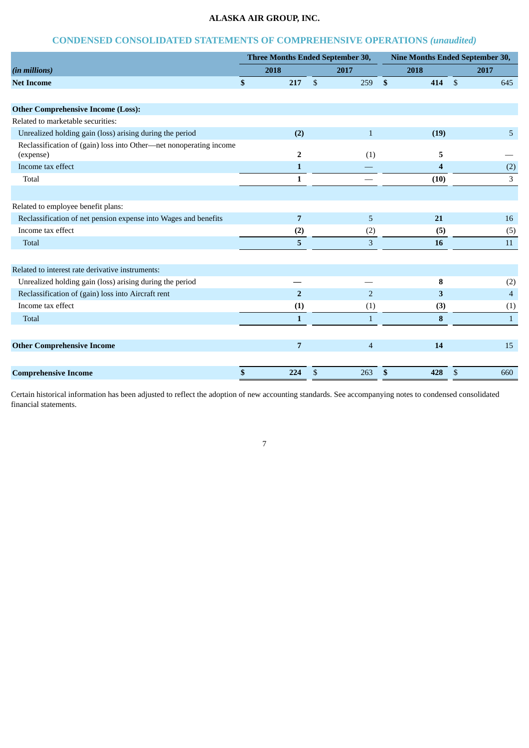**ALASKA AIR GROUP, INC.**

## CONDENSED CONSOLIDATED STATEMENTS OF COMPREHENSIVE OPERATIONS *(unaudited)*

| *(in millions)* | Three Months Ended September 30, 2018 | Three Months Ended September 30, 2017 | Nine Months Ended September 30, 2018 | Nine Months Ended September 30, 2017 |
|---|---|---|---|---|
| **Net Income** | **$ 217** | $ 259 | **$ 414** | $ 645 |
| | | | | |
| **Other Comprehensive Income (Loss):** | | | | |
| Related to marketable securities: | | | | |
| Unrealized holding gain (loss) arising during the period | **(2)** | 1 | **(19)** | 5 |
| Reclassification of (gain) loss into Other—net nonoperating income (expense) | **2** | (1) | **5** | — |
| Income tax effect | **1** | — | **4** | (2) |
| Total | **1** | — | **(10)** | 3 |
| | | | | |
| Related to employee benefit plans: | | | | |
| Reclassification of net pension expense into Wages and benefits | **7** | 5 | **21** | 16 |
| Income tax effect | **(2)** | (2) | **(5)** | (5) |
| Total | **5** | 3 | **16** | 11 |
| | | | | |
| Related to interest rate derivative instruments: | | | | |
| Unrealized holding gain (loss) arising during the period | **—** | — | **8** | (2) |
| Reclassification of (gain) loss into Aircraft rent | **2** | 2 | **3** | 4 |
| Income tax effect | **(1)** | (1) | **(3)** | (1) |
| Total | **1** | 1 | **8** | 1 |
| | | | | |
| **Other Comprehensive Income** | **7** | 4 | **14** | 15 |
| | | | | |
| **Comprehensive Income** | **$ 224** | $ 263 | **$ 428** | $ 660 |

Certain historical information has been adjusted to reflect the adoption of new accounting standards. See accompanying notes to condensed consolidated financial statements.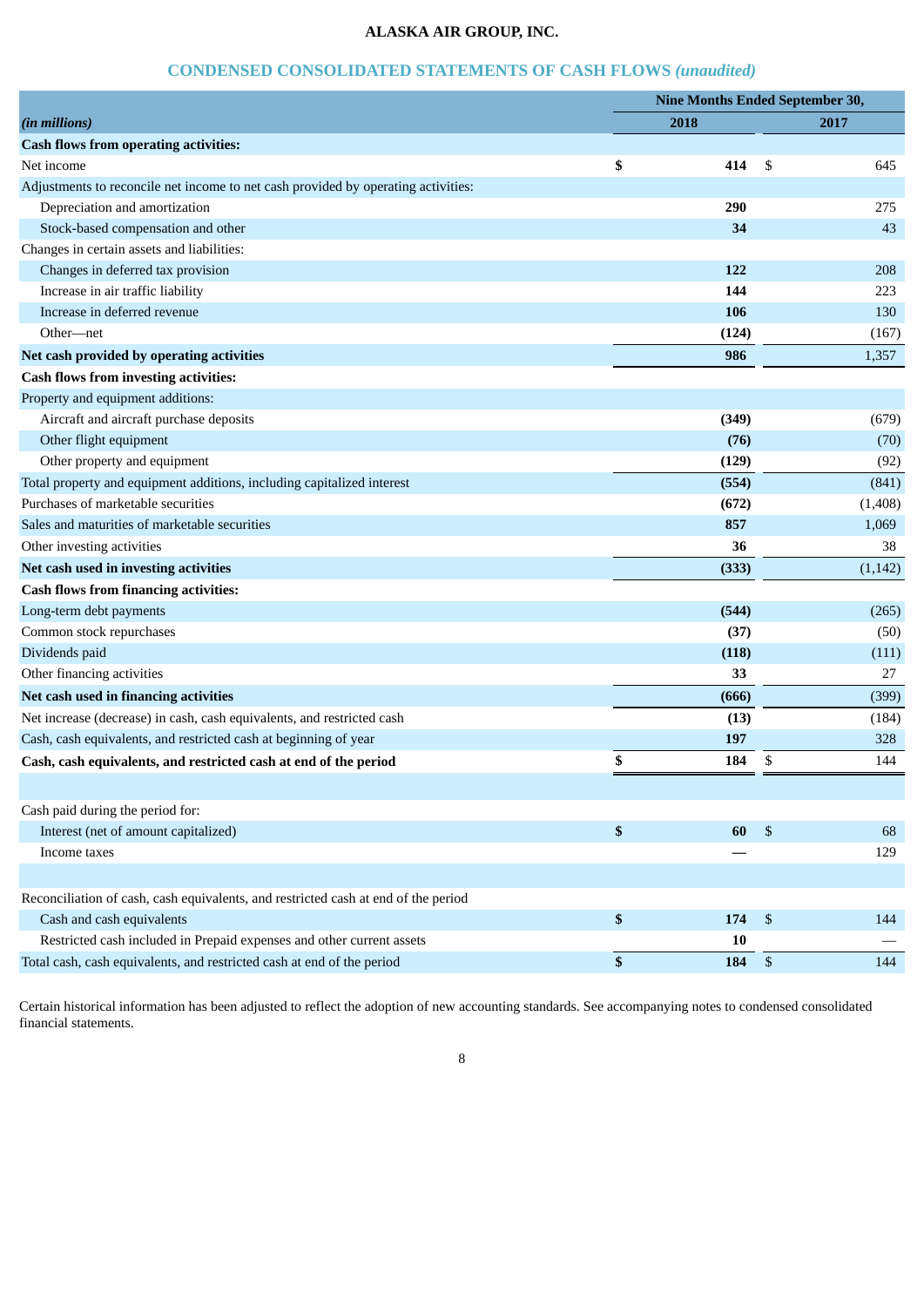**ALASKA AIR GROUP, INC.**

## CONDENSED CONSOLIDATED STATEMENTS OF CASH FLOWS *(unaudited)*

| | Nine Months Ended September 30, | |
|---|---|---|
| *(in millions)* | **2018** | **2017** |
| **Cash flows from operating activities:** | | |
| Net income | **$ 414** | $ 645 |
| Adjustments to reconcile net income to net cash provided by operating activities: | | |
| Depreciation and amortization | **290** | 275 |
| Stock-based compensation and other | **34** | 43 |
| Changes in certain assets and liabilities: | | |
| Changes in deferred tax provision | **122** | 208 |
| Increase in air traffic liability | **144** | 223 |
| Increase in deferred revenue | **106** | 130 |
| Other—net | **(124)** | (167) |
| **Net cash provided by operating activities** | **986** | 1,357 |
| **Cash flows from investing activities:** | | |
| Property and equipment additions: | | |
| Aircraft and aircraft purchase deposits | **(349)** | (679) |
| Other flight equipment | **(76)** | (70) |
| Other property and equipment | **(129)** | (92) |
| Total property and equipment additions, including capitalized interest | **(554)** | (841) |
| Purchases of marketable securities | **(672)** | (1,408) |
| Sales and maturities of marketable securities | **857** | 1,069 |
| Other investing activities | **36** | 38 |
| **Net cash used in investing activities** | **(333)** | (1,142) |
| **Cash flows from financing activities:** | | |
| Long-term debt payments | **(544)** | (265) |
| Common stock repurchases | **(37)** | (50) |
| Dividends paid | **(118)** | (111) |
| Other financing activities | **33** | 27 |
| **Net cash used in financing activities** | **(666)** | (399) |
| Net increase (decrease) in cash, cash equivalents, and restricted cash | **(13)** | (184) |
| Cash, cash equivalents, and restricted cash at beginning of year | **197** | 328 |
| **Cash, cash equivalents, and restricted cash at end of the period** | **$ 184** | $ 144 |
| | | |
| Cash paid during the period for: | | |
| Interest (net of amount capitalized) | **$ 60** | $ 68 |
| Income taxes | **—** | 129 |
| | | |
| Reconciliation of cash, cash equivalents, and restricted cash at end of the period | | |
| Cash and cash equivalents | **$ 174** | $ 144 |
| Restricted cash included in Prepaid expenses and other current assets | **10** | — |
| Total cash, cash equivalents, and restricted cash at end of the period | **$ 184** | $ 144 |

Certain historical information has been adjusted to reflect the adoption of new accounting standards. See accompanying notes to condensed consolidated financial statements.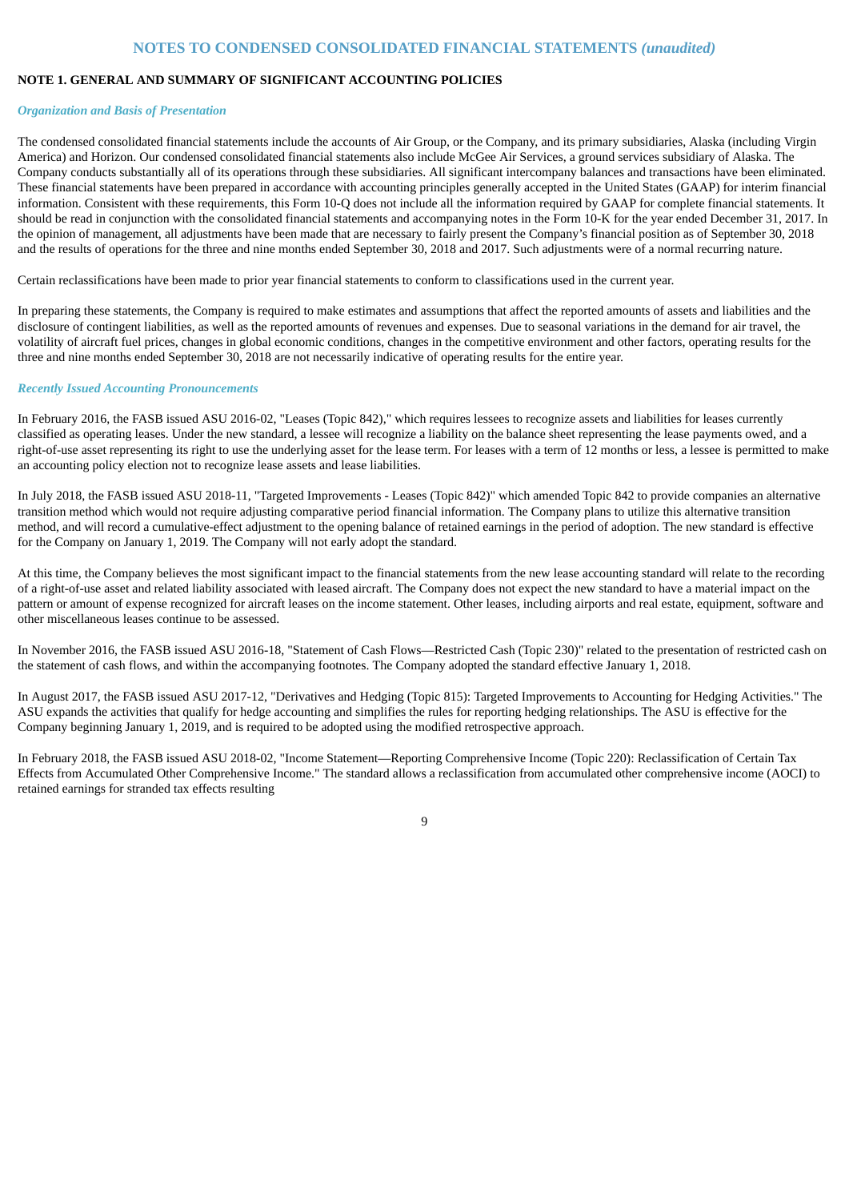# NOTES TO CONDENSED CONSOLIDATED FINANCIAL STATEMENTS *(unaudited)*

## NOTE 1. GENERAL AND SUMMARY OF SIGNIFICANT ACCOUNTING POLICIES

### *Organization and Basis of Presentation*

The condensed consolidated financial statements include the accounts of Air Group, or the Company, and its primary subsidiaries, Alaska (including Virgin America) and Horizon. Our condensed consolidated financial statements also include McGee Air Services, a ground services subsidiary of Alaska. The Company conducts substantially all of its operations through these subsidiaries. All significant intercompany balances and transactions have been eliminated. These financial statements have been prepared in accordance with accounting principles generally accepted in the United States (GAAP) for interim financial information. Consistent with these requirements, this Form 10-Q does not include all the information required by GAAP for complete financial statements. It should be read in conjunction with the consolidated financial statements and accompanying notes in the Form 10-K for the year ended December 31, 2017. In the opinion of management, all adjustments have been made that are necessary to fairly present the Company's financial position as of September 30, 2018 and the results of operations for the three and nine months ended September 30, 2018 and 2017. Such adjustments were of a normal recurring nature.

Certain reclassifications have been made to prior year financial statements to conform to classifications used in the current year.

In preparing these statements, the Company is required to make estimates and assumptions that affect the reported amounts of assets and liabilities and the disclosure of contingent liabilities, as well as the reported amounts of revenues and expenses. Due to seasonal variations in the demand for air travel, the volatility of aircraft fuel prices, changes in global economic conditions, changes in the competitive environment and other factors, operating results for the three and nine months ended September 30, 2018 are not necessarily indicative of operating results for the entire year.

### *Recently Issued Accounting Pronouncements*

In February 2016, the FASB issued ASU 2016-02, "Leases (Topic 842)," which requires lessees to recognize assets and liabilities for leases currently classified as operating leases. Under the new standard, a lessee will recognize a liability on the balance sheet representing the lease payments owed, and a right-of-use asset representing its right to use the underlying asset for the lease term. For leases with a term of 12 months or less, a lessee is permitted to make an accounting policy election not to recognize lease assets and lease liabilities.

In July 2018, the FASB issued ASU 2018-11, "Targeted Improvements - Leases (Topic 842)" which amended Topic 842 to provide companies an alternative transition method which would not require adjusting comparative period financial information. The Company plans to utilize this alternative transition method, and will record a cumulative-effect adjustment to the opening balance of retained earnings in the period of adoption. The new standard is effective for the Company on January 1, 2019. The Company will not early adopt the standard.

At this time, the Company believes the most significant impact to the financial statements from the new lease accounting standard will relate to the recording of a right-of-use asset and related liability associated with leased aircraft. The Company does not expect the new standard to have a material impact on the pattern or amount of expense recognized for aircraft leases on the income statement. Other leases, including airports and real estate, equipment, software and other miscellaneous leases continue to be assessed.

In November 2016, the FASB issued ASU 2016-18, "Statement of Cash Flows—Restricted Cash (Topic 230)" related to the presentation of restricted cash on the statement of cash flows, and within the accompanying footnotes. The Company adopted the standard effective January 1, 2018.

In August 2017, the FASB issued ASU 2017-12, "Derivatives and Hedging (Topic 815): Targeted Improvements to Accounting for Hedging Activities." The ASU expands the activities that qualify for hedge accounting and simplifies the rules for reporting hedging relationships. The ASU is effective for the Company beginning January 1, 2019, and is required to be adopted using the modified retrospective approach.

In February 2018, the FASB issued ASU 2018-02, "Income Statement—Reporting Comprehensive Income (Topic 220): Reclassification of Certain Tax Effects from Accumulated Other Comprehensive Income." The standard allows a reclassification from accumulated other comprehensive income (AOCI) to retained earnings for stranded tax effects resulting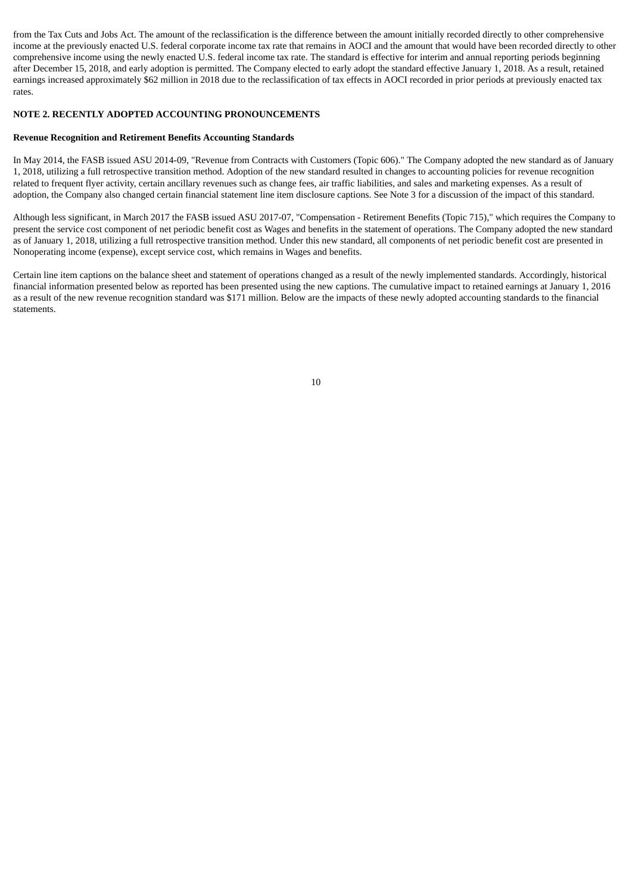from the Tax Cuts and Jobs Act. The amount of the reclassification is the difference between the amount initially recorded directly to other comprehensive income at the previously enacted U.S. federal corporate income tax rate that remains in AOCI and the amount that would have been recorded directly to other comprehensive income using the newly enacted U.S. federal income tax rate. The standard is effective for interim and annual reporting periods beginning after December 15, 2018, and early adoption is permitted. The Company elected to early adopt the standard effective January 1, 2018. As a result, retained earnings increased approximately $62 million in 2018 due to the reclassification of tax effects in AOCI recorded in prior periods at previously enacted tax rates.

## NOTE 2. RECENTLY ADOPTED ACCOUNTING PRONOUNCEMENTS

### Revenue Recognition and Retirement Benefits Accounting Standards

In May 2014, the FASB issued ASU 2014-09, "Revenue from Contracts with Customers (Topic 606)." The Company adopted the new standard as of January 1, 2018, utilizing a full retrospective transition method. Adoption of the new standard resulted in changes to accounting policies for revenue recognition related to frequent flyer activity, certain ancillary revenues such as change fees, air traffic liabilities, and sales and marketing expenses. As a result of adoption, the Company also changed certain financial statement line item disclosure captions. See Note 3 for a discussion of the impact of this standard.

Although less significant, in March 2017 the FASB issued ASU 2017-07, "Compensation - Retirement Benefits (Topic 715)," which requires the Company to present the service cost component of net periodic benefit cost as Wages and benefits in the statement of operations. The Company adopted the new standard as of January 1, 2018, utilizing a full retrospective transition method. Under this new standard, all components of net periodic benefit cost are presented in Nonoperating income (expense), except service cost, which remains in Wages and benefits.

Certain line item captions on the balance sheet and statement of operations changed as a result of the newly implemented standards. Accordingly, historical financial information presented below as reported has been presented using the new captions. The cumulative impact to retained earnings at January 1, 2016 as a result of the new revenue recognition standard was $171 million. Below are the impacts of these newly adopted accounting standards to the financial statements.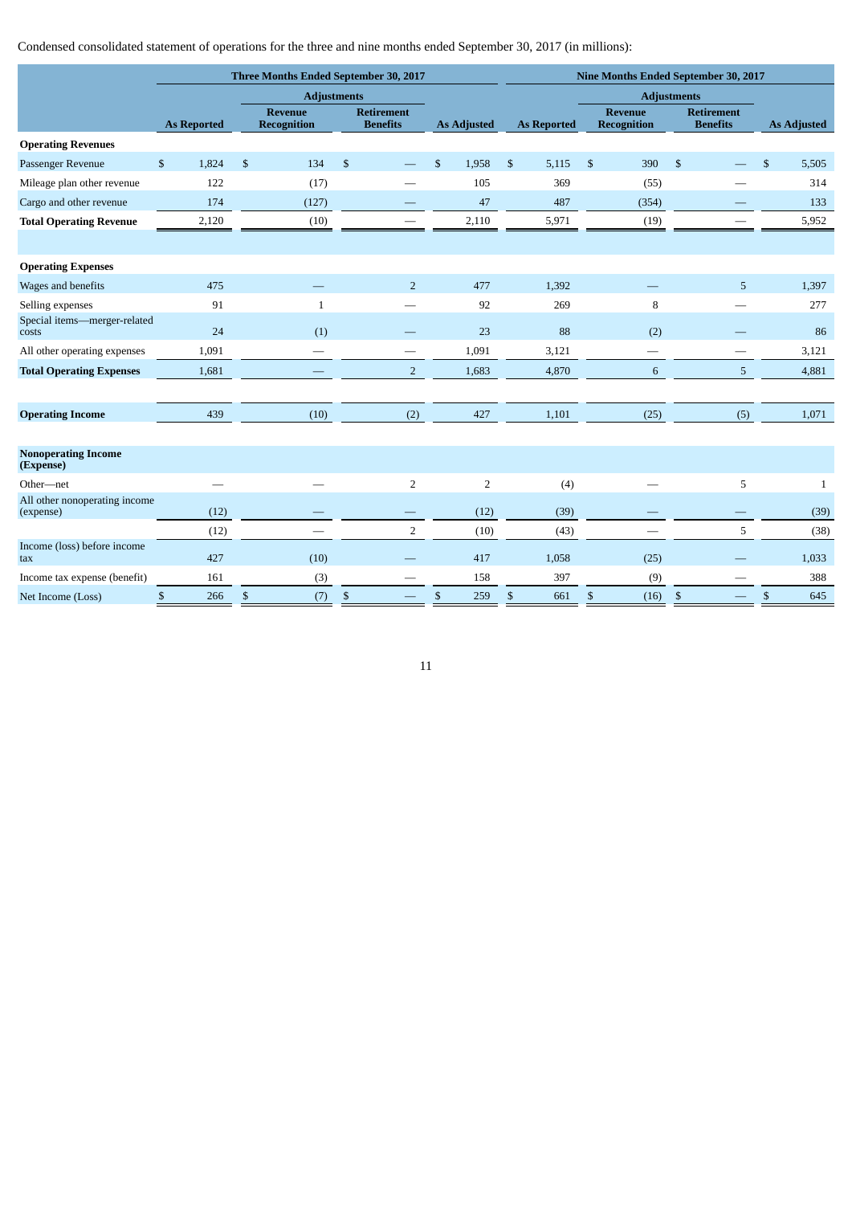Condensed consolidated statement of operations for the three and nine months ended September 30, 2017 (in millions):

| | Three Months Ended September 30, 2017 | | | | Nine Months Ended September 30, 2017 | | | |
|---|---|---|---|---|---|---|---|---|
| | | Adjustments | | | | Adjustments | | |
| | As Reported | Revenue Recognition | Retirement Benefits | As Adjusted | As Reported | Revenue Recognition | Retirement Benefits | As Adjusted |
| **Operating Revenues** | | | | | | | | |
| Passenger Revenue | $ 1,824 | $ 134 | $ — | $ 1,958 | $ 5,115 | $ 390 | $ — | $ 5,505 |
| Mileage plan other revenue | 122 | (17) | — | 105 | 369 | (55) | — | 314 |
| Cargo and other revenue | 174 | (127) | — | 47 | 487 | (354) | — | 133 |
| **Total Operating Revenue** | 2,120 | (10) | — | 2,110 | 5,971 | (19) | — | 5,952 |
| **Operating Expenses** | | | | | | | | |
| Wages and benefits | 475 | — | 2 | 477 | 1,392 | — | 5 | 1,397 |
| Selling expenses | 91 | 1 | — | 92 | 269 | 8 | — | 277 |
| Special items—merger-related costs | 24 | (1) | — | 23 | 88 | (2) | — | 86 |
| All other operating expenses | 1,091 | — | — | 1,091 | 3,121 | — | — | 3,121 |
| **Total Operating Expenses** | 1,681 | — | 2 | 1,683 | 4,870 | 6 | 5 | 4,881 |
| **Operating Income** | 439 | (10) | (2) | 427 | 1,101 | (25) | (5) | 1,071 |
| **Nonoperating Income (Expense)** | | | | | | | | |
| Other—net | — | — | 2 | 2 | (4) | — | 5 | 1 |
| All other nonoperating income (expense) | (12) | — | — | (12) | (39) | — | — | (39) |
| | (12) | — | 2 | (10) | (43) | — | 5 | (38) |
| Income (loss) before income tax | 427 | (10) | — | 417 | 1,058 | (25) | — | 1,033 |
| Income tax expense (benefit) | 161 | (3) | — | 158 | 397 | (9) | — | 388 |
| Net Income (Loss) | $ 266 | $ (7) | $ — | $ 259 | $ 661 | $ (16) | $ — | $ 645 |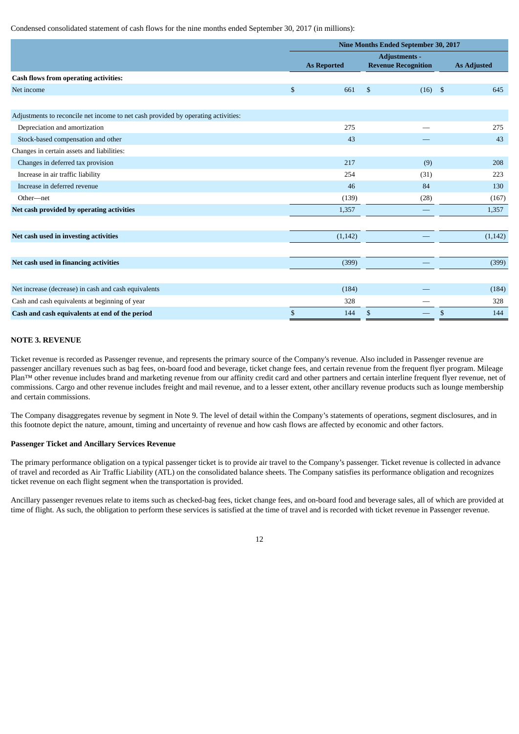Condensed consolidated statement of cash flows for the nine months ended September 30, 2017 (in millions):

| | Nine Months Ended September 30, 2017 | | |
|---|---|---|---|
| | As Reported | Adjustments - Revenue Recognition | As Adjusted |
| **Cash flows from operating activities:** | | | |
| Net income | $ 661 | $ (16) | $ 645 |
| | | | |
| Adjustments to reconcile net income to net cash provided by operating activities: | | | |
| Depreciation and amortization | 275 | — | 275 |
| Stock-based compensation and other | 43 | — | 43 |
| Changes in certain assets and liabilities: | | | |
| Changes in deferred tax provision | 217 | (9) | 208 |
| Increase in air traffic liability | 254 | (31) | 223 |
| Increase in deferred revenue | 46 | 84 | 130 |
| Other—net | (139) | (28) | (167) |
| **Net cash provided by operating activities** | 1,357 | — | 1,357 |
| | | | |
| **Net cash used in investing activities** | (1,142) | — | (1,142) |
| | | | |
| **Net cash used in financing activities** | (399) | — | (399) |
| | | | |
| Net increase (decrease) in cash and cash equivalents | (184) | — | (184) |
| Cash and cash equivalents at beginning of year | 328 | — | 328 |
| **Cash and cash equivalents at end of the period** | $ 144 | $ — | $ 144 |

## NOTE 3. REVENUE

Ticket revenue is recorded as Passenger revenue, and represents the primary source of the Company's revenue. Also included in Passenger revenue are passenger ancillary revenues such as bag fees, on-board food and beverage, ticket change fees, and certain revenue from the frequent flyer program. Mileage Plan™ other revenue includes brand and marketing revenue from our affinity credit card and other partners and certain interline frequent flyer revenue, net of commissions. Cargo and other revenue includes freight and mail revenue, and to a lesser extent, other ancillary revenue products such as lounge membership and certain commissions.

The Company disaggregates revenue by segment in Note 9. The level of detail within the Company's statements of operations, segment disclosures, and in this footnote depict the nature, amount, timing and uncertainty of revenue and how cash flows are affected by economic and other factors.

### Passenger Ticket and Ancillary Services Revenue

The primary performance obligation on a typical passenger ticket is to provide air travel to the Company's passenger. Ticket revenue is collected in advance of travel and recorded as Air Traffic Liability (ATL) on the consolidated balance sheets. The Company satisfies its performance obligation and recognizes ticket revenue on each flight segment when the transportation is provided.

Ancillary passenger revenues relate to items such as checked-bag fees, ticket change fees, and on-board food and beverage sales, all of which are provided at time of flight. As such, the obligation to perform these services is satisfied at the time of travel and is recorded with ticket revenue in Passenger revenue.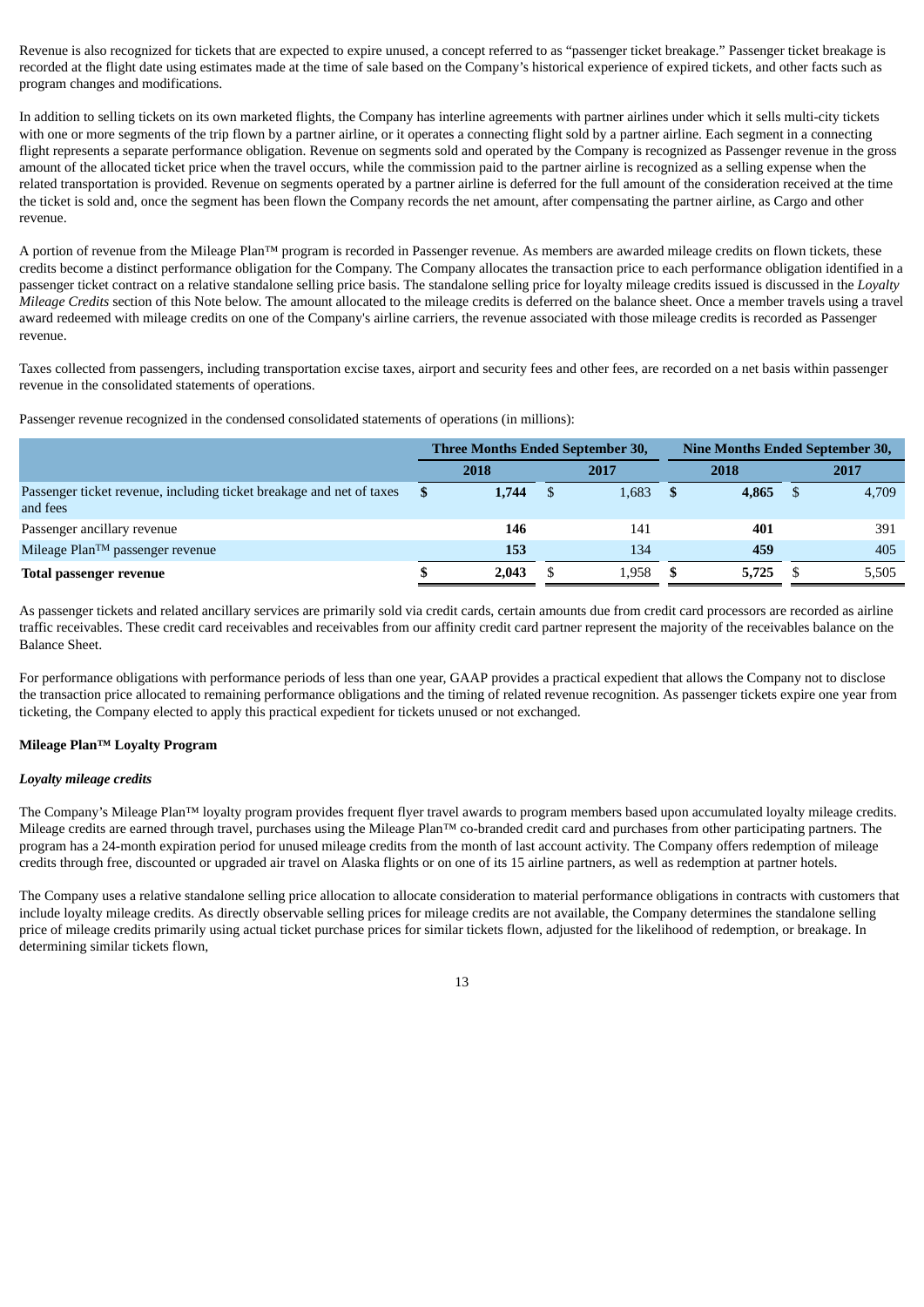Revenue is also recognized for tickets that are expected to expire unused, a concept referred to as "passenger ticket breakage." Passenger ticket breakage is recorded at the flight date using estimates made at the time of sale based on the Company's historical experience of expired tickets, and other facts such as program changes and modifications.

In addition to selling tickets on its own marketed flights, the Company has interline agreements with partner airlines under which it sells multi-city tickets with one or more segments of the trip flown by a partner airline, or it operates a connecting flight sold by a partner airline. Each segment in a connecting flight represents a separate performance obligation. Revenue on segments sold and operated by the Company is recognized as Passenger revenue in the gross amount of the allocated ticket price when the travel occurs, while the commission paid to the partner airline is recognized as a selling expense when the related transportation is provided. Revenue on segments operated by a partner airline is deferred for the full amount of the consideration received at the time the ticket is sold and, once the segment has been flown the Company records the net amount, after compensating the partner airline, as Cargo and other revenue.

A portion of revenue from the Mileage Plan™ program is recorded in Passenger revenue. As members are awarded mileage credits on flown tickets, these credits become a distinct performance obligation for the Company. The Company allocates the transaction price to each performance obligation identified in a passenger ticket contract on a relative standalone selling price basis. The standalone selling price for loyalty mileage credits issued is discussed in the *Loyalty Mileage Credits* section of this Note below. The amount allocated to the mileage credits is deferred on the balance sheet. Once a member travels using a travel award redeemed with mileage credits on one of the Company's airline carriers, the revenue associated with those mileage credits is recorded as Passenger revenue.

Taxes collected from passengers, including transportation excise taxes, airport and security fees and other fees, are recorded on a net basis within passenger revenue in the consolidated statements of operations.

Passenger revenue recognized in the condensed consolidated statements of operations (in millions):

| | Three Months Ended September 30, | | Nine Months Ended September 30, | |
|---|---|---|---|---|
| | 2018 | 2017 | 2018 | 2017 |
| Passenger ticket revenue, including ticket breakage and net of taxes and fees | **$ 1,744** | $ 1,683 | **$ 4,865** | $ 4,709 |
| Passenger ancillary revenue | **146** | 141 | **401** | 391 |
| Mileage Plan™ passenger revenue | **153** | 134 | **459** | 405 |
| **Total passenger revenue** | **$ 2,043** | $ 1,958 | **$ 5,725** | $ 5,505 |

As passenger tickets and related ancillary services are primarily sold via credit cards, certain amounts due from credit card processors are recorded as airline traffic receivables. These credit card receivables and receivables from our affinity credit card partner represent the majority of the receivables balance on the Balance Sheet.

For performance obligations with performance periods of less than one year, GAAP provides a practical expedient that allows the Company not to disclose the transaction price allocated to remaining performance obligations and the timing of related revenue recognition. As passenger tickets expire one year from ticketing, the Company elected to apply this practical expedient for tickets unused or not exchanged.

**Mileage Plan™ Loyalty Program**

***Loyalty mileage credits***

The Company's Mileage Plan™ loyalty program provides frequent flyer travel awards to program members based upon accumulated loyalty mileage credits. Mileage credits are earned through travel, purchases using the Mileage Plan™ co-branded credit card and purchases from other participating partners. The program has a 24-month expiration period for unused mileage credits from the month of last account activity. The Company offers redemption of mileage credits through free, discounted or upgraded air travel on Alaska flights or on one of its 15 airline partners, as well as redemption at partner hotels.

The Company uses a relative standalone selling price allocation to allocate consideration to material performance obligations in contracts with customers that include loyalty mileage credits. As directly observable selling prices for mileage credits are not available, the Company determines the standalone selling price of mileage credits primarily using actual ticket purchase prices for similar tickets flown, adjusted for the likelihood of redemption, or breakage. In determining similar tickets flown,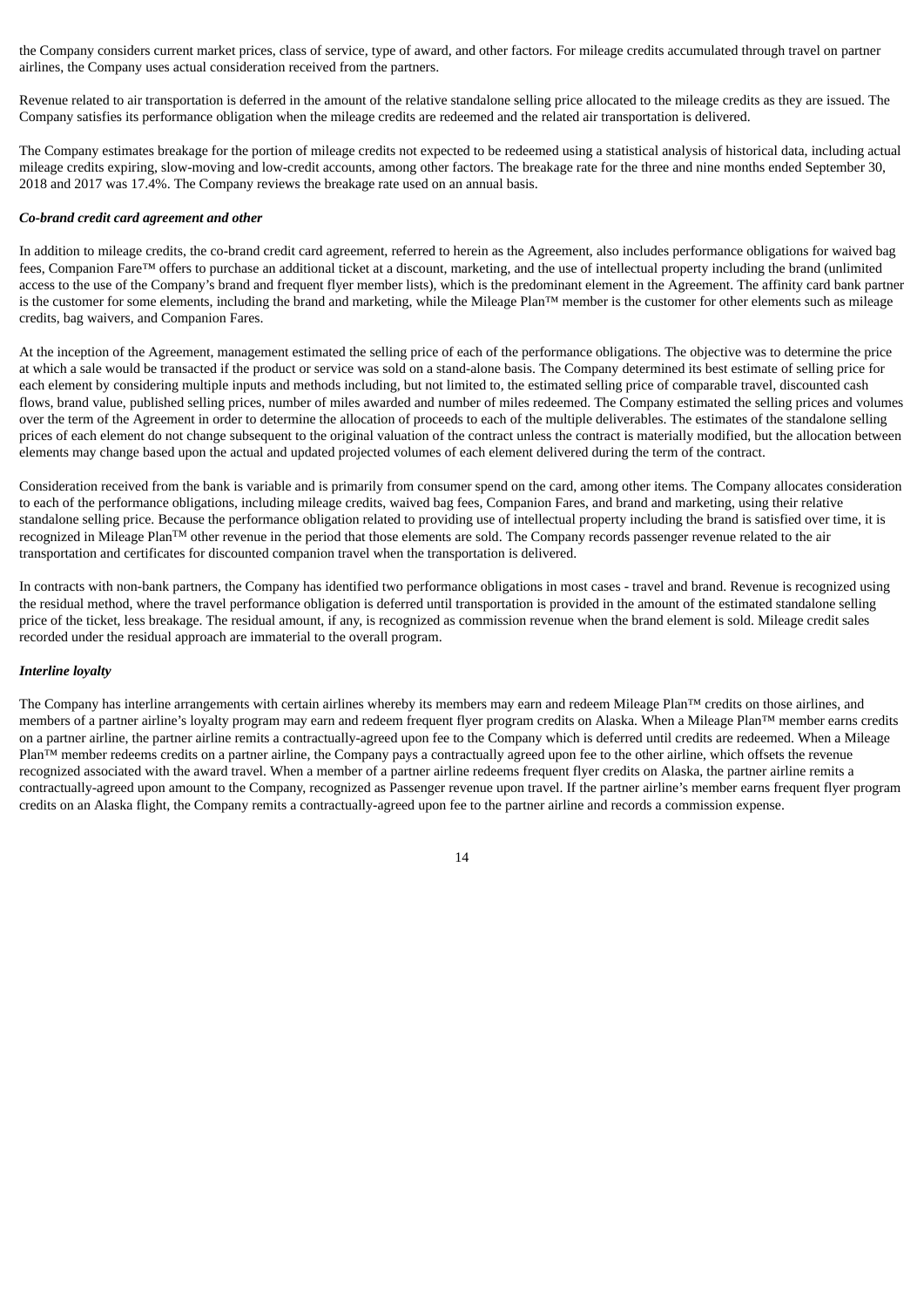the Company considers current market prices, class of service, type of award, and other factors. For mileage credits accumulated through travel on partner airlines, the Company uses actual consideration received from the partners.

Revenue related to air transportation is deferred in the amount of the relative standalone selling price allocated to the mileage credits as they are issued. The Company satisfies its performance obligation when the mileage credits are redeemed and the related air transportation is delivered.

The Company estimates breakage for the portion of mileage credits not expected to be redeemed using a statistical analysis of historical data, including actual mileage credits expiring, slow-moving and low-credit accounts, among other factors. The breakage rate for the three and nine months ended September 30, 2018 and 2017 was 17.4%. The Company reviews the breakage rate used on an annual basis.

***Co-brand credit card agreement and other***

In addition to mileage credits, the co-brand credit card agreement, referred to herein as the Agreement, also includes performance obligations for waived bag fees, Companion Fare™ offers to purchase an additional ticket at a discount, marketing, and the use of intellectual property including the brand (unlimited access to the use of the Company's brand and frequent flyer member lists), which is the predominant element in the Agreement. The affinity card bank partner is the customer for some elements, including the brand and marketing, while the Mileage Plan™ member is the customer for other elements such as mileage credits, bag waivers, and Companion Fares.

At the inception of the Agreement, management estimated the selling price of each of the performance obligations. The objective was to determine the price at which a sale would be transacted if the product or service was sold on a stand-alone basis. The Company determined its best estimate of selling price for each element by considering multiple inputs and methods including, but not limited to, the estimated selling price of comparable travel, discounted cash flows, brand value, published selling prices, number of miles awarded and number of miles redeemed. The Company estimated the selling prices and volumes over the term of the Agreement in order to determine the allocation of proceeds to each of the multiple deliverables. The estimates of the standalone selling prices of each element do not change subsequent to the original valuation of the contract unless the contract is materially modified, but the allocation between elements may change based upon the actual and updated projected volumes of each element delivered during the term of the contract.

Consideration received from the bank is variable and is primarily from consumer spend on the card, among other items. The Company allocates consideration to each of the performance obligations, including mileage credits, waived bag fees, Companion Fares, and brand and marketing, using their relative standalone selling price. Because the performance obligation related to providing use of intellectual property including the brand is satisfied over time, it is recognized in Mileage Plan™ other revenue in the period that those elements are sold. The Company records passenger revenue related to the air transportation and certificates for discounted companion travel when the transportation is delivered.

In contracts with non-bank partners, the Company has identified two performance obligations in most cases - travel and brand. Revenue is recognized using the residual method, where the travel performance obligation is deferred until transportation is provided in the amount of the estimated standalone selling price of the ticket, less breakage. The residual amount, if any, is recognized as commission revenue when the brand element is sold. Mileage credit sales recorded under the residual approach are immaterial to the overall program.

***Interline loyalty***

The Company has interline arrangements with certain airlines whereby its members may earn and redeem Mileage Plan™ credits on those airlines, and members of a partner airline's loyalty program may earn and redeem frequent flyer program credits on Alaska. When a Mileage Plan™ member earns credits on a partner airline, the partner airline remits a contractually-agreed upon fee to the Company which is deferred until credits are redeemed. When a Mileage Plan™ member redeems credits on a partner airline, the Company pays a contractually agreed upon fee to the other airline, which offsets the revenue recognized associated with the award travel. When a member of a partner airline redeems frequent flyer credits on Alaska, the partner airline remits a contractually-agreed upon amount to the Company, recognized as Passenger revenue upon travel. If the partner airline's member earns frequent flyer program credits on an Alaska flight, the Company remits a contractually-agreed upon fee to the partner airline and records a commission expense.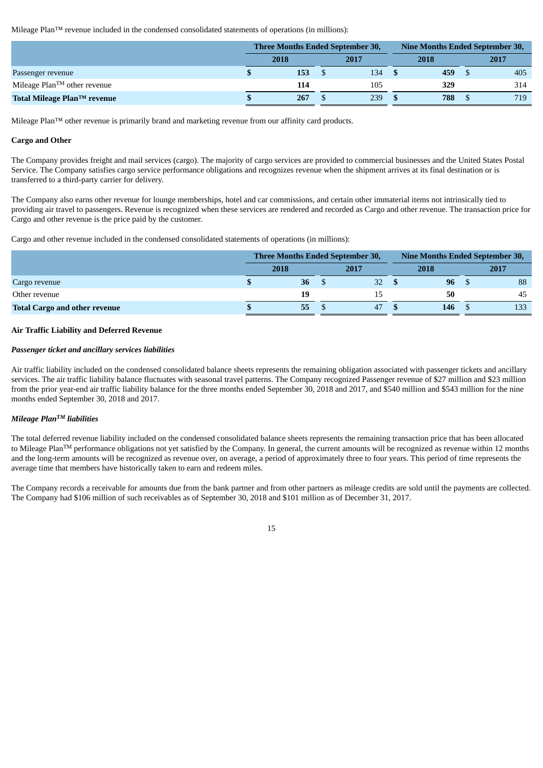Mileage Plan™ revenue included in the condensed consolidated statements of operations (in millions):

| | Three Months Ended September 30, | | Nine Months Ended September 30, | |
|---|---|---|---|---|
| | 2018 | 2017 | 2018 | 2017 |
| Passenger revenue | $ 153 | $ 134 | $ 459 | $ 405 |
| Mileage Plan™ other revenue | 114 | 105 | 329 | 314 |
| **Total Mileage Plan™ revenue** | **$ 267** | $ 239 | **$ 788** | $ 719 |

Mileage Plan™ other revenue is primarily brand and marketing revenue from our affinity card products.

**Cargo and Other**

The Company provides freight and mail services (cargo). The majority of cargo services are provided to commercial businesses and the United States Postal Service. The Company satisfies cargo service performance obligations and recognizes revenue when the shipment arrives at its final destination or is transferred to a third-party carrier for delivery.

The Company also earns other revenue for lounge memberships, hotel and car commissions, and certain other immaterial items not intrinsically tied to providing air travel to passengers. Revenue is recognized when these services are rendered and recorded as Cargo and other revenue. The transaction price for Cargo and other revenue is the price paid by the customer.

Cargo and other revenue included in the condensed consolidated statements of operations (in millions):

| | Three Months Ended September 30, | | Nine Months Ended September 30, | |
|---|---|---|---|---|
| | 2018 | 2017 | 2018 | 2017 |
| Cargo revenue | $ 36 | $ 32 | $ 96 | $ 88 |
| Other revenue | 19 | 15 | 50 | 45 |
| **Total Cargo and other revenue** | **$ 55** | $ 47 | **$ 146** | $ 133 |

**Air Traffic Liability and Deferred Revenue**

***Passenger ticket and ancillary services liabilities***

Air traffic liability included on the condensed consolidated balance sheets represents the remaining obligation associated with passenger tickets and ancillary services. The air traffic liability balance fluctuates with seasonal travel patterns. The Company recognized Passenger revenue of $27 million and $23 million from the prior year-end air traffic liability balance for the three months ended September 30, 2018 and 2017, and $540 million and $543 million for the nine months ended September 30, 2018 and 2017.

***Mileage Plan™ liabilities***

The total deferred revenue liability included on the condensed consolidated balance sheets represents the remaining transaction price that has been allocated to Mileage Plan™ performance obligations not yet satisfied by the Company. In general, the current amounts will be recognized as revenue within 12 months and the long-term amounts will be recognized as revenue over, on average, a period of approximately three to four years. This period of time represents the average time that members have historically taken to earn and redeem miles.

The Company records a receivable for amounts due from the bank partner and from other partners as mileage credits are sold until the payments are collected. The Company had $106 million of such receivables as of September 30, 2018 and $101 million as of December 31, 2017.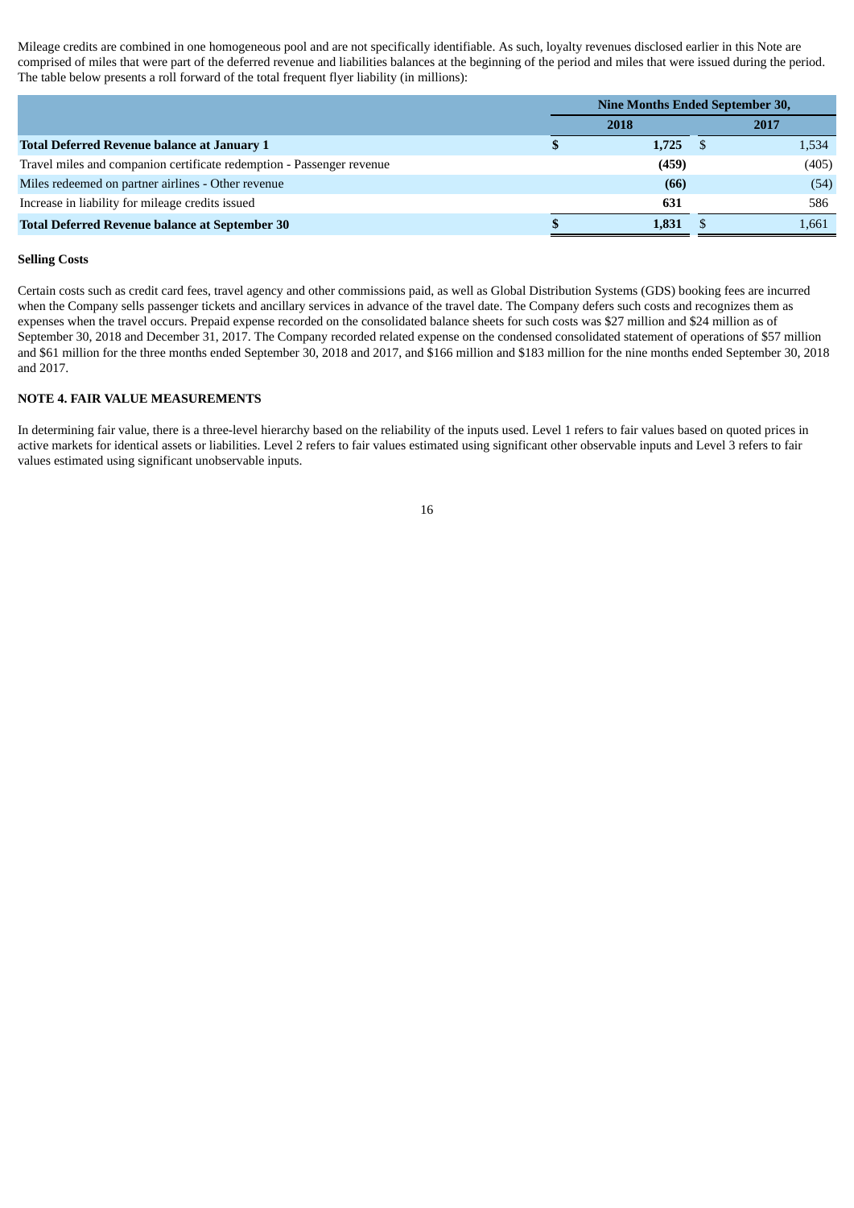Mileage credits are combined in one homogeneous pool and are not specifically identifiable. As such, loyalty revenues disclosed earlier in this Note are comprised of miles that were part of the deferred revenue and liabilities balances at the beginning of the period and miles that were issued during the period. The table below presents a roll forward of the total frequent flyer liability (in millions):

| | Nine Months Ended September 30, | |
|---|---|---|
| | **2018** | **2017** |
| **Total Deferred Revenue balance at January 1** | **$ 1,725** | $ 1,534 |
| Travel miles and companion certificate redemption - Passenger revenue | **(459)** | (405) |
| Miles redeemed on partner airlines - Other revenue | **(66)** | (54) |
| Increase in liability for mileage credits issued | **631** | 586 |
| **Total Deferred Revenue balance at September 30** | **$ 1,831** | $ 1,661 |

**Selling Costs**

Certain costs such as credit card fees, travel agency and other commissions paid, as well as Global Distribution Systems (GDS) booking fees are incurred when the Company sells passenger tickets and ancillary services in advance of the travel date. The Company defers such costs and recognizes them as expenses when the travel occurs. Prepaid expense recorded on the consolidated balance sheets for such costs was $27 million and $24 million as of September 30, 2018 and December 31, 2017. The Company recorded related expense on the condensed consolidated statement of operations of $57 million and $61 million for the three months ended September 30, 2018 and 2017, and $166 million and $183 million for the nine months ended September 30, 2018 and 2017.

**NOTE 4. FAIR VALUE MEASUREMENTS**

In determining fair value, there is a three-level hierarchy based on the reliability of the inputs used. Level 1 refers to fair values based on quoted prices in active markets for identical assets or liabilities. Level 2 refers to fair values estimated using significant other observable inputs and Level 3 refers to fair values estimated using significant unobservable inputs.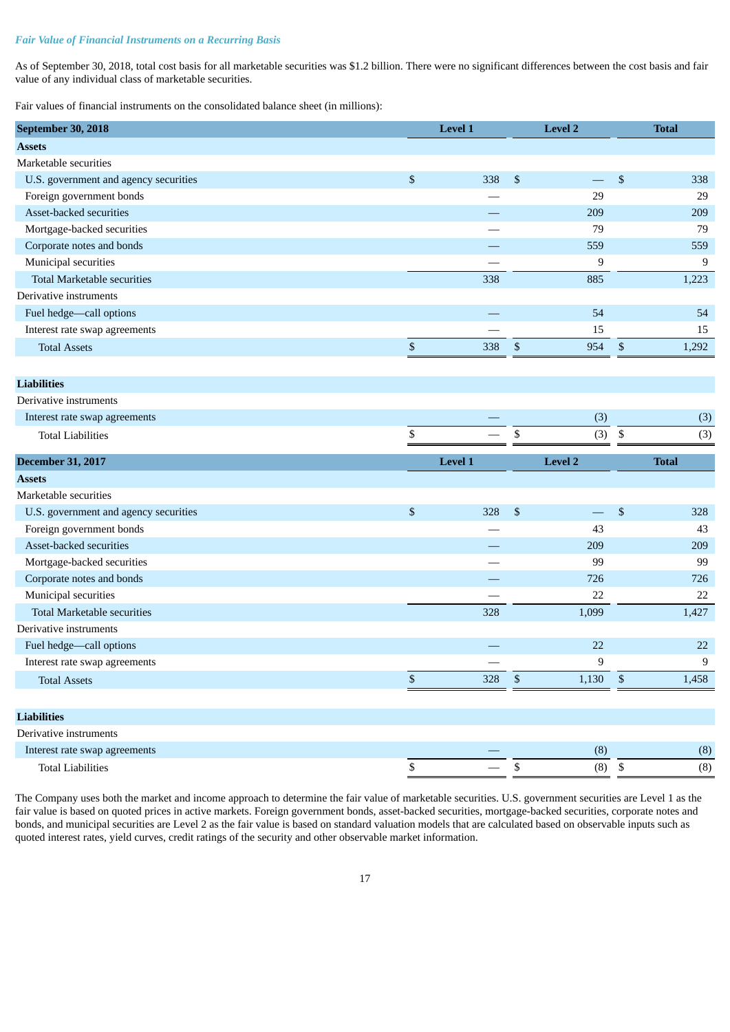***Fair Value of Financial Instruments on a Recurring Basis***

As of September 30, 2018, total cost basis for all marketable securities was $1.2 billion. There were no significant differences between the cost basis and fair value of any individual class of marketable securities.

Fair values of financial instruments on the consolidated balance sheet (in millions):

| **September 30, 2018** | **Level 1** | **Level 2** | **Total** |
|---|---|---|---|
| **Assets** | | | |
| Marketable securities | | | |
| U.S. government and agency securities | $ 338 | $ — | $ 338 |
| Foreign government bonds | — | 29 | 29 |
| Asset-backed securities | — | 209 | 209 |
| Mortgage-backed securities | — | 79 | 79 |
| Corporate notes and bonds | — | 559 | 559 |
| Municipal securities | — | 9 | 9 |
| Total Marketable securities | 338 | 885 | 1,223 |
| Derivative instruments | | | |
| Fuel hedge—call options | — | 54 | 54 |
| Interest rate swap agreements | — | 15 | 15 |
| Total Assets | $ 338 | $ 954 | $ 1,292 |
| | | | |
| **Liabilities** | | | |
| Derivative instruments | | | |
| Interest rate swap agreements | — | (3) | (3) |
| Total Liabilities | $ — | $ (3) | $ (3) |

| **December 31, 2017** | **Level 1** | **Level 2** | **Total** |
|---|---|---|---|
| **Assets** | | | |
| Marketable securities | | | |
| U.S. government and agency securities | $ 328 | $ — | $ 328 |
| Foreign government bonds | — | 43 | 43 |
| Asset-backed securities | — | 209 | 209 |
| Mortgage-backed securities | — | 99 | 99 |
| Corporate notes and bonds | — | 726 | 726 |
| Municipal securities | — | 22 | 22 |
| Total Marketable securities | 328 | 1,099 | 1,427 |
| Derivative instruments | | | |
| Fuel hedge—call options | — | 22 | 22 |
| Interest rate swap agreements | — | 9 | 9 |
| Total Assets | $ 328 | $ 1,130 | $ 1,458 |
| | | | |
| **Liabilities** | | | |
| Derivative instruments | | | |
| Interest rate swap agreements | — | (8) | (8) |
| Total Liabilities | $ — | $ (8) | $ (8) |

The Company uses both the market and income approach to determine the fair value of marketable securities. U.S. government securities are Level 1 as the fair value is based on quoted prices in active markets. Foreign government bonds, asset-backed securities, mortgage-backed securities, corporate notes and bonds, and municipal securities are Level 2 as the fair value is based on standard valuation models that are calculated based on observable inputs such as quoted interest rates, yield curves, credit ratings of the security and other observable market information.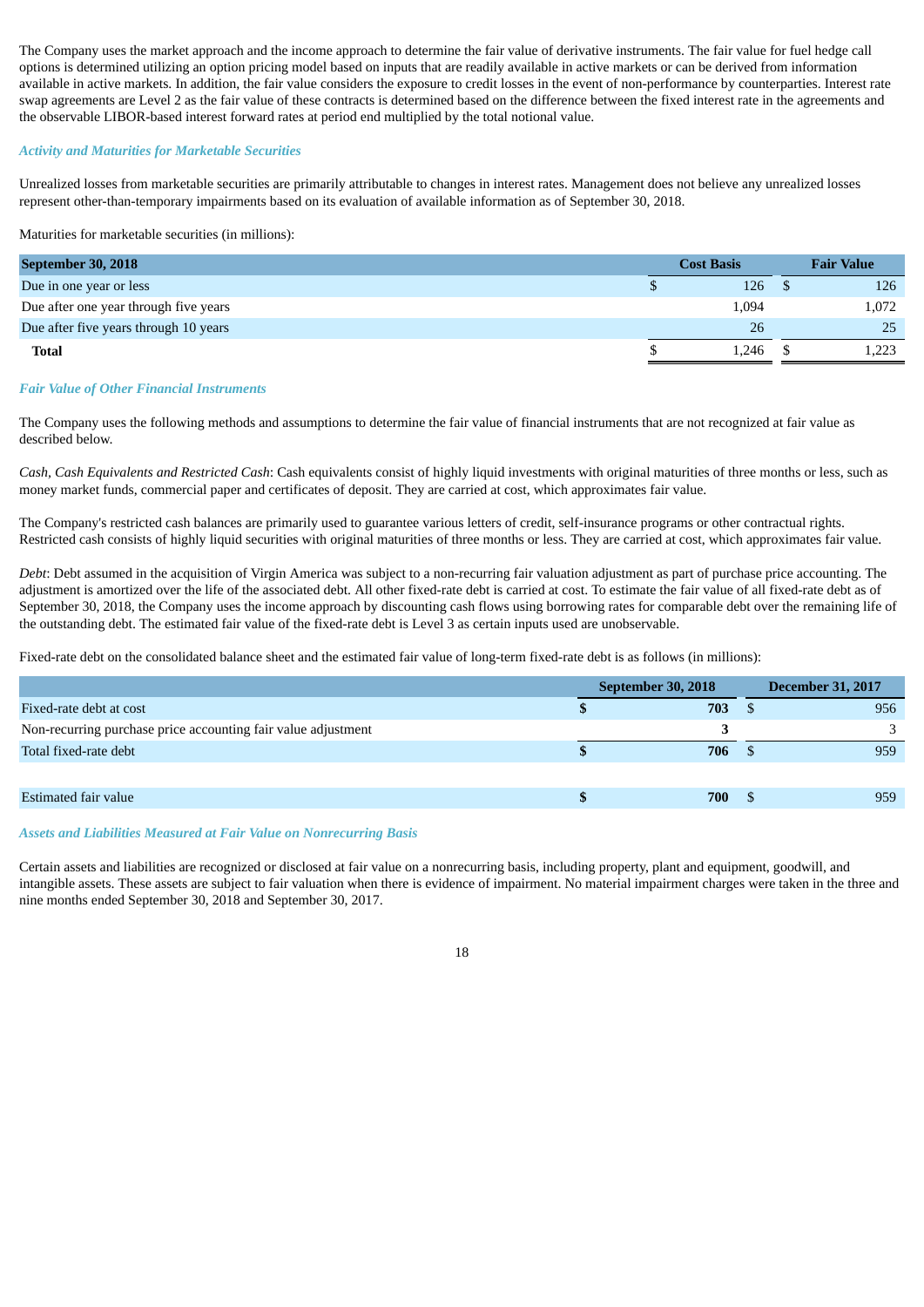The Company uses the market approach and the income approach to determine the fair value of derivative instruments. The fair value for fuel hedge call options is determined utilizing an option pricing model based on inputs that are readily available in active markets or can be derived from information available in active markets. In addition, the fair value considers the exposure to credit losses in the event of non-performance by counterparties. Interest rate swap agreements are Level 2 as the fair value of these contracts is determined based on the difference between the fixed interest rate in the agreements and the observable LIBOR-based interest forward rates at period end multiplied by the total notional value.

***Activity and Maturities for Marketable Securities***

Unrealized losses from marketable securities are primarily attributable to changes in interest rates. Management does not believe any unrealized losses represent other-than-temporary impairments based on its evaluation of available information as of September 30, 2018.

Maturities for marketable securities (in millions):

| September 30, 2018 | Cost Basis | Fair Value |
|---|---|---|
| Due in one year or less | $ 126 | $ 126 |
| Due after one year through five years | 1,094 | 1,072 |
| Due after five years through 10 years | 26 | 25 |
| **Total** | $ 1,246 | $ 1,223 |

***Fair Value of Other Financial Instruments***

The Company uses the following methods and assumptions to determine the fair value of financial instruments that are not recognized at fair value as described below.

*Cash, Cash Equivalents and Restricted Cash*: Cash equivalents consist of highly liquid investments with original maturities of three months or less, such as money market funds, commercial paper and certificates of deposit. They are carried at cost, which approximates fair value.

The Company's restricted cash balances are primarily used to guarantee various letters of credit, self-insurance programs or other contractual rights. Restricted cash consists of highly liquid securities with original maturities of three months or less. They are carried at cost, which approximates fair value.

*Debt*: Debt assumed in the acquisition of Virgin America was subject to a non-recurring fair valuation adjustment as part of purchase price accounting. The adjustment is amortized over the life of the associated debt. All other fixed-rate debt is carried at cost. To estimate the fair value of all fixed-rate debt as of September 30, 2018, the Company uses the income approach by discounting cash flows using borrowing rates for comparable debt over the remaining life of the outstanding debt. The estimated fair value of the fixed-rate debt is Level 3 as certain inputs used are unobservable.

Fixed-rate debt on the consolidated balance sheet and the estimated fair value of long-term fixed-rate debt is as follows (in millions):

| | September 30, 2018 | December 31, 2017 |
|---|---|---|
| Fixed-rate debt at cost | **$ 703** | $ 956 |
| Non-recurring purchase price accounting fair value adjustment | **3** | 3 |
| Total fixed-rate debt | **$ 706** | $ 959 |
| | | |
| Estimated fair value | **$ 700** | $ 959 |

***Assets and Liabilities Measured at Fair Value on Nonrecurring Basis***

Certain assets and liabilities are recognized or disclosed at fair value on a nonrecurring basis, including property, plant and equipment, goodwill, and intangible assets. These assets are subject to fair valuation when there is evidence of impairment. No material impairment charges were taken in the three and nine months ended September 30, 2018 and September 30, 2017.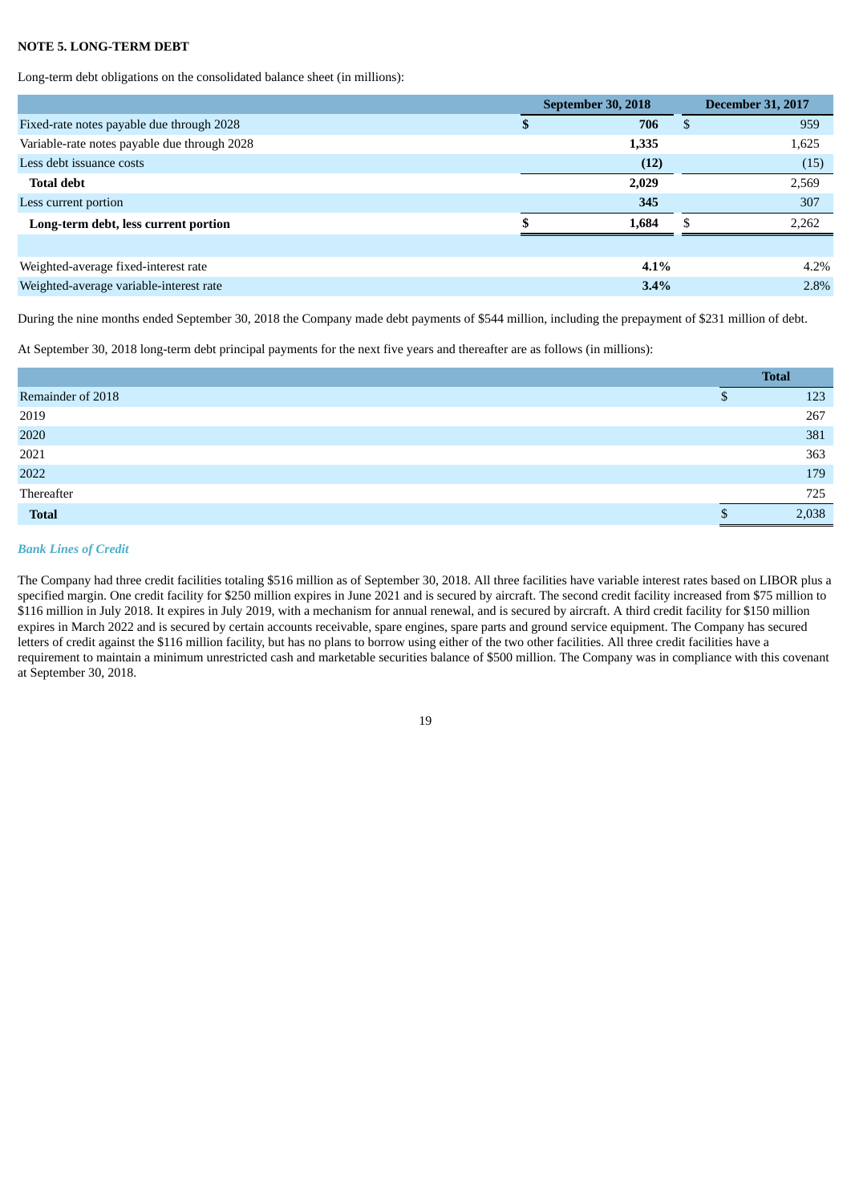**NOTE 5. LONG-TERM DEBT**

Long-term debt obligations on the consolidated balance sheet (in millions):

| | September 30, 2018 | December 31, 2017 |
|---|---|---|
| Fixed-rate notes payable due through 2028 | **$ 706** | $ 959 |
| Variable-rate notes payable due through 2028 | **1,335** | 1,625 |
| Less debt issuance costs | **(12)** | (15) |
| **Total debt** | **2,029** | 2,569 |
| Less current portion | **345** | 307 |
| **Long-term debt, less current portion** | **$ 1,684** | $ 2,262 |
| | | |
| Weighted-average fixed-interest rate | **4.1%** | 4.2% |
| Weighted-average variable-interest rate | **3.4%** | 2.8% |

During the nine months ended September 30, 2018 the Company made debt payments of $544 million, including the prepayment of $231 million of debt.

At September 30, 2018 long-term debt principal payments for the next five years and thereafter are as follows (in millions):

| | Total |
|---|---|
| Remainder of 2018 | $ 123 |
| 2019 | 267 |
| 2020 | 381 |
| 2021 | 363 |
| 2022 | 179 |
| Thereafter | 725 |
| **Total** | $ 2,038 |

***Bank Lines of Credit***

The Company had three credit facilities totaling $516 million as of September 30, 2018. All three facilities have variable interest rates based on LIBOR plus a specified margin. One credit facility for $250 million expires in June 2021 and is secured by aircraft. The second credit facility increased from $75 million to $116 million in July 2018. It expires in July 2019, with a mechanism for annual renewal, and is secured by aircraft. A third credit facility for $150 million expires in March 2022 and is secured by certain accounts receivable, spare engines, spare parts and ground service equipment. The Company has secured letters of credit against the $116 million facility, but has no plans to borrow using either of the two other facilities. All three credit facilities have a requirement to maintain a minimum unrestricted cash and marketable securities balance of $500 million. The Company was in compliance with this covenant at September 30, 2018.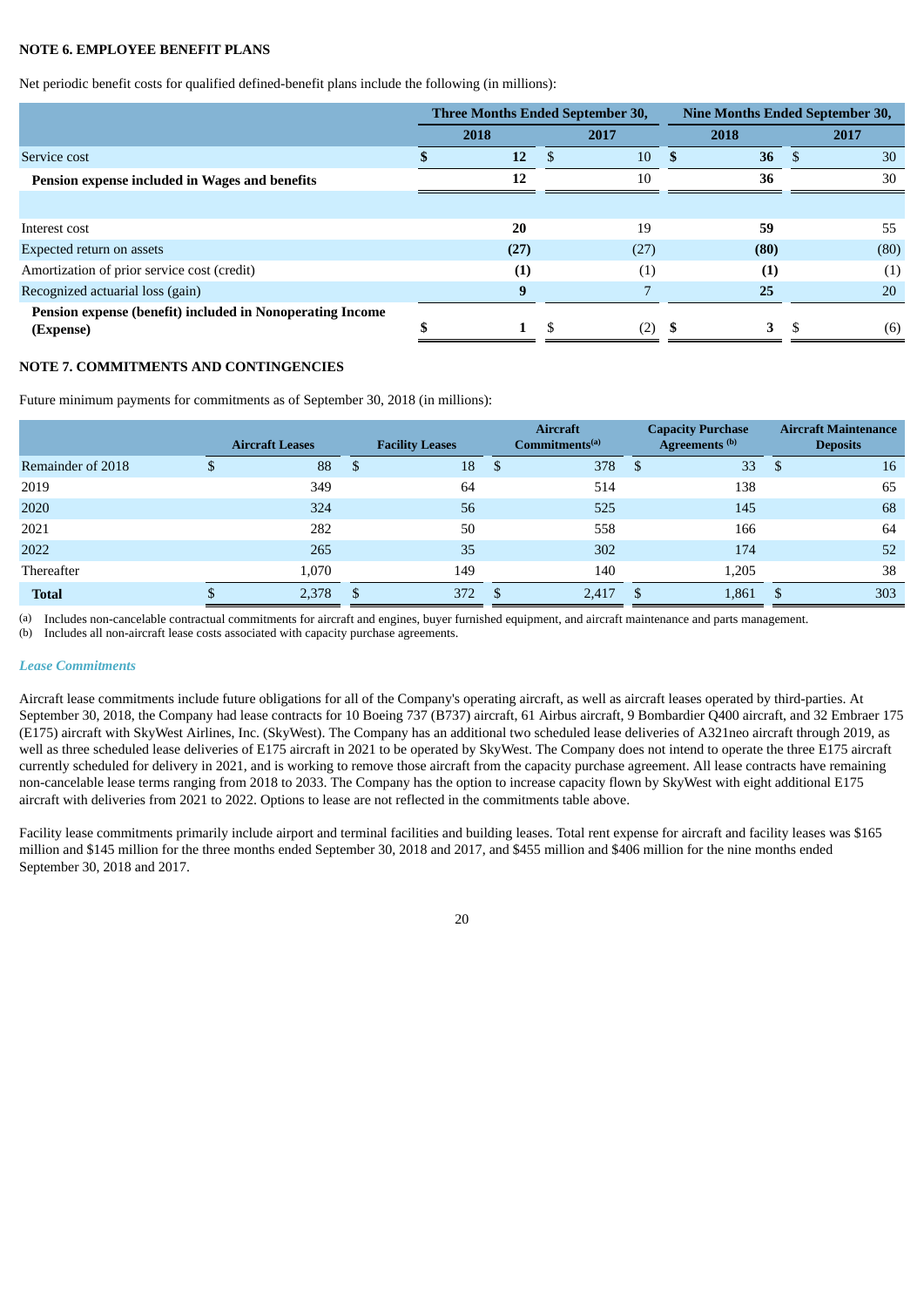**NOTE 6. EMPLOYEE BENEFIT PLANS**

Net periodic benefit costs for qualified defined-benefit plans include the following (in millions):

| | Three Months Ended September 30, | | Nine Months Ended September 30, | |
|---|---|---|---|---|
| | **2018** | **2017** | **2018** | **2017** |
| Service cost | **$ 12** | $ 10 | **$ 36** | $ 30 |
| **Pension expense included in Wages and benefits** | **12** | 10 | **36** | 30 |
| | | | | |
| Interest cost | **20** | 19 | **59** | 55 |
| Expected return on assets | **(27)** | (27) | **(80)** | (80) |
| Amortization of prior service cost (credit) | **(1)** | (1) | **(1)** | (1) |
| Recognized actuarial loss (gain) | **9** | 7 | **25** | 20 |
| **Pension expense (benefit) included in Nonoperating Income (Expense)** | **$ 1** | $ (2) | **$ 3** | $ (6) |

**NOTE 7. COMMITMENTS AND CONTINGENCIES**

Future minimum payments for commitments as of September 30, 2018 (in millions):

| | Aircraft Leases | Facility Leases | Aircraft Commitments[(a)] | Capacity Purchase Agreements [(b)] | Aircraft Maintenance Deposits |
|---|---|---|---|---|---|
| Remainder of 2018 | $ 88 | $ 18 | $ 378 | $ 33 | $ 16 |
| 2019 | 349 | 64 | 514 | 138 | 65 |
| 2020 | 324 | 56 | 525 | 145 | 68 |
| 2021 | 282 | 50 | 558 | 166 | 64 |
| 2022 | 265 | 35 | 302 | 174 | 52 |
| Thereafter | 1,070 | 149 | 140 | 1,205 | 38 |
| **Total** | $ 2,378 | $ 372 | $ 2,417 | $ 1,861 | $ 303 |

(a) Includes non-cancelable contractual commitments for aircraft and engines, buyer furnished equipment, and aircraft maintenance and parts management.
(b) Includes all non-aircraft lease costs associated with capacity purchase agreements.

***Lease Commitments***

Aircraft lease commitments include future obligations for all of the Company's operating aircraft, as well as aircraft leases operated by third-parties. At September 30, 2018, the Company had lease contracts for 10 Boeing 737 (B737) aircraft, 61 Airbus aircraft, 9 Bombardier Q400 aircraft, and 32 Embraer 175 (E175) aircraft with SkyWest Airlines, Inc. (SkyWest). The Company has an additional two scheduled lease deliveries of A321neo aircraft through 2019, as well as three scheduled lease deliveries of E175 aircraft in 2021 to be operated by SkyWest. The Company does not intend to operate the three E175 aircraft currently scheduled for delivery in 2021, and is working to remove those aircraft from the capacity purchase agreement. All lease contracts have remaining non-cancelable lease terms ranging from 2018 to 2033. The Company has the option to increase capacity flown by SkyWest with eight additional E175 aircraft with deliveries from 2021 to 2022. Options to lease are not reflected in the commitments table above.

Facility lease commitments primarily include airport and terminal facilities and building leases. Total rent expense for aircraft and facility leases was $165 million and $145 million for the three months ended September 30, 2018 and 2017, and $455 million and $406 million for the nine months ended September 30, 2018 and 2017.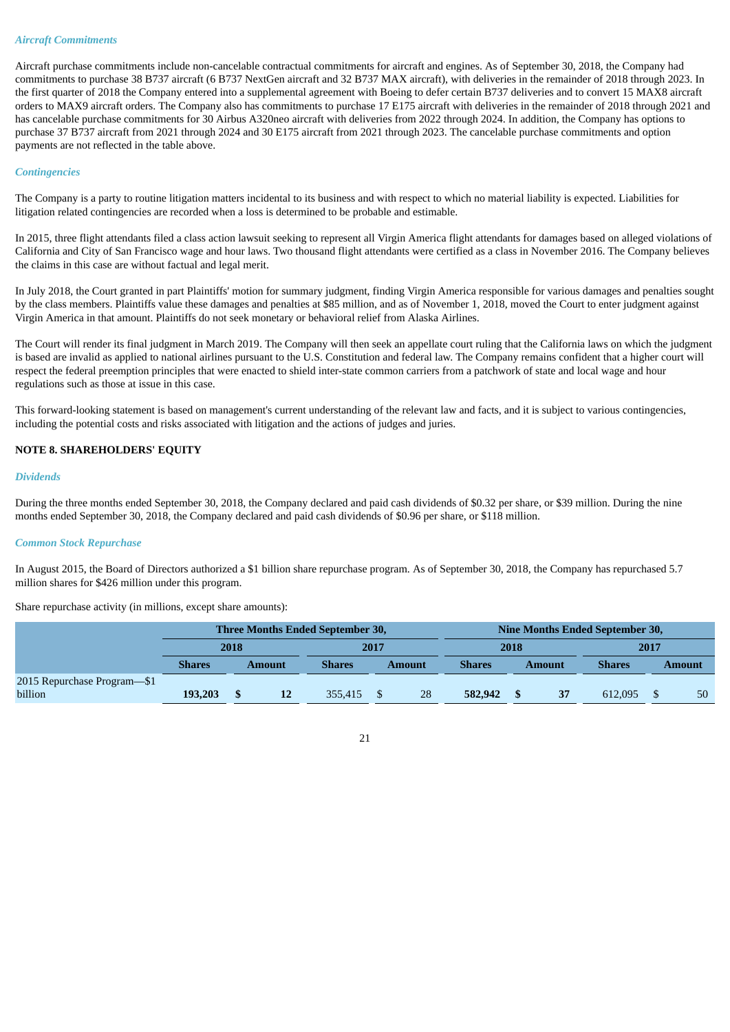### *Aircraft Commitments*

Aircraft purchase commitments include non-cancelable contractual commitments for aircraft and engines. As of September 30, 2018, the Company had commitments to purchase 38 B737 aircraft (6 B737 NextGen aircraft and 32 B737 MAX aircraft), with deliveries in the remainder of 2018 through 2023. In the first quarter of 2018 the Company entered into a supplemental agreement with Boeing to defer certain B737 deliveries and to convert 15 MAX8 aircraft orders to MAX9 aircraft orders. The Company also has commitments to purchase 17 E175 aircraft with deliveries in the remainder of 2018 through 2021 and has cancelable purchase commitments for 30 Airbus A320neo aircraft with deliveries from 2022 through 2024. In addition, the Company has options to purchase 37 B737 aircraft from 2021 through 2024 and 30 E175 aircraft from 2021 through 2023. The cancelable purchase commitments and option payments are not reflected in the table above.

### *Contingencies*

The Company is a party to routine litigation matters incidental to its business and with respect to which no material liability is expected. Liabilities for litigation related contingencies are recorded when a loss is determined to be probable and estimable.

In 2015, three flight attendants filed a class action lawsuit seeking to represent all Virgin America flight attendants for damages based on alleged violations of California and City of San Francisco wage and hour laws. Two thousand flight attendants were certified as a class in November 2016. The Company believes the claims in this case are without factual and legal merit.

In July 2018, the Court granted in part Plaintiffs' motion for summary judgment, finding Virgin America responsible for various damages and penalties sought by the class members. Plaintiffs value these damages and penalties at $85 million, and as of November 1, 2018, moved the Court to enter judgment against Virgin America in that amount. Plaintiffs do not seek monetary or behavioral relief from Alaska Airlines.

The Court will render its final judgment in March 2019. The Company will then seek an appellate court ruling that the California laws on which the judgment is based are invalid as applied to national airlines pursuant to the U.S. Constitution and federal law. The Company remains confident that a higher court will respect the federal preemption principles that were enacted to shield inter-state common carriers from a patchwork of state and local wage and hour regulations such as those at issue in this case.

This forward-looking statement is based on management's current understanding of the relevant law and facts, and it is subject to various contingencies, including the potential costs and risks associated with litigation and the actions of judges and juries.

## NOTE 8. SHAREHOLDERS' EQUITY

### *Dividends*

During the three months ended September 30, 2018, the Company declared and paid cash dividends of $0.32 per share, or $39 million. During the nine months ended September 30, 2018, the Company declared and paid cash dividends of $0.96 per share, or $118 million.

### *Common Stock Repurchase*

In August 2015, the Board of Directors authorized a $1 billion share repurchase program. As of September 30, 2018, the Company has repurchased 5.7 million shares for $426 million under this program.

Share repurchase activity (in millions, except share amounts):

| | Three Months Ended September 30, | | | | Nine Months Ended September 30, | | | |
|---|---|---|---|---|---|---|---|---|
| | 2018 | | 2017 | | 2018 | | 2017 | |
| | Shares | Amount | Shares | Amount | Shares | Amount | Shares | Amount |
| 2015 Repurchase Program—$1 billion | **193,203** | **$ 12** | 355,415 | $ 28 | **582,942** | **$ 37** | 612,095 | $ 50 |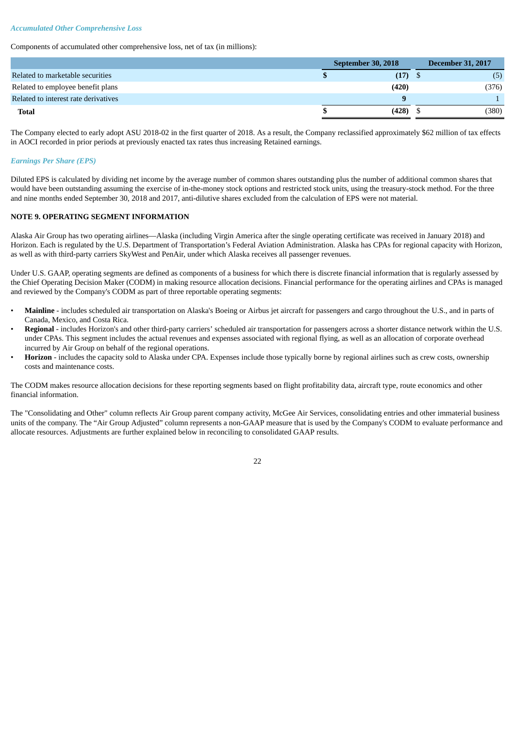### *Accumulated Other Comprehensive Loss*

Components of accumulated other comprehensive loss, net of tax (in millions):

| | September 30, 2018 | December 31, 2017 |
|---|---|---|
| Related to marketable securities | **$ (17)** | $ (5) |
| Related to employee benefit plans | **(420)** | (376) |
| Related to interest rate derivatives | **9** | 1 |
| **Total** | **$ (428)** | $ (380) |

The Company elected to early adopt ASU 2018-02 in the first quarter of 2018. As a result, the Company reclassified approximately $62 million of tax effects in AOCI recorded in prior periods at previously enacted tax rates thus increasing Retained earnings.

### *Earnings Per Share (EPS)*

Diluted EPS is calculated by dividing net income by the average number of common shares outstanding plus the number of additional common shares that would have been outstanding assuming the exercise of in-the-money stock options and restricted stock units, using the treasury-stock method. For the three and nine months ended September 30, 2018 and 2017, anti-dilutive shares excluded from the calculation of EPS were not material.

## NOTE 9. OPERATING SEGMENT INFORMATION

Alaska Air Group has two operating airlines—Alaska (including Virgin America after the single operating certificate was received in January 2018) and Horizon. Each is regulated by the U.S. Department of Transportation's Federal Aviation Administration. Alaska has CPAs for regional capacity with Horizon, as well as with third-party carriers SkyWest and PenAir, under which Alaska receives all passenger revenues.

Under U.S. GAAP, operating segments are defined as components of a business for which there is discrete financial information that is regularly assessed by the Chief Operating Decision Maker (CODM) in making resource allocation decisions. Financial performance for the operating airlines and CPAs is managed and reviewed by the Company's CODM as part of three reportable operating segments:

- **Mainline** - includes scheduled air transportation on Alaska's Boeing or Airbus jet aircraft for passengers and cargo throughout the U.S., and in parts of Canada, Mexico, and Costa Rica.
- **Regional** - includes Horizon's and other third-party carriers' scheduled air transportation for passengers across a shorter distance network within the U.S. under CPAs. This segment includes the actual revenues and expenses associated with regional flying, as well as an allocation of corporate overhead incurred by Air Group on behalf of the regional operations.
- **Horizon** - includes the capacity sold to Alaska under CPA. Expenses include those typically borne by regional airlines such as crew costs, ownership costs and maintenance costs.

The CODM makes resource allocation decisions for these reporting segments based on flight profitability data, aircraft type, route economics and other financial information.

The "Consolidating and Other" column reflects Air Group parent company activity, McGee Air Services, consolidating entries and other immaterial business units of the company. The "Air Group Adjusted" column represents a non-GAAP measure that is used by the Company's CODM to evaluate performance and allocate resources. Adjustments are further explained below in reconciling to consolidated GAAP results.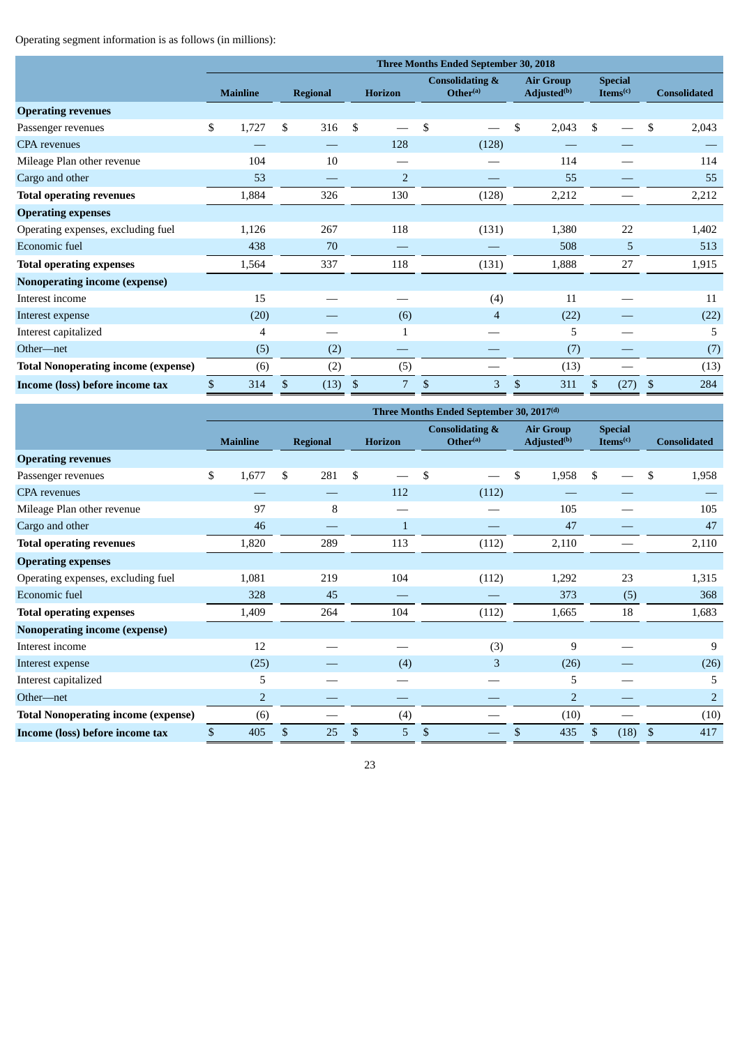Operating segment information is as follows (in millions):

| | Three Months Ended September 30, 2018 | | | | | | |
|---|---|---|---|---|---|---|---|
| | Mainline | Regional | Horizon | Consolidating & Other[(a)] | Air Group Adjusted[(b)] | Special Items[(c)] | Consolidated |
| **Operating revenues** | | | | | | | |
| Passenger revenues | $ 1,727 | $ 316 | $ — | $ — | $ 2,043 | $ — | $ 2,043 |
| CPA revenues | — | — | 128 | (128) | — | — | — |
| Mileage Plan other revenue | 104 | 10 | — | — | 114 | — | 114 |
| Cargo and other | 53 | — | 2 | — | 55 | — | 55 |
| **Total operating revenues** | 1,884 | 326 | 130 | (128) | 2,212 | — | 2,212 |
| **Operating expenses** | | | | | | | |
| Operating expenses, excluding fuel | 1,126 | 267 | 118 | (131) | 1,380 | 22 | 1,402 |
| Economic fuel | 438 | 70 | — | — | 508 | 5 | 513 |
| **Total operating expenses** | 1,564 | 337 | 118 | (131) | 1,888 | 27 | 1,915 |
| **Nonoperating income (expense)** | | | | | | | |
| Interest income | 15 | — | — | (4) | 11 | — | 11 |
| Interest expense | (20) | — | (6) | 4 | (22) | — | (22) |
| Interest capitalized | 4 | — | 1 | — | 5 | — | 5 |
| Other—net | (5) | (2) | — | — | (7) | — | (7) |
| **Total Nonoperating income (expense)** | (6) | (2) | (5) | — | (13) | — | (13) |
| **Income (loss) before income tax** | $ 314 | $ (13) | $ 7 | $ 3 | $ 311 | $ (27) | $ 284 |

| | Three Months Ended September 30, 2017[(d)] | | | | | | |
|---|---|---|---|---|---|---|---|
| | Mainline | Regional | Horizon | Consolidating & Other[(a)] | Air Group Adjusted[(b)] | Special Items[(c)] | Consolidated |
| **Operating revenues** | | | | | | | |
| Passenger revenues | $ 1,677 | $ 281 | $ — | $ — | $ 1,958 | $ — | $ 1,958 |
| CPA revenues | — | — | 112 | (112) | — | — | — |
| Mileage Plan other revenue | 97 | 8 | — | — | 105 | — | 105 |
| Cargo and other | 46 | — | 1 | — | 47 | — | 47 |
| **Total operating revenues** | 1,820 | 289 | 113 | (112) | 2,110 | — | 2,110 |
| **Operating expenses** | | | | | | | |
| Operating expenses, excluding fuel | 1,081 | 219 | 104 | (112) | 1,292 | 23 | 1,315 |
| Economic fuel | 328 | 45 | — | — | 373 | (5) | 368 |
| **Total operating expenses** | 1,409 | 264 | 104 | (112) | 1,665 | 18 | 1,683 |
| **Nonoperating income (expense)** | | | | | | | |
| Interest income | 12 | — | — | (3) | 9 | — | 9 |
| Interest expense | (25) | — | (4) | 3 | (26) | — | (26) |
| Interest capitalized | 5 | — | — | — | 5 | — | 5 |
| Other—net | 2 | — | — | — | 2 | — | 2 |
| **Total Nonoperating income (expense)** | (6) | — | (4) | — | (10) | — | (10) |
| **Income (loss) before income tax** | $ 405 | $ 25 | $ 5 | $ — | $ 435 | $ (18) | $ 417 |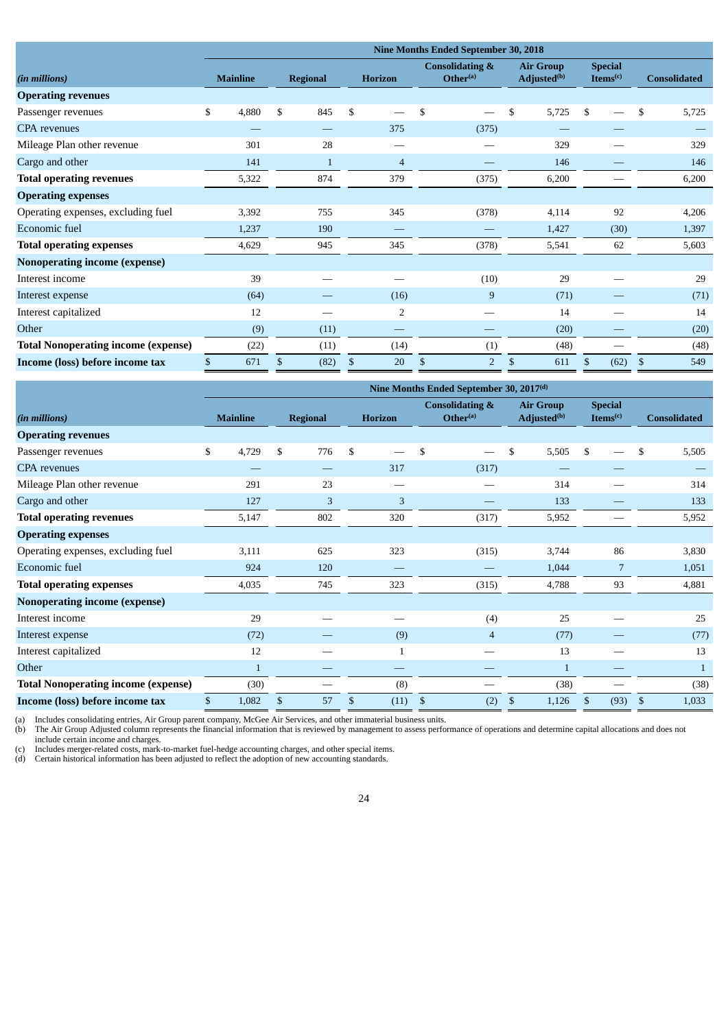| (in millions) | Nine Months Ended September 30, 2018 | | | | | | |
|---|---|---|---|---|---|---|---|
| | Mainline | Regional | Horizon | Consolidating & Other[(a)] | Air Group Adjusted[(b)] | Special Items[(c)] | Consolidated |
| **Operating revenues** | | | | | | | |
| Passenger revenues | $ 4,880 | $ 845 | $ — | $ — | $ 5,725 | $ — | $ 5,725 |
| CPA revenues | — | — | 375 | (375) | — | — | — |
| Mileage Plan other revenue | 301 | 28 | — | — | 329 | — | 329 |
| Cargo and other | 141 | 1 | 4 | — | 146 | — | 146 |
| **Total operating revenues** | 5,322 | 874 | 379 | (375) | 6,200 | — | 6,200 |
| **Operating expenses** | | | | | | | |
| Operating expenses, excluding fuel | 3,392 | 755 | 345 | (378) | 4,114 | 92 | 4,206 |
| Economic fuel | 1,237 | 190 | — | — | 1,427 | (30) | 1,397 |
| **Total operating expenses** | 4,629 | 945 | 345 | (378) | 5,541 | 62 | 5,603 |
| **Nonoperating income (expense)** | | | | | | | |
| Interest income | 39 | — | — | (10) | 29 | — | 29 |
| Interest expense | (64) | — | (16) | 9 | (71) | — | (71) |
| Interest capitalized | 12 | — | 2 | — | 14 | — | 14 |
| Other | (9) | (11) | — | — | (20) | — | (20) |
| **Total Nonoperating income (expense)** | (22) | (11) | (14) | (1) | (48) | — | (48) |
| **Income (loss) before income tax** | $ 671 | $ (82) | $ 20 | $ 2 | $ 611 | $ (62) | $ 549 |

| (in millions) | Nine Months Ended September 30, 2017[(d)] | | | | | | |
|---|---|---|---|---|---|---|---|
| | Mainline | Regional | Horizon | Consolidating & Other[(a)] | Air Group Adjusted[(b)] | Special Items[(c)] | Consolidated |
| **Operating revenues** | | | | | | | |
| Passenger revenues | $ 4,729 | $ 776 | $ — | $ — | $ 5,505 | $ — | $ 5,505 |
| CPA revenues | — | — | 317 | (317) | — | — | — |
| Mileage Plan other revenue | 291 | 23 | — | — | 314 | — | 314 |
| Cargo and other | 127 | 3 | 3 | — | 133 | — | 133 |
| **Total operating revenues** | 5,147 | 802 | 320 | (317) | 5,952 | — | 5,952 |
| **Operating expenses** | | | | | | | |
| Operating expenses, excluding fuel | 3,111 | 625 | 323 | (315) | 3,744 | 86 | 3,830 |
| Economic fuel | 924 | 120 | — | — | 1,044 | 7 | 1,051 |
| **Total operating expenses** | 4,035 | 745 | 323 | (315) | 4,788 | 93 | 4,881 |
| **Nonoperating income (expense)** | | | | | | | |
| Interest income | 29 | — | — | (4) | 25 | — | 25 |
| Interest expense | (72) | — | (9) | 4 | (77) | — | (77) |
| Interest capitalized | 12 | — | 1 | — | 13 | — | 13 |
| Other | 1 | — | — | — | 1 | — | 1 |
| **Total Nonoperating income (expense)** | (30) | — | (8) | — | (38) | — | (38) |
| **Income (loss) before income tax** | $ 1,082 | $ 57 | $ (11) | $ (2) | $ 1,126 | $ (93) | $ 1,033 |

(a) Includes consolidating entries, Air Group parent company, McGee Air Services, and other immaterial business units.
(b) The Air Group Adjusted column represents the financial information that is reviewed by management to assess performance of operations and determine capital allocations and does not include certain income and charges.
(c) Includes merger-related costs, mark-to-market fuel-hedge accounting charges, and other special items.
(d) Certain historical information has been adjusted to reflect the adoption of new accounting standards.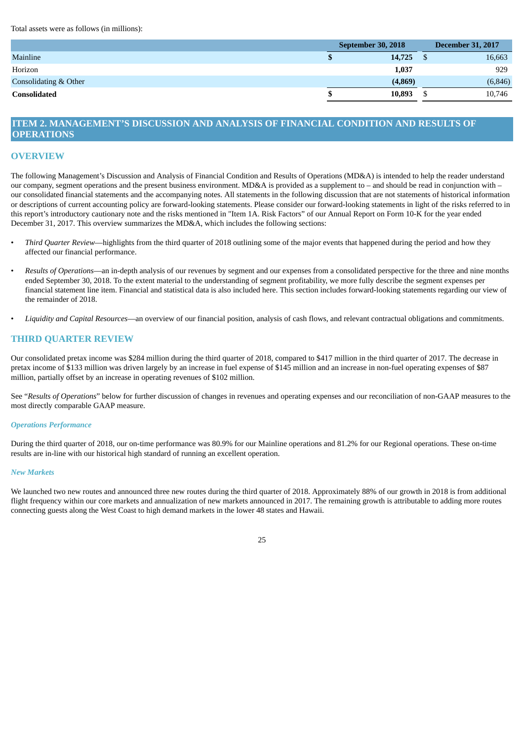Total assets were as follows (in millions):

| | September 30, 2018 | December 31, 2017 |
|---|---|---|
| Mainline | **$ 14,725** | $ 16,663 |
| Horizon | **1,037** | 929 |
| Consolidating & Other | **(4,869)** | (6,846) |
| **Consolidated** | **$ 10,893** | $ 10,746 |

## ITEM 2. MANAGEMENT'S DISCUSSION AND ANALYSIS OF FINANCIAL CONDITION AND RESULTS OF OPERATIONS

### OVERVIEW

The following Management's Discussion and Analysis of Financial Condition and Results of Operations (MD&A) is intended to help the reader understand our company, segment operations and the present business environment. MD&A is provided as a supplement to – and should be read in conjunction with – our consolidated financial statements and the accompanying notes. All statements in the following discussion that are not statements of historical information or descriptions of current accounting policy are forward-looking statements. Please consider our forward-looking statements in light of the risks referred to in this report's introductory cautionary note and the risks mentioned in "Item 1A. Risk Factors" of our Annual Report on Form 10-K for the year ended December 31, 2017. This overview summarizes the MD&A, which includes the following sections:

- *Third Quarter Review*—highlights from the third quarter of 2018 outlining some of the major events that happened during the period and how they affected our financial performance.
- *Results of Operations*—an in-depth analysis of our revenues by segment and our expenses from a consolidated perspective for the three and nine months ended September 30, 2018. To the extent material to the understanding of segment profitability, we more fully describe the segment expenses per financial statement line item. Financial and statistical data is also included here. This section includes forward-looking statements regarding our view of the remainder of 2018.
- *Liquidity and Capital Resources*—an overview of our financial position, analysis of cash flows, and relevant contractual obligations and commitments.

### THIRD QUARTER REVIEW

Our consolidated pretax income was $284 million during the third quarter of 2018, compared to $417 million in the third quarter of 2017. The decrease in pretax income of $133 million was driven largely by an increase in fuel expense of $145 million and an increase in non-fuel operating expenses of $87 million, partially offset by an increase in operating revenues of $102 million.

See "*Results of Operations*" below for further discussion of changes in revenues and operating expenses and our reconciliation of non-GAAP measures to the most directly comparable GAAP measure.

#### *Operations Performance*

During the third quarter of 2018, our on-time performance was 80.9% for our Mainline operations and 81.2% for our Regional operations. These on-time results are in-line with our historical high standard of running an excellent operation.

#### *New Markets*

We launched two new routes and announced three new routes during the third quarter of 2018. Approximately 88% of our growth in 2018 is from additional flight frequency within our core markets and annualization of new markets announced in 2017. The remaining growth is attributable to adding more routes connecting guests along the West Coast to high demand markets in the lower 48 states and Hawaii.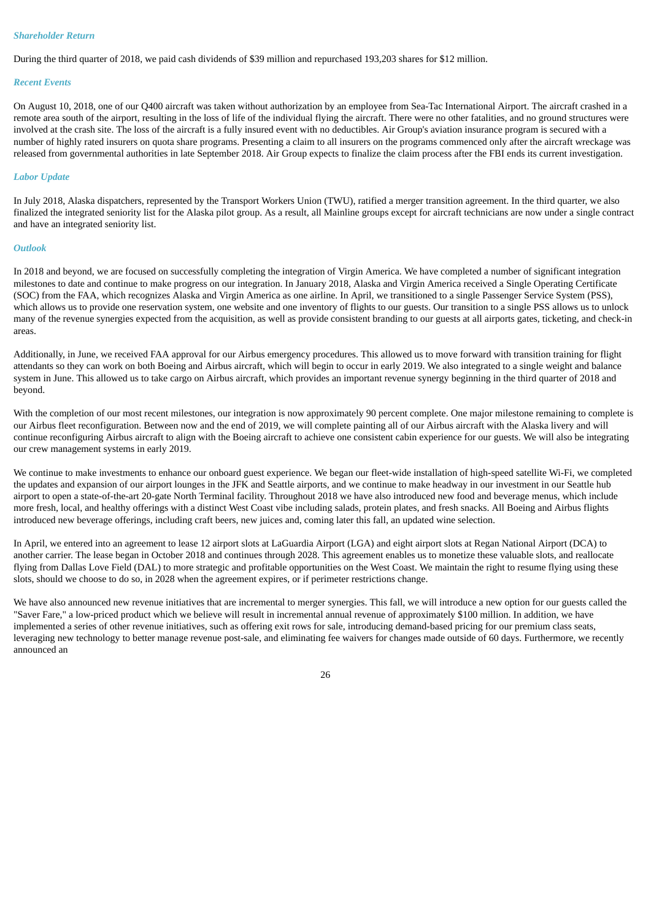*Shareholder Return*

During the third quarter of 2018, we paid cash dividends of $39 million and repurchased 193,203 shares for $12 million.

*Recent Events*

On August 10, 2018, one of our Q400 aircraft was taken without authorization by an employee from Sea-Tac International Airport. The aircraft crashed in a remote area south of the airport, resulting in the loss of life of the individual flying the aircraft. There were no other fatalities, and no ground structures were involved at the crash site. The loss of the aircraft is a fully insured event with no deductibles. Air Group's aviation insurance program is secured with a number of highly rated insurers on quota share programs. Presenting a claim to all insurers on the programs commenced only after the aircraft wreckage was released from governmental authorities in late September 2018. Air Group expects to finalize the claim process after the FBI ends its current investigation.

*Labor Update*

In July 2018, Alaska dispatchers, represented by the Transport Workers Union (TWU), ratified a merger transition agreement. In the third quarter, we also finalized the integrated seniority list for the Alaska pilot group. As a result, all Mainline groups except for aircraft technicians are now under a single contract and have an integrated seniority list.

*Outlook*

In 2018 and beyond, we are focused on successfully completing the integration of Virgin America. We have completed a number of significant integration milestones to date and continue to make progress on our integration. In January 2018, Alaska and Virgin America received a Single Operating Certificate (SOC) from the FAA, which recognizes Alaska and Virgin America as one airline. In April, we transitioned to a single Passenger Service System (PSS), which allows us to provide one reservation system, one website and one inventory of flights to our guests. Our transition to a single PSS allows us to unlock many of the revenue synergies expected from the acquisition, as well as provide consistent branding to our guests at all airports gates, ticketing, and check-in areas.

Additionally, in June, we received FAA approval for our Airbus emergency procedures. This allowed us to move forward with transition training for flight attendants so they can work on both Boeing and Airbus aircraft, which will begin to occur in early 2019. We also integrated to a single weight and balance system in June. This allowed us to take cargo on Airbus aircraft, which provides an important revenue synergy beginning in the third quarter of 2018 and beyond.

With the completion of our most recent milestones, our integration is now approximately 90 percent complete. One major milestone remaining to complete is our Airbus fleet reconfiguration. Between now and the end of 2019, we will complete painting all of our Airbus aircraft with the Alaska livery and will continue reconfiguring Airbus aircraft to align with the Boeing aircraft to achieve one consistent cabin experience for our guests. We will also be integrating our crew management systems in early 2019.

We continue to make investments to enhance our onboard guest experience. We began our fleet-wide installation of high-speed satellite Wi-Fi, we completed the updates and expansion of our airport lounges in the JFK and Seattle airports, and we continue to make headway in our investment in our Seattle hub airport to open a state-of-the-art 20-gate North Terminal facility. Throughout 2018 we have also introduced new food and beverage menus, which include more fresh, local, and healthy offerings with a distinct West Coast vibe including salads, protein plates, and fresh snacks. All Boeing and Airbus flights introduced new beverage offerings, including craft beers, new juices and, coming later this fall, an updated wine selection.

In April, we entered into an agreement to lease 12 airport slots at LaGuardia Airport (LGA) and eight airport slots at Regan National Airport (DCA) to another carrier. The lease began in October 2018 and continues through 2028. This agreement enables us to monetize these valuable slots, and reallocate flying from Dallas Love Field (DAL) to more strategic and profitable opportunities on the West Coast. We maintain the right to resume flying using these slots, should we choose to do so, in 2028 when the agreement expires, or if perimeter restrictions change.

We have also announced new revenue initiatives that are incremental to merger synergies. This fall, we will introduce a new option for our guests called the "Saver Fare," a low-priced product which we believe will result in incremental annual revenue of approximately $100 million. In addition, we have implemented a series of other revenue initiatives, such as offering exit rows for sale, introducing demand-based pricing for our premium class seats, leveraging new technology to better manage revenue post-sale, and eliminating fee waivers for changes made outside of 60 days. Furthermore, we recently announced an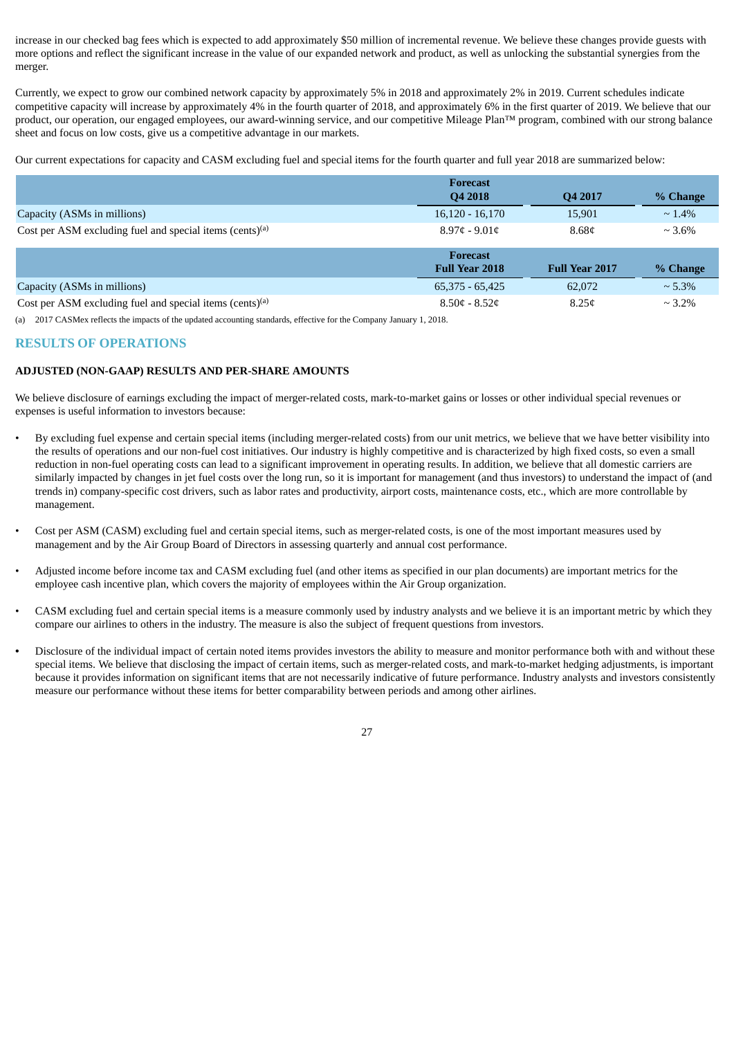increase in our checked bag fees which is expected to add approximately $50 million of incremental revenue. We believe these changes provide guests with more options and reflect the significant increase in the value of our expanded network and product, as well as unlocking the substantial synergies from the merger.

Currently, we expect to grow our combined network capacity by approximately 5% in 2018 and approximately 2% in 2019. Current schedules indicate competitive capacity will increase by approximately 4% in the fourth quarter of 2018, and approximately 6% in the first quarter of 2019. We believe that our product, our operation, our engaged employees, our award-winning service, and our competitive Mileage Plan™ program, combined with our strong balance sheet and focus on low costs, give us a competitive advantage in our markets.

Our current expectations for capacity and CASM excluding fuel and special items for the fourth quarter and full year 2018 are summarized below:

| | Forecast Q4 2018 | Q4 2017 | % Change |
|---|---|---|---|
| Capacity (ASMs in millions) | 16,120 - 16,170 | 15,901 | ~ 1.4% |
| Cost per ASM excluding fuel and special items (cents)[(a)] | 8.97¢ - 9.01¢ | 8.68¢ | ~ 3.6% |

| | Forecast Full Year 2018 | Full Year 2017 | % Change |
|---|---|---|---|
| Capacity (ASMs in millions) | 65,375 - 65,425 | 62,072 | ~ 5.3% |
| Cost per ASM excluding fuel and special items (cents)[(a)] | 8.50¢ - 8.52¢ | 8.25¢ | ~ 3.2% |

(a) 2017 CASMex reflects the impacts of the updated accounting standards, effective for the Company January 1, 2018.

## RESULTS OF OPERATIONS

### ADJUSTED (NON-GAAP) RESULTS AND PER-SHARE AMOUNTS

We believe disclosure of earnings excluding the impact of merger-related costs, mark-to-market gains or losses or other individual special revenues or expenses is useful information to investors because:

- By excluding fuel expense and certain special items (including merger-related costs) from our unit metrics, we believe that we have better visibility into the results of operations and our non-fuel cost initiatives. Our industry is highly competitive and is characterized by high fixed costs, so even a small reduction in non-fuel operating costs can lead to a significant improvement in operating results. In addition, we believe that all domestic carriers are similarly impacted by changes in jet fuel costs over the long run, so it is important for management (and thus investors) to understand the impact of (and trends in) company-specific cost drivers, such as labor rates and productivity, airport costs, maintenance costs, etc., which are more controllable by management.

- Cost per ASM (CASM) excluding fuel and certain special items, such as merger-related costs, is one of the most important measures used by management and by the Air Group Board of Directors in assessing quarterly and annual cost performance.

- Adjusted income before income tax and CASM excluding fuel (and other items as specified in our plan documents) are important metrics for the employee cash incentive plan, which covers the majority of employees within the Air Group organization.

- CASM excluding fuel and certain special items is a measure commonly used by industry analysts and we believe it is an important metric by which they compare our airlines to others in the industry. The measure is also the subject of frequent questions from investors.

- Disclosure of the individual impact of certain noted items provides investors the ability to measure and monitor performance both with and without these special items. We believe that disclosing the impact of certain items, such as merger-related costs, and mark-to-market hedging adjustments, is important because it provides information on significant items that are not necessarily indicative of future performance. Industry analysts and investors consistently measure our performance without these items for better comparability between periods and among other airlines.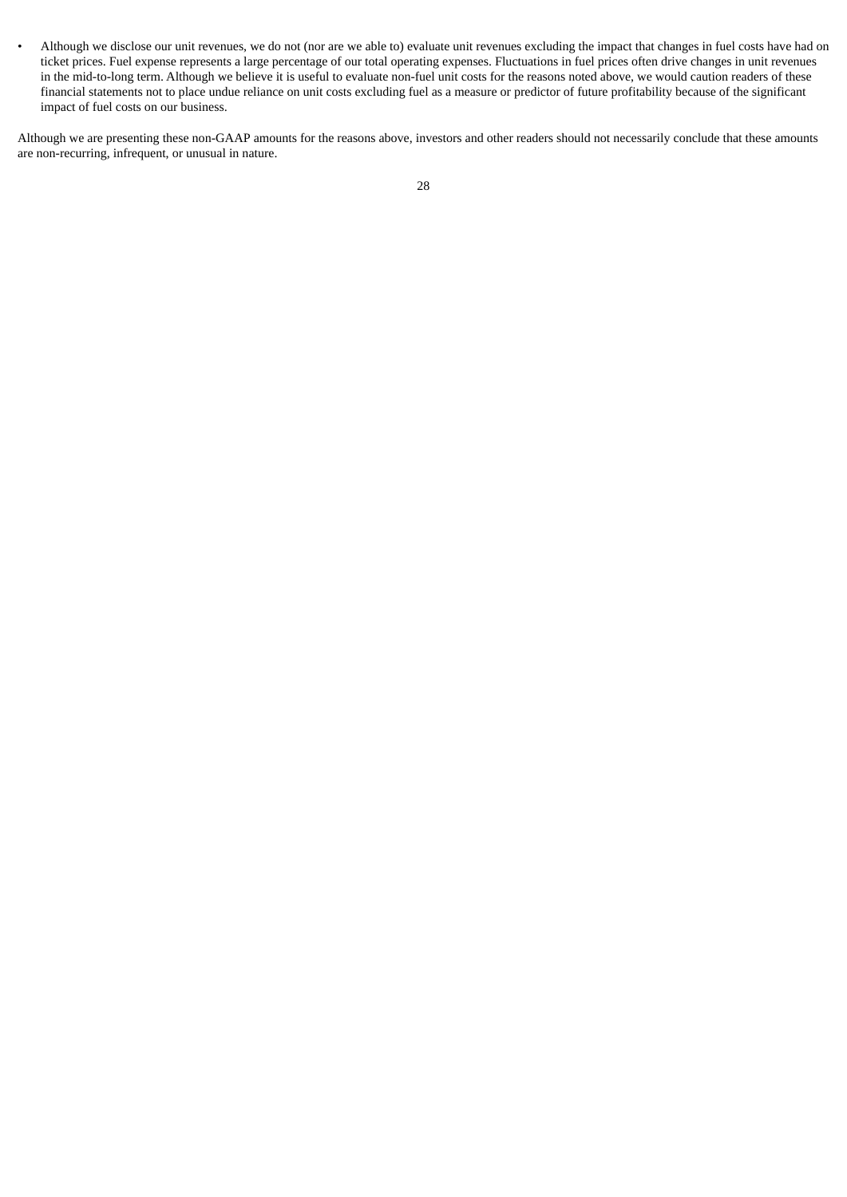- Although we disclose our unit revenues, we do not (nor are we able to) evaluate unit revenues excluding the impact that changes in fuel costs have had on ticket prices. Fuel expense represents a large percentage of our total operating expenses. Fluctuations in fuel prices often drive changes in unit revenues in the mid-to-long term. Although we believe it is useful to evaluate non-fuel unit costs for the reasons noted above, we would caution readers of these financial statements not to place undue reliance on unit costs excluding fuel as a measure or predictor of future profitability because of the significant impact of fuel costs on our business.

Although we are presenting these non-GAAP amounts for the reasons above, investors and other readers should not necessarily conclude that these amounts are non-recurring, infrequent, or unusual in nature.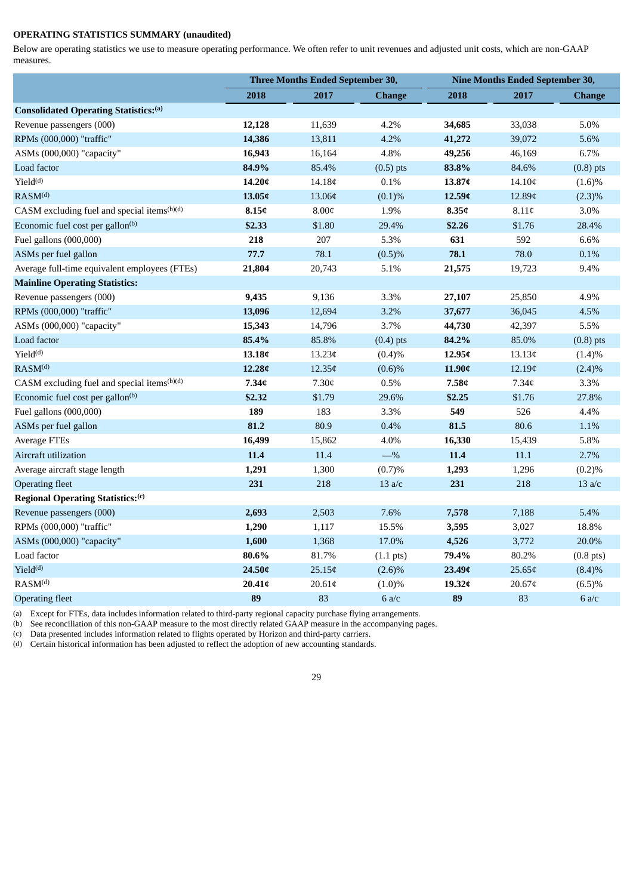**OPERATING STATISTICS SUMMARY (unaudited)**

Below are operating statistics we use to measure operating performance. We often refer to unit revenues and adjusted unit costs, which are non-GAAP measures.

| | Three Months Ended September 30, | | | Nine Months Ended September 30, | | |
|---|---|---|---|---|---|---|
| | **2018** | **2017** | **Change** | **2018** | **2017** | **Change** |
| **Consolidated Operating Statistics:[(a)]** | | | | | | |
| Revenue passengers (000) | **12,128** | 11,639 | 4.2% | **34,685** | 33,038 | 5.0% |
| RPMs (000,000) "traffic" | **14,386** | 13,811 | 4.2% | **41,272** | 39,072 | 5.6% |
| ASMs (000,000) "capacity" | **16,943** | 16,164 | 4.8% | **49,256** | 46,169 | 6.7% |
| Load factor | **84.9%** | 85.4% | (0.5) pts | **83.8%** | 84.6% | (0.8) pts |
| Yield[(d)] | **14.20¢** | 14.18¢ | 0.1% | **13.87¢** | 14.10¢ | (1.6)% |
| RASM[(d)] | **13.05¢** | 13.06¢ | (0.1)% | **12.59¢** | 12.89¢ | (2.3)% |
| CASM excluding fuel and special items[(b)(d)] | **8.15¢** | 8.00¢ | 1.9% | **8.35¢** | 8.11¢ | 3.0% |
| Economic fuel cost per gallon[(b)] | **$2.33** | $1.80 | 29.4% | **$2.26** | $1.76 | 28.4% |
| Fuel gallons (000,000) | **218** | 207 | 5.3% | **631** | 592 | 6.6% |
| ASMs per fuel gallon | **77.7** | 78.1 | (0.5)% | **78.1** | 78.0 | 0.1% |
| Average full-time equivalent employees (FTEs) | **21,804** | 20,743 | 5.1% | **21,575** | 19,723 | 9.4% |
| **Mainline Operating Statistics:** | | | | | | |
| Revenue passengers (000) | **9,435** | 9,136 | 3.3% | **27,107** | 25,850 | 4.9% |
| RPMs (000,000) "traffic" | **13,096** | 12,694 | 3.2% | **37,677** | 36,045 | 4.5% |
| ASMs (000,000) "capacity" | **15,343** | 14,796 | 3.7% | **44,730** | 42,397 | 5.5% |
| Load factor | **85.4%** | 85.8% | (0.4) pts | **84.2%** | 85.0% | (0.8) pts |
| Yield[(d)] | **13.18¢** | 13.23¢ | (0.4)% | **12.95¢** | 13.13¢ | (1.4)% |
| RASM[(d)] | **12.28¢** | 12.35¢ | (0.6)% | **11.90¢** | 12.19¢ | (2.4)% |
| CASM excluding fuel and special items[(b)(d)] | **7.34¢** | 7.30¢ | 0.5% | **7.58¢** | 7.34¢ | 3.3% |
| Economic fuel cost per gallon[(b)] | **$2.32** | $1.79 | 29.6% | **$2.25** | $1.76 | 27.8% |
| Fuel gallons (000,000) | **189** | 183 | 3.3% | **549** | 526 | 4.4% |
| ASMs per fuel gallon | **81.2** | 80.9 | 0.4% | **81.5** | 80.6 | 1.1% |
| Average FTEs | **16,499** | 15,862 | 4.0% | **16,330** | 15,439 | 5.8% |
| Aircraft utilization | **11.4** | 11.4 | —% | **11.4** | 11.1 | 2.7% |
| Average aircraft stage length | **1,291** | 1,300 | (0.7)% | **1,293** | 1,296 | (0.2)% |
| Operating fleet | **231** | 218 | 13 a/c | **231** | 218 | 13 a/c |
| **Regional Operating Statistics:[(c)]** | | | | | | |
| Revenue passengers (000) | **2,693** | 2,503 | 7.6% | **7,578** | 7,188 | 5.4% |
| RPMs (000,000) "traffic" | **1,290** | 1,117 | 15.5% | **3,595** | 3,027 | 18.8% |
| ASMs (000,000) "capacity" | **1,600** | 1,368 | 17.0% | **4,526** | 3,772 | 20.0% |
| Load factor | **80.6%** | 81.7% | (1.1 pts) | **79.4%** | 80.2% | (0.8 pts) |
| Yield[(d)] | **24.50¢** | 25.15¢ | (2.6)% | **23.49¢** | 25.65¢ | (8.4)% |
| RASM[(d)] | **20.41¢** | 20.61¢ | (1.0)% | **19.32¢** | 20.67¢ | (6.5)% |
| Operating fleet | **89** | 83 | 6 a/c | **89** | 83 | 6 a/c |

(a) Except for FTEs, data includes information related to third-party regional capacity purchase flying arrangements.
(b) See reconciliation of this non-GAAP measure to the most directly related GAAP measure in the accompanying pages.
(c) Data presented includes information related to flights operated by Horizon and third-party carriers.
(d) Certain historical information has been adjusted to reflect the adoption of new accounting standards.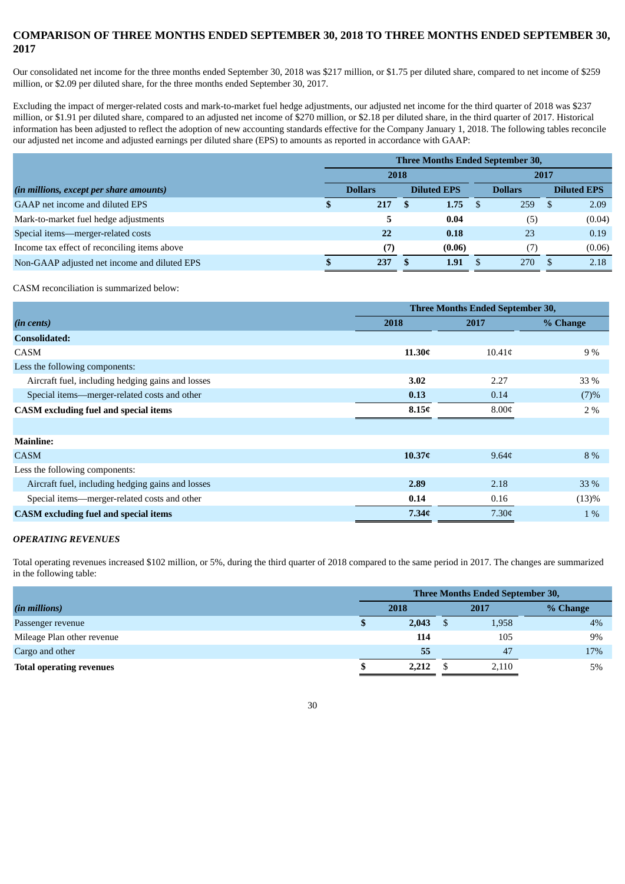## COMPARISON OF THREE MONTHS ENDED SEPTEMBER 30, 2018 TO THREE MONTHS ENDED SEPTEMBER 30, 2017

Our consolidated net income for the three months ended September 30, 2018 was $217 million, or $1.75 per diluted share, compared to net income of $259 million, or $2.09 per diluted share, for the three months ended September 30, 2017.

Excluding the impact of merger-related costs and mark-to-market fuel hedge adjustments, our adjusted net income for the third quarter of 2018 was $237 million, or $1.91 per diluted share, compared to an adjusted net income of $270 million, or $2.18 per diluted share, in the third quarter of 2017. Historical information has been adjusted to reflect the adoption of new accounting standards effective for the Company January 1, 2018. The following tables reconcile our adjusted net income and adjusted earnings per diluted share (EPS) to amounts as reported in accordance with GAAP:

| | Three Months Ended September 30, | | | |
|---|---|---|---|---|
| | 2018 | | 2017 | |
| *(in millions, except per share amounts)* | Dollars | Diluted EPS | Dollars | Diluted EPS |
| GAAP net income and diluted EPS | **$ 217** | **$ 1.75** | $ 259 | $ 2.09 |
| Mark-to-market fuel hedge adjustments | **5** | **0.04** | (5) | (0.04) |
| Special items—merger-related costs | **22** | **0.18** | 23 | 0.19 |
| Income tax effect of reconciling items above | **(7)** | **(0.06)** | (7) | (0.06) |
| Non-GAAP adjusted net income and diluted EPS | **$ 237** | **$ 1.91** | $ 270 | $ 2.18 |

CASM reconciliation is summarized below:

| | Three Months Ended September 30, | | |
|---|---|---|---|
| *(in cents)* | 2018 | 2017 | % Change |
| **Consolidated:** | | | |
| CASM | **11.30¢** | 10.41¢ | 9 % |
| Less the following components: | | | |
| Aircraft fuel, including hedging gains and losses | **3.02** | 2.27 | 33 % |
| Special items—merger-related costs and other | **0.13** | 0.14 | (7)% |
| **CASM excluding fuel and special items** | **8.15¢** | 8.00¢ | 2 % |
| | | | |
| **Mainline:** | | | |
| CASM | **10.37¢** | 9.64¢ | 8 % |
| Less the following components: | | | |
| Aircraft fuel, including hedging gains and losses | **2.89** | 2.18 | 33 % |
| Special items—merger-related costs and other | **0.14** | 0.16 | (13)% |
| **CASM excluding fuel and special items** | **7.34¢** | 7.30¢ | 1 % |

### *OPERATING REVENUES*

Total operating revenues increased $102 million, or 5%, during the third quarter of 2018 compared to the same period in 2017. The changes are summarized in the following table:

| | Three Months Ended September 30, | | |
|---|---|---|---|
| *(in millions)* | 2018 | 2017 | % Change |
| Passenger revenue | **$ 2,043** | $ 1,958 | 4% |
| Mileage Plan other revenue | **114** | 105 | 9% |
| Cargo and other | **55** | 47 | 17% |
| **Total operating revenues** | **$ 2,212** | $ 2,110 | 5% |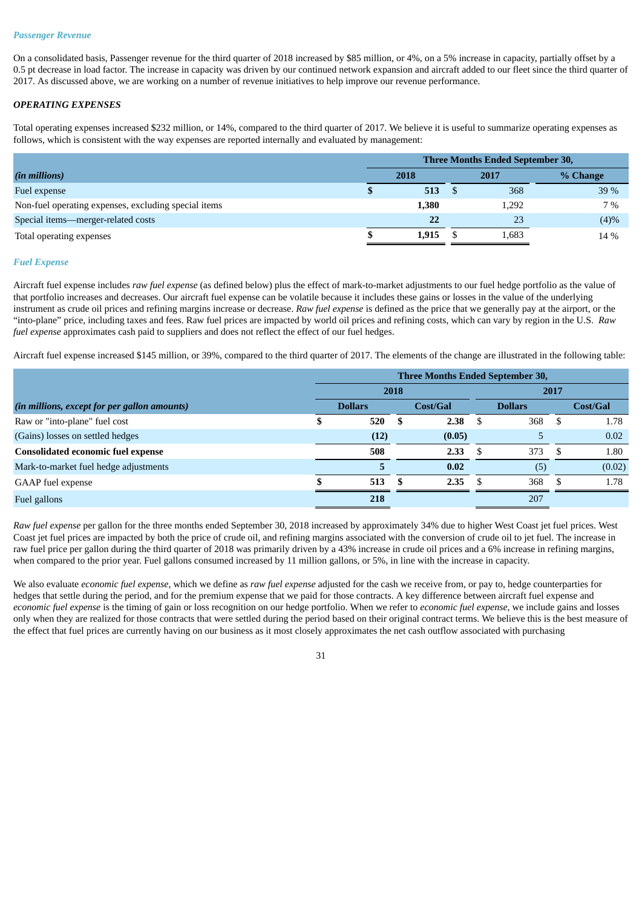### *Passenger Revenue*

On a consolidated basis, Passenger revenue for the third quarter of 2018 increased by $85 million, or 4%, on a 5% increase in capacity, partially offset by a 0.5 pt decrease in load factor. The increase in capacity was driven by our continued network expansion and aircraft added to our fleet since the third quarter of 2017. As discussed above, we are working on a number of revenue initiatives to help improve our revenue performance.

### *OPERATING EXPENSES*

Total operating expenses increased $232 million, or 14%, compared to the third quarter of 2017. We believe it is useful to summarize operating expenses as follows, which is consistent with the way expenses are reported internally and evaluated by management:

| | Three Months Ended September 30, | | |
|---|---|---|---|
| *(in millions)* | 2018 | 2017 | % Change |
| Fuel expense | $ 513 | $ 368 | 39 % |
| Non-fuel operating expenses, excluding special items | 1,380 | 1,292 | 7 % |
| Special items—merger-related costs | 22 | 23 | (4)% |
| Total operating expenses | $ 1,915 | $ 1,683 | 14 % |

### *Fuel Expense*

Aircraft fuel expense includes *raw fuel expense* (as defined below) plus the effect of mark-to-market adjustments to our fuel hedge portfolio as the value of that portfolio increases and decreases. Our aircraft fuel expense can be volatile because it includes these gains or losses in the value of the underlying instrument as crude oil prices and refining margins increase or decrease. *Raw fuel expense* is defined as the price that we generally pay at the airport, or the "into-plane" price, including taxes and fees. Raw fuel prices are impacted by world oil prices and refining costs, which can vary by region in the U.S. *Raw fuel expense* approximates cash paid to suppliers and does not reflect the effect of our fuel hedges.

Aircraft fuel expense increased $145 million, or 39%, compared to the third quarter of 2017. The elements of the change are illustrated in the following table:

| | Three Months Ended September 30, | | | |
|---|---|---|---|---|
| | 2018 | | 2017 | |
| *(in millions, except for per gallon amounts)* | Dollars | Cost/Gal | Dollars | Cost/Gal |
| Raw or "into-plane" fuel cost | $ 520 | $ 2.38 | $ 368 | $ 1.78 |
| (Gains) losses on settled hedges | (12) | (0.05) | 5 | 0.02 |
| **Consolidated economic fuel expense** | 508 | 2.33 | $ 373 | $ 1.80 |
| Mark-to-market fuel hedge adjustments | 5 | 0.02 | (5) | (0.02) |
| GAAP fuel expense | $ 513 | $ 2.35 | $ 368 | $ 1.78 |
| Fuel gallons | 218 | | 207 | |

*Raw fuel expense* per gallon for the three months ended September 30, 2018 increased by approximately 34% due to higher West Coast jet fuel prices. West Coast jet fuel prices are impacted by both the price of crude oil, and refining margins associated with the conversion of crude oil to jet fuel. The increase in raw fuel price per gallon during the third quarter of 2018 was primarily driven by a 43% increase in crude oil prices and a 6% increase in refining margins, when compared to the prior year. Fuel gallons consumed increased by 11 million gallons, or 5%, in line with the increase in capacity.

We also evaluate *economic fuel expense*, which we define as *raw fuel expense* adjusted for the cash we receive from, or pay to, hedge counterparties for hedges that settle during the period, and for the premium expense that we paid for those contracts. A key difference between aircraft fuel expense and *economic fuel expense* is the timing of gain or loss recognition on our hedge portfolio. When we refer to *economic fuel expense*, we include gains and losses only when they are realized for those contracts that were settled during the period based on their original contract terms. We believe this is the best measure of the effect that fuel prices are currently having on our business as it most closely approximates the net cash outflow associated with purchasing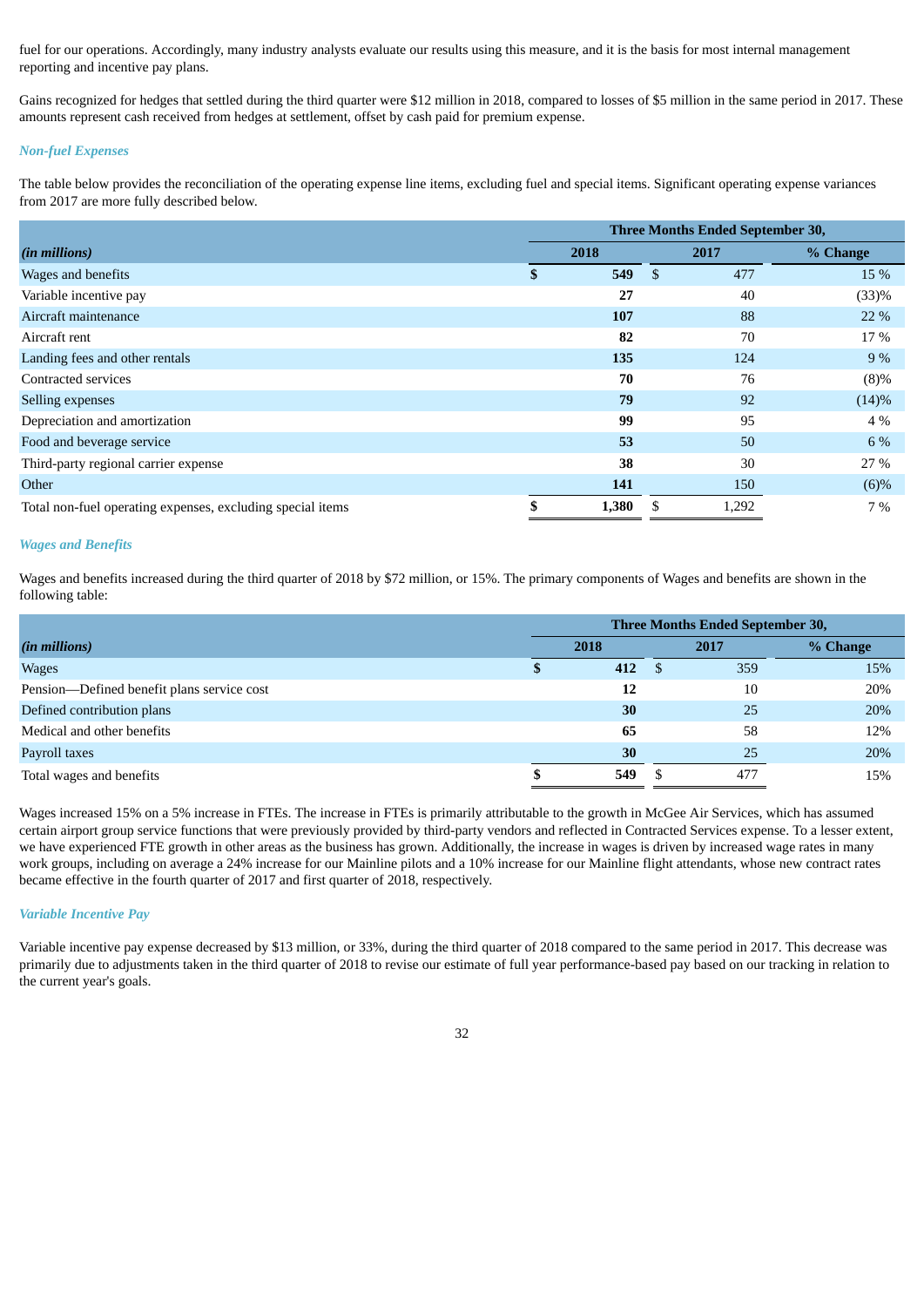fuel for our operations. Accordingly, many industry analysts evaluate our results using this measure, and it is the basis for most internal management reporting and incentive pay plans.

Gains recognized for hedges that settled during the third quarter were $12 million in 2018, compared to losses of $5 million in the same period in 2017. These amounts represent cash received from hedges at settlement, offset by cash paid for premium expense.

### *Non-fuel Expenses*

The table below provides the reconciliation of the operating expense line items, excluding fuel and special items. Significant operating expense variances from 2017 are more fully described below.

| | Three Months Ended September 30, | | |
|---|---|---|---|
| *(in millions)* | 2018 | 2017 | % Change |
| Wages and benefits | **$ 549** | $ 477 | 15 % |
| Variable incentive pay | **27** | 40 | (33)% |
| Aircraft maintenance | **107** | 88 | 22 % |
| Aircraft rent | **82** | 70 | 17 % |
| Landing fees and other rentals | **135** | 124 | 9 % |
| Contracted services | **70** | 76 | (8)% |
| Selling expenses | **79** | 92 | (14)% |
| Depreciation and amortization | **99** | 95 | 4 % |
| Food and beverage service | **53** | 50 | 6 % |
| Third-party regional carrier expense | **38** | 30 | 27 % |
| Other | **141** | 150 | (6)% |
| Total non-fuel operating expenses, excluding special items | **$ 1,380** | $ 1,292 | 7 % |

### *Wages and Benefits*

Wages and benefits increased during the third quarter of 2018 by $72 million, or 15%. The primary components of Wages and benefits are shown in the following table:

| | Three Months Ended September 30, | | |
|---|---|---|---|
| *(in millions)* | 2018 | 2017 | % Change |
| Wages | **$ 412** | $ 359 | 15% |
| Pension—Defined benefit plans service cost | **12** | 10 | 20% |
| Defined contribution plans | **30** | 25 | 20% |
| Medical and other benefits | **65** | 58 | 12% |
| Payroll taxes | **30** | 25 | 20% |
| Total wages and benefits | **$ 549** | $ 477 | 15% |

Wages increased 15% on a 5% increase in FTEs. The increase in FTEs is primarily attributable to the growth in McGee Air Services, which has assumed certain airport group service functions that were previously provided by third-party vendors and reflected in Contracted Services expense. To a lesser extent, we have experienced FTE growth in other areas as the business has grown. Additionally, the increase in wages is driven by increased wage rates in many work groups, including on average a 24% increase for our Mainline pilots and a 10% increase for our Mainline flight attendants, whose new contract rates became effective in the fourth quarter of 2017 and first quarter of 2018, respectively.

### *Variable Incentive Pay*

Variable incentive pay expense decreased by $13 million, or 33%, during the third quarter of 2018 compared to the same period in 2017. This decrease was primarily due to adjustments taken in the third quarter of 2018 to revise our estimate of full year performance-based pay based on our tracking in relation to the current year's goals.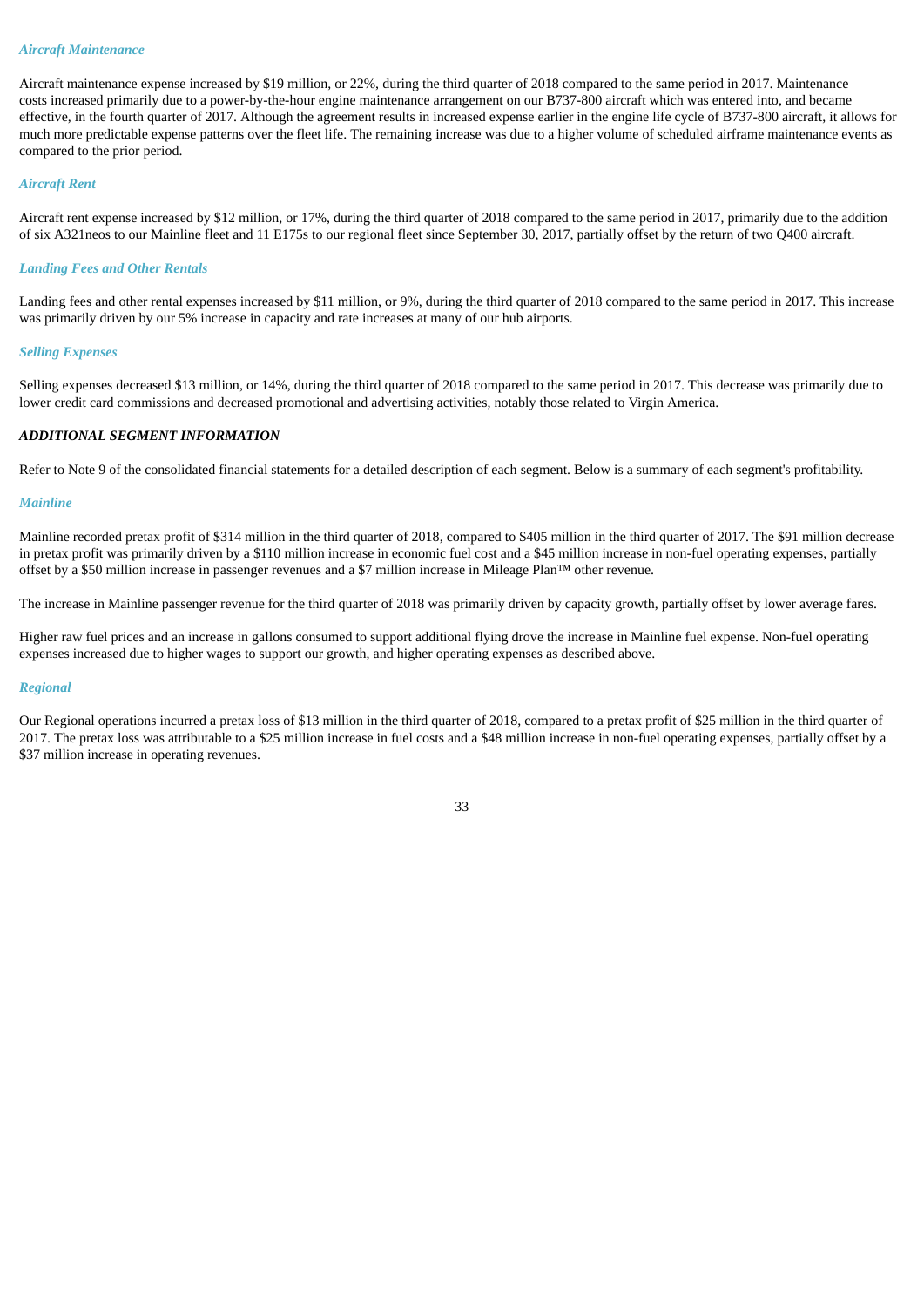### *Aircraft Maintenance*

Aircraft maintenance expense increased by $19 million, or 22%, during the third quarter of 2018 compared to the same period in 2017. Maintenance costs increased primarily due to a power-by-the-hour engine maintenance arrangement on our B737-800 aircraft which was entered into, and became effective, in the fourth quarter of 2017. Although the agreement results in increased expense earlier in the engine life cycle of B737-800 aircraft, it allows for much more predictable expense patterns over the fleet life. The remaining increase was due to a higher volume of scheduled airframe maintenance events as compared to the prior period.

### *Aircraft Rent*

Aircraft rent expense increased by $12 million, or 17%, during the third quarter of 2018 compared to the same period in 2017, primarily due to the addition of six A321neos to our Mainline fleet and 11 E175s to our regional fleet since September 30, 2017, partially offset by the return of two Q400 aircraft.

### *Landing Fees and Other Rentals*

Landing fees and other rental expenses increased by $11 million, or 9%, during the third quarter of 2018 compared to the same period in 2017. This increase was primarily driven by our 5% increase in capacity and rate increases at many of our hub airports.

### *Selling Expenses*

Selling expenses decreased $13 million, or 14%, during the third quarter of 2018 compared to the same period in 2017. This decrease was primarily due to lower credit card commissions and decreased promotional and advertising activities, notably those related to Virgin America.

## ***ADDITIONAL SEGMENT INFORMATION***

Refer to Note 9 of the consolidated financial statements for a detailed description of each segment. Below is a summary of each segment's profitability.

### *Mainline*

Mainline recorded pretax profit of $314 million in the third quarter of 2018, compared to $405 million in the third quarter of 2017. The $91 million decrease in pretax profit was primarily driven by a $110 million increase in economic fuel cost and a $45 million increase in non-fuel operating expenses, partially offset by a $50 million increase in passenger revenues and a $7 million increase in Mileage Plan™ other revenue.

The increase in Mainline passenger revenue for the third quarter of 2018 was primarily driven by capacity growth, partially offset by lower average fares.

Higher raw fuel prices and an increase in gallons consumed to support additional flying drove the increase in Mainline fuel expense. Non-fuel operating expenses increased due to higher wages to support our growth, and higher operating expenses as described above.

### *Regional*

Our Regional operations incurred a pretax loss of $13 million in the third quarter of 2018, compared to a pretax profit of $25 million in the third quarter of 2017. The pretax loss was attributable to a $25 million increase in fuel costs and a $48 million increase in non-fuel operating expenses, partially offset by a $37 million increase in operating revenues.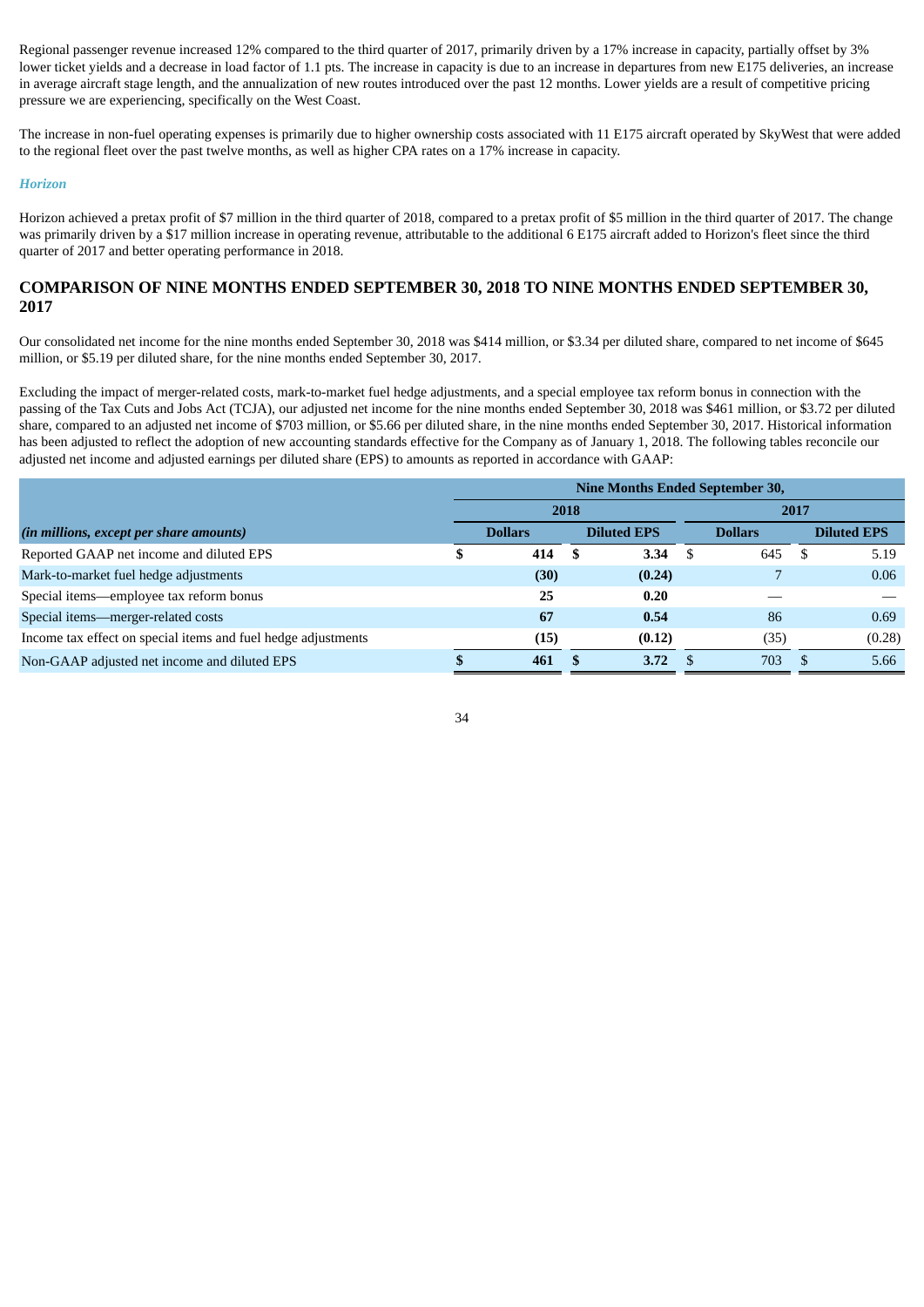Regional passenger revenue increased 12% compared to the third quarter of 2017, primarily driven by a 17% increase in capacity, partially offset by 3% lower ticket yields and a decrease in load factor of 1.1 pts. The increase in capacity is due to an increase in departures from new E175 deliveries, an increase in average aircraft stage length, and the annualization of new routes introduced over the past 12 months. Lower yields are a result of competitive pricing pressure we are experiencing, specifically on the West Coast.

The increase in non-fuel operating expenses is primarily due to higher ownership costs associated with 11 E175 aircraft operated by SkyWest that were added to the regional fleet over the past twelve months, as well as higher CPA rates on a 17% increase in capacity.

***Horizon***

Horizon achieved a pretax profit of $7 million in the third quarter of 2018, compared to a pretax profit of $5 million in the third quarter of 2017. The change was primarily driven by a $17 million increase in operating revenue, attributable to the additional 6 E175 aircraft added to Horizon's fleet since the third quarter of 2017 and better operating performance in 2018.

## COMPARISON OF NINE MONTHS ENDED SEPTEMBER 30, 2018 TO NINE MONTHS ENDED SEPTEMBER 30, 2017

Our consolidated net income for the nine months ended September 30, 2018 was $414 million, or $3.34 per diluted share, compared to net income of $645 million, or $5.19 per diluted share, for the nine months ended September 30, 2017.

Excluding the impact of merger-related costs, mark-to-market fuel hedge adjustments, and a special employee tax reform bonus in connection with the passing of the Tax Cuts and Jobs Act (TCJA), our adjusted net income for the nine months ended September 30, 2018 was $461 million, or $3.72 per diluted share, compared to an adjusted net income of $703 million, or $5.66 per diluted share, in the nine months ended September 30, 2017. Historical information has been adjusted to reflect the adoption of new accounting standards effective for the Company as of January 1, 2018. The following tables reconcile our adjusted net income and adjusted earnings per diluted share (EPS) to amounts as reported in accordance with GAAP:

| | Nine Months Ended September 30, | | | |
|---|---|---|---|---|
| | 2018 | | 2017 | |
| *(in millions, except per share amounts)* | Dollars | Diluted EPS | Dollars | Diluted EPS |
| Reported GAAP net income and diluted EPS | **$ 414** | **$ 3.34** | $ 645 | $ 5.19 |
| Mark-to-market fuel hedge adjustments | **(30)** | **(0.24)** | 7 | 0.06 |
| Special items—employee tax reform bonus | **25** | **0.20** | — | — |
| Special items—merger-related costs | **67** | **0.54** | 86 | 0.69 |
| Income tax effect on special items and fuel hedge adjustments | **(15)** | **(0.12)** | (35) | (0.28) |
| Non-GAAP adjusted net income and diluted EPS | **$ 461** | **$ 3.72** | $ 703 | $ 5.66 |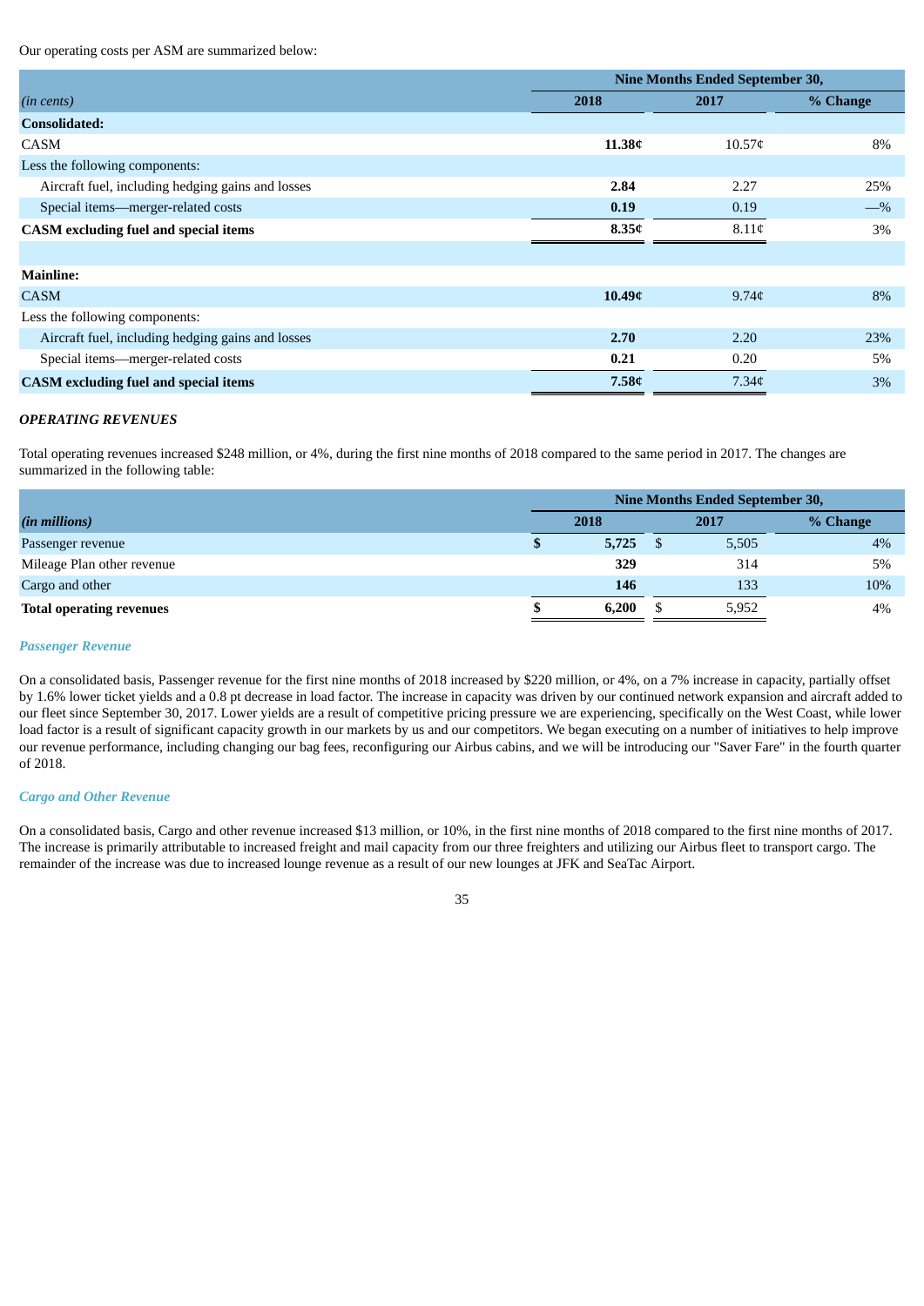Our operating costs per ASM are summarized below:

| | Nine Months Ended September 30, | | |
|---|---|---|---|
| *(in cents)* | **2018** | **2017** | **% Change** |
| **Consolidated:** | | | |
| CASM | **11.38¢** | 10.57¢ | 8% |
| Less the following components: | | | |
| Aircraft fuel, including hedging gains and losses | **2.84** | 2.27 | 25% |
| Special items—merger-related costs | **0.19** | 0.19 | —% |
| **CASM excluding fuel and special items** | **8.35¢** | 8.11¢ | 3% |
| | | | |
| **Mainline:** | | | |
| CASM | **10.49¢** | 9.74¢ | 8% |
| Less the following components: | | | |
| Aircraft fuel, including hedging gains and losses | **2.70** | 2.20 | 23% |
| Special items—merger-related costs | **0.21** | 0.20 | 5% |
| **CASM excluding fuel and special items** | **7.58¢** | 7.34¢ | 3% |

### *OPERATING REVENUES*

Total operating revenues increased $248 million, or 4%, during the first nine months of 2018 compared to the same period in 2017. The changes are summarized in the following table:

| | Nine Months Ended September 30, | | |
|---|---|---|---|
| ***(in millions)*** | **2018** | **2017** | **% Change** |
| Passenger revenue | **$ 5,725** | $ 5,505 | 4% |
| Mileage Plan other revenue | **329** | 314 | 5% |
| Cargo and other | **146** | 133 | 10% |
| **Total operating revenues** | **$ 6,200** | $ 5,952 | 4% |

#### *Passenger Revenue*

On a consolidated basis, Passenger revenue for the first nine months of 2018 increased by $220 million, or 4%, on a 7% increase in capacity, partially offset by 1.6% lower ticket yields and a 0.8 pt decrease in load factor. The increase in capacity was driven by our continued network expansion and aircraft added to our fleet since September 30, 2017. Lower yields are a result of competitive pricing pressure we are experiencing, specifically on the West Coast, while lower load factor is a result of significant capacity growth in our markets by us and our competitors. We began executing on a number of initiatives to help improve our revenue performance, including changing our bag fees, reconfiguring our Airbus cabins, and we will be introducing our "Saver Fare" in the fourth quarter of 2018.

#### *Cargo and Other Revenue*

On a consolidated basis, Cargo and other revenue increased $13 million, or 10%, in the first nine months of 2018 compared to the first nine months of 2017. The increase is primarily attributable to increased freight and mail capacity from our three freighters and utilizing our Airbus fleet to transport cargo. The remainder of the increase was due to increased lounge revenue as a result of our new lounges at JFK and SeaTac Airport.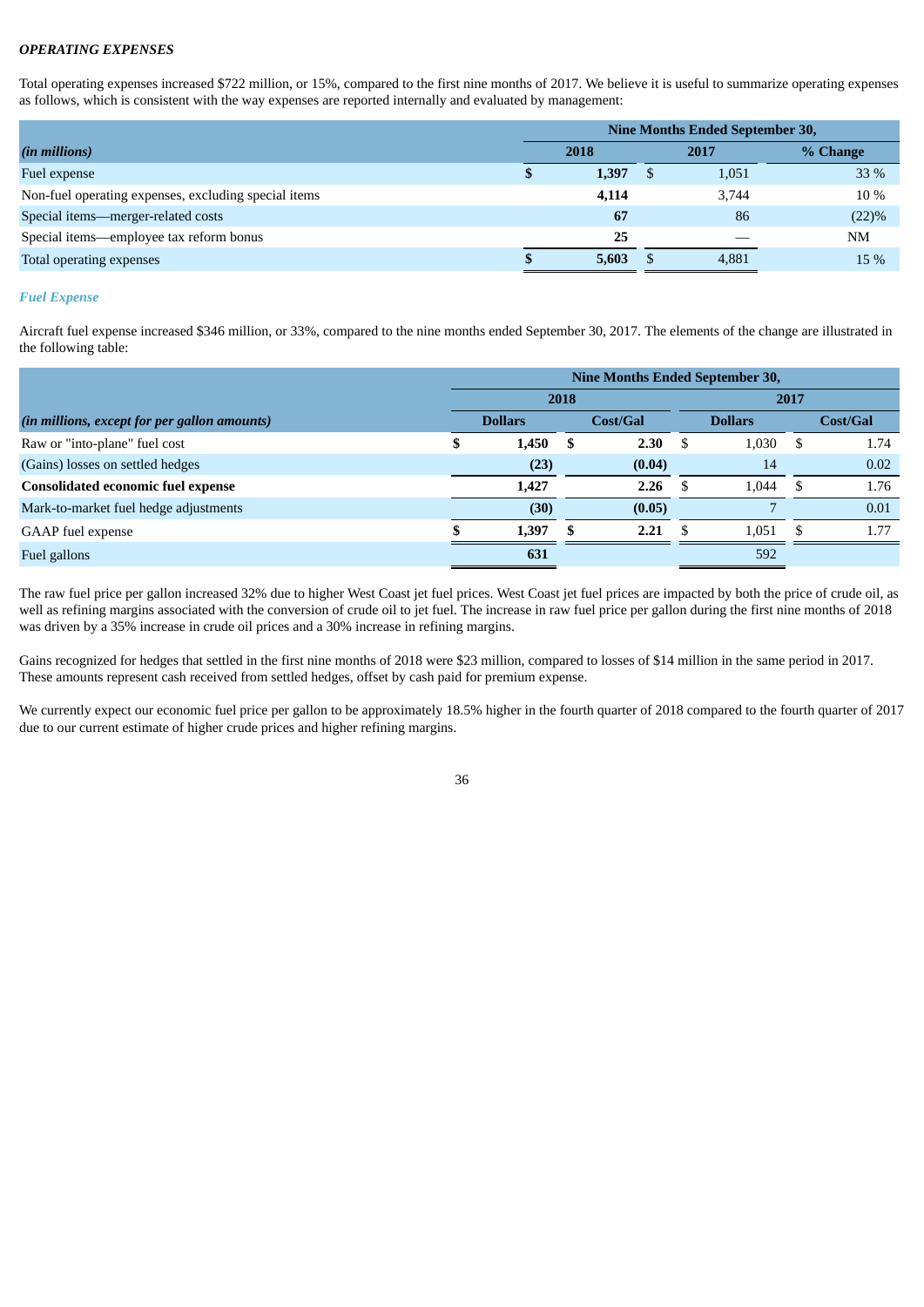### *OPERATING EXPENSES*

Total operating expenses increased $722 million, or 15%, compared to the first nine months of 2017. We believe it is useful to summarize operating expenses as follows, which is consistent with the way expenses are reported internally and evaluated by management:

| | Nine Months Ended September 30, | | |
|---|---|---|---|
| *(in millions)* | **2018** | **2017** | **% Change** |
| Fuel expense | **$ 1,397** | $ 1,051 | 33 % |
| Non-fuel operating expenses, excluding special items | **4,114** | 3,744 | 10 % |
| Special items—merger-related costs | **67** | 86 | (22)% |
| Special items—employee tax reform bonus | **25** | — | NM |
| Total operating expenses | **$ 5,603** | $ 4,881 | 15 % |

#### *Fuel Expense*

Aircraft fuel expense increased $346 million, or 33%, compared to the nine months ended September 30, 2017. The elements of the change are illustrated in the following table:

| | Nine Months Ended September 30, | | | |
|---|---|---|---|---|
| | **2018** | | **2017** | |
| *(in millions, except for per gallon amounts)* | **Dollars** | **Cost/Gal** | **Dollars** | **Cost/Gal** |
| Raw or "into-plane" fuel cost | **$ 1,450** | **$ 2.30** | $ 1,030 | $ 1.74 |
| (Gains) losses on settled hedges | **(23)** | **(0.04)** | 14 | 0.02 |
| **Consolidated economic fuel expense** | **1,427** | **2.26** | $ 1,044 | $ 1.76 |
| Mark-to-market fuel hedge adjustments | **(30)** | **(0.05)** | 7 | 0.01 |
| GAAP fuel expense | **$ 1,397** | **$ 2.21** | $ 1,051 | $ 1.77 |
| Fuel gallons | **631** | | 592 | |

The raw fuel price per gallon increased 32% due to higher West Coast jet fuel prices. West Coast jet fuel prices are impacted by both the price of crude oil, as well as refining margins associated with the conversion of crude oil to jet fuel. The increase in raw fuel price per gallon during the first nine months of 2018 was driven by a 35% increase in crude oil prices and a 30% increase in refining margins.

Gains recognized for hedges that settled in the first nine months of 2018 were $23 million, compared to losses of $14 million in the same period in 2017. These amounts represent cash received from settled hedges, offset by cash paid for premium expense.

We currently expect our economic fuel price per gallon to be approximately 18.5% higher in the fourth quarter of 2018 compared to the fourth quarter of 2017 due to our current estimate of higher crude prices and higher refining margins.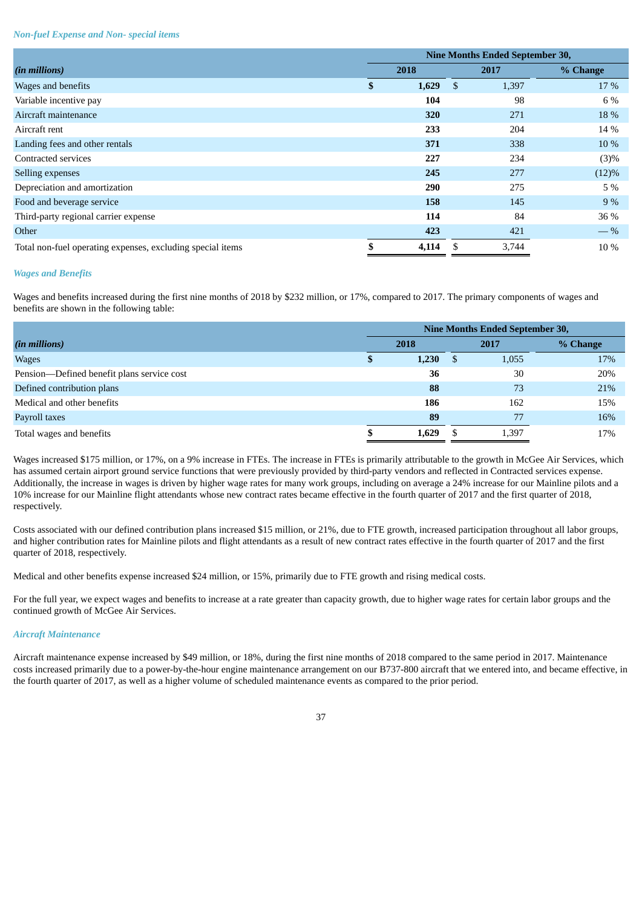*Non-fuel Expense and Non- special items*

| | Nine Months Ended September 30, | | |
|---|---|---|---|
| *(in millions)* | 2018 | 2017 | % Change |
| Wages and benefits | **$ 1,629** | $ 1,397 | 17 % |
| Variable incentive pay | **104** | 98 | 6 % |
| Aircraft maintenance | **320** | 271 | 18 % |
| Aircraft rent | **233** | 204 | 14 % |
| Landing fees and other rentals | **371** | 338 | 10 % |
| Contracted services | **227** | 234 | (3)% |
| Selling expenses | **245** | 277 | (12)% |
| Depreciation and amortization | **290** | 275 | 5 % |
| Food and beverage service | **158** | 145 | 9 % |
| Third-party regional carrier expense | **114** | 84 | 36 % |
| Other | **423** | 421 | — % |
| Total non-fuel operating expenses, excluding special items | **$ 4,114** | $ 3,744 | 10 % |

*Wages and Benefits*

Wages and benefits increased during the first nine months of 2018 by $232 million, or 17%, compared to 2017. The primary components of wages and benefits are shown in the following table:

| | Nine Months Ended September 30, | | |
|---|---|---|---|
| *(in millions)* | 2018 | 2017 | % Change |
| Wages | **$ 1,230** | $ 1,055 | 17% |
| Pension—Defined benefit plans service cost | **36** | 30 | 20% |
| Defined contribution plans | **88** | 73 | 21% |
| Medical and other benefits | **186** | 162 | 15% |
| Payroll taxes | **89** | 77 | 16% |
| Total wages and benefits | **$ 1,629** | $ 1,397 | 17% |

Wages increased $175 million, or 17%, on a 9% increase in FTEs. The increase in FTEs is primarily attributable to the growth in McGee Air Services, which has assumed certain airport ground service functions that were previously provided by third-party vendors and reflected in Contracted services expense. Additionally, the increase in wages is driven by higher wage rates for many work groups, including on average a 24% increase for our Mainline pilots and a 10% increase for our Mainline flight attendants whose new contract rates became effective in the fourth quarter of 2017 and the first quarter of 2018, respectively.

Costs associated with our defined contribution plans increased $15 million, or 21%, due to FTE growth, increased participation throughout all labor groups, and higher contribution rates for Mainline pilots and flight attendants as a result of new contract rates effective in the fourth quarter of 2017 and the first quarter of 2018, respectively.

Medical and other benefits expense increased $24 million, or 15%, primarily due to FTE growth and rising medical costs.

For the full year, we expect wages and benefits to increase at a rate greater than capacity growth, due to higher wage rates for certain labor groups and the continued growth of McGee Air Services.

*Aircraft Maintenance*

Aircraft maintenance expense increased by $49 million, or 18%, during the first nine months of 2018 compared to the same period in 2017. Maintenance costs increased primarily due to a power-by-the-hour engine maintenance arrangement on our B737-800 aircraft that we entered into, and became effective, in the fourth quarter of 2017, as well as a higher volume of scheduled maintenance events as compared to the prior period.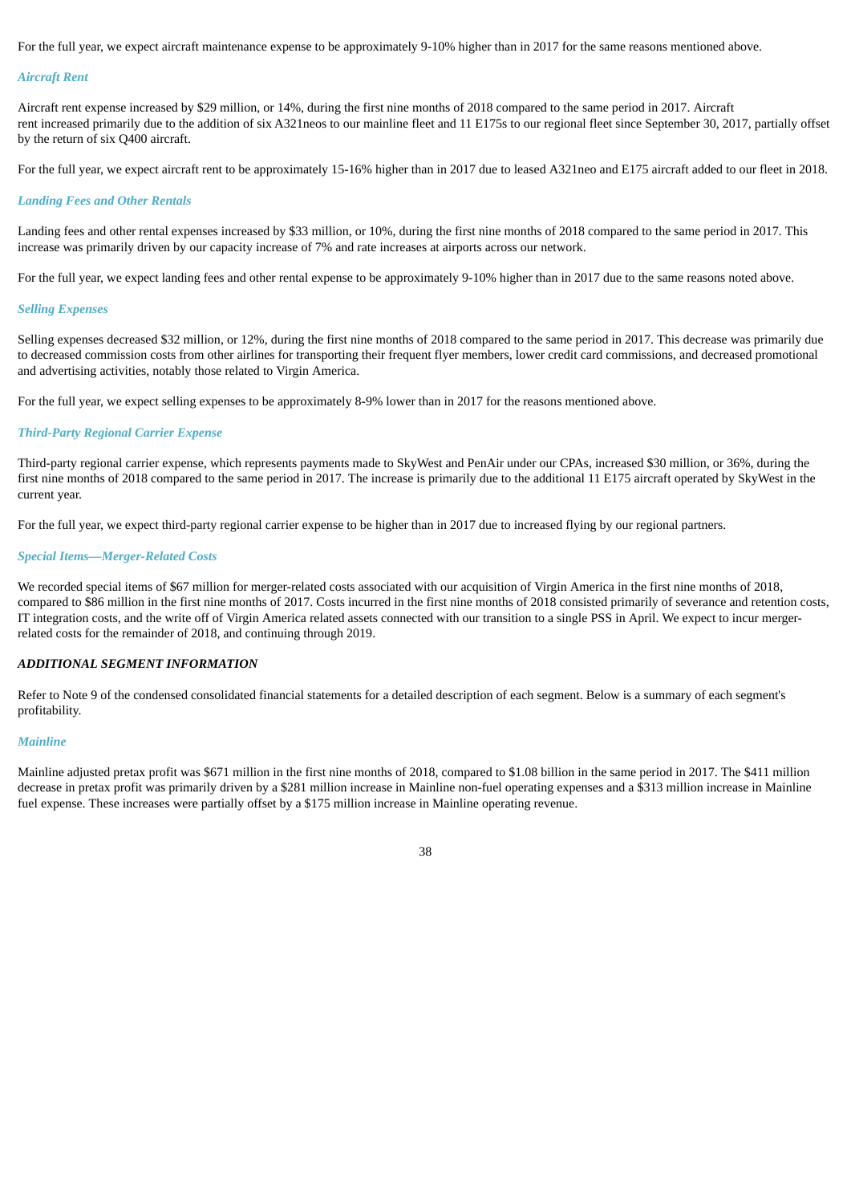For the full year, we expect aircraft maintenance expense to be approximately 9-10% higher than in 2017 for the same reasons mentioned above.

### *Aircraft Rent*

Aircraft rent expense increased by $29 million, or 14%, during the first nine months of 2018 compared to the same period in 2017. Aircraft rent increased primarily due to the addition of six A321neos to our mainline fleet and 11 E175s to our regional fleet since September 30, 2017, partially offset by the return of six Q400 aircraft.

For the full year, we expect aircraft rent to be approximately 15-16% higher than in 2017 due to leased A321neo and E175 aircraft added to our fleet in 2018.

### *Landing Fees and Other Rentals*

Landing fees and other rental expenses increased by $33 million, or 10%, during the first nine months of 2018 compared to the same period in 2017. This increase was primarily driven by our capacity increase of 7% and rate increases at airports across our network.

For the full year, we expect landing fees and other rental expense to be approximately 9-10% higher than in 2017 due to the same reasons noted above.

### *Selling Expenses*

Selling expenses decreased $32 million, or 12%, during the first nine months of 2018 compared to the same period in 2017. This decrease was primarily due to decreased commission costs from other airlines for transporting their frequent flyer members, lower credit card commissions, and decreased promotional and advertising activities, notably those related to Virgin America.

For the full year, we expect selling expenses to be approximately 8-9% lower than in 2017 for the reasons mentioned above.

### *Third-Party Regional Carrier Expense*

Third-party regional carrier expense, which represents payments made to SkyWest and PenAir under our CPAs, increased $30 million, or 36%, during the first nine months of 2018 compared to the same period in 2017. The increase is primarily due to the additional 11 E175 aircraft operated by SkyWest in the current year.

For the full year, we expect third-party regional carrier expense to be higher than in 2017 due to increased flying by our regional partners.

### *Special Items—Merger-Related Costs*

We recorded special items of $67 million for merger-related costs associated with our acquisition of Virgin America in the first nine months of 2018, compared to $86 million in the first nine months of 2017. Costs incurred in the first nine months of 2018 consisted primarily of severance and retention costs, IT integration costs, and the write off of Virgin America related assets connected with our transition to a single PSS in April. We expect to incur merger-related costs for the remainder of 2018, and continuing through 2019.

## *ADDITIONAL SEGMENT INFORMATION*

Refer to Note 9 of the condensed consolidated financial statements for a detailed description of each segment. Below is a summary of each segment's profitability.

### *Mainline*

Mainline adjusted pretax profit was $671 million in the first nine months of 2018, compared to $1.08 billion in the same period in 2017. The $411 million decrease in pretax profit was primarily driven by a $281 million increase in Mainline non-fuel operating expenses and a $313 million increase in Mainline fuel expense. These increases were partially offset by a $175 million increase in Mainline operating revenue.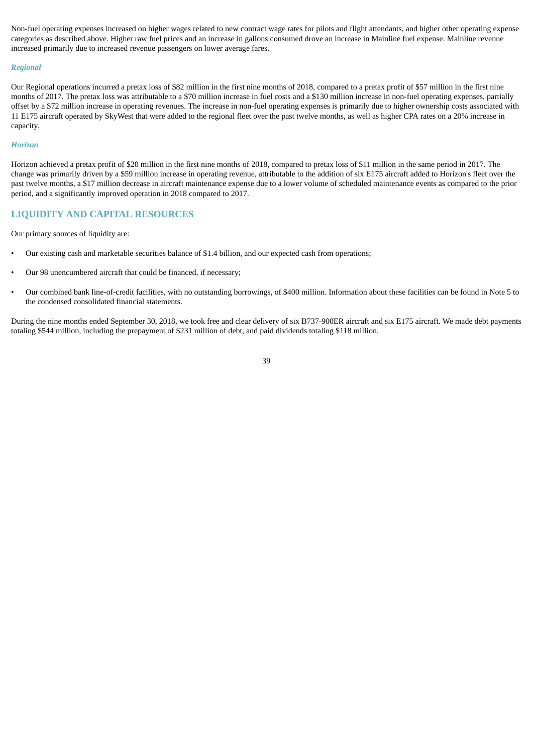Non-fuel operating expenses increased on higher wages related to new contract wage rates for pilots and flight attendants, and higher other operating expense categories as described above. Higher raw fuel prices and an increase in gallons consumed drove an increase in Mainline fuel expense. Mainline revenue increased primarily due to increased revenue passengers on lower average fares.

### *Regional*

Our Regional operations incurred a pretax loss of $82 million in the first nine months of 2018, compared to a pretax profit of $57 million in the first nine months of 2017. The pretax loss was attributable to a $70 million increase in fuel costs and a $130 million increase in non-fuel operating expenses, partially offset by a $72 million increase in operating revenues. The increase in non-fuel operating expenses is primarily due to higher ownership costs associated with 11 E175 aircraft operated by SkyWest that were added to the regional fleet over the past twelve months, as well as higher CPA rates on a 20% increase in capacity.

### *Horizon*

Horizon achieved a pretax profit of $20 million in the first nine months of 2018, compared to pretax loss of $11 million in the same period in 2017. The change was primarily driven by a $59 million increase in operating revenue, attributable to the addition of six E175 aircraft added to Horizon's fleet over the past twelve months, a $17 million decrease in aircraft maintenance expense due to a lower volume of scheduled maintenance events as compared to the prior period, and a significantly improved operation in 2018 compared to 2017.

## LIQUIDITY AND CAPITAL RESOURCES

Our primary sources of liquidity are:

- Our existing cash and marketable securities balance of $1.4 billion, and our expected cash from operations;
- Our 98 unencumbered aircraft that could be financed, if necessary;
- Our combined bank line-of-credit facilities, with no outstanding borrowings, of $400 million. Information about these facilities can be found in Note 5 to the condensed consolidated financial statements.

During the nine months ended September 30, 2018, we took free and clear delivery of six B737-900ER aircraft and six E175 aircraft. We made debt payments totaling $544 million, including the prepayment of $231 million of debt, and paid dividends totaling $118 million.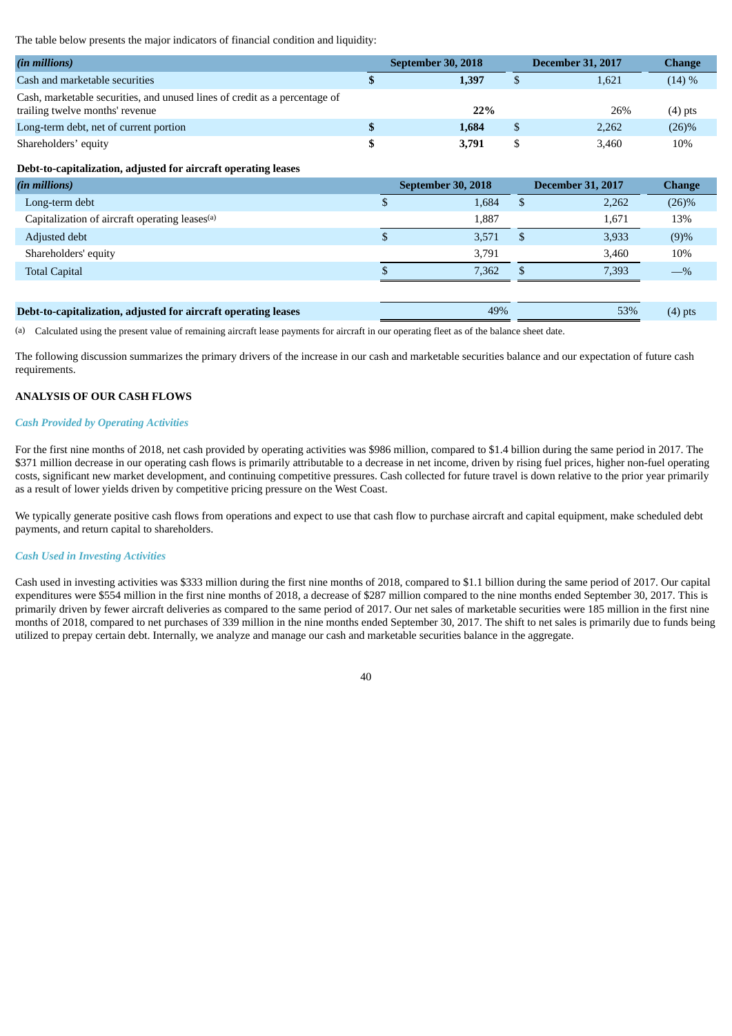The table below presents the major indicators of financial condition and liquidity:

| *(in millions)* | September 30, 2018 | December 31, 2017 | Change |
|---|---|---|---|
| Cash and marketable securities | **$ 1,397** | $ 1,621 | (14) % |
| Cash, marketable securities, and unused lines of credit as a percentage of trailing twelve months' revenue | **22%** | 26% | (4) pts |
| Long-term debt, net of current portion | **$ 1,684** | $ 2,262 | (26)% |
| Shareholders' equity | **$ 3,791** | $ 3,460 | 10% |

**Debt-to-capitalization, adjusted for aircraft operating leases**

| *(in millions)* | September 30, 2018 | December 31, 2017 | Change |
|---|---|---|---|
| Long-term debt | $ 1,684 | $ 2,262 | (26)% |
| Capitalization of aircraft operating leases[(a)] | 1,887 | 1,671 | 13% |
| Adjusted debt | $ 3,571 | $ 3,933 | (9)% |
| Shareholders' equity | 3,791 | 3,460 | 10% |
| Total Capital | $ 7,362 | $ 7,393 | —% |
| | | | |
| **Debt-to-capitalization, adjusted for aircraft operating leases** | 49% | 53% | (4) pts |

(a) Calculated using the present value of remaining aircraft lease payments for aircraft in our operating fleet as of the balance sheet date.

The following discussion summarizes the primary drivers of the increase in our cash and marketable securities balance and our expectation of future cash requirements.

**ANALYSIS OF OUR CASH FLOWS**

***Cash Provided by Operating Activities***

For the first nine months of 2018, net cash provided by operating activities was $986 million, compared to $1.4 billion during the same period in 2017. The $371 million decrease in our operating cash flows is primarily attributable to a decrease in net income, driven by rising fuel prices, higher non-fuel operating costs, significant new market development, and continuing competitive pressures. Cash collected for future travel is down relative to the prior year primarily as a result of lower yields driven by competitive pricing pressure on the West Coast.

We typically generate positive cash flows from operations and expect to use that cash flow to purchase aircraft and capital equipment, make scheduled debt payments, and return capital to shareholders.

***Cash Used in Investing Activities***

Cash used in investing activities was $333 million during the first nine months of 2018, compared to $1.1 billion during the same period of 2017. Our capital expenditures were $554 million in the first nine months of 2018, a decrease of $287 million compared to the nine months ended September 30, 2017. This is primarily driven by fewer aircraft deliveries as compared to the same period of 2017. Our net sales of marketable securities were 185 million in the first nine months of 2018, compared to net purchases of 339 million in the nine months ended September 30, 2017. The shift to net sales is primarily due to funds being utilized to prepay certain debt. Internally, we analyze and manage our cash and marketable securities balance in the aggregate.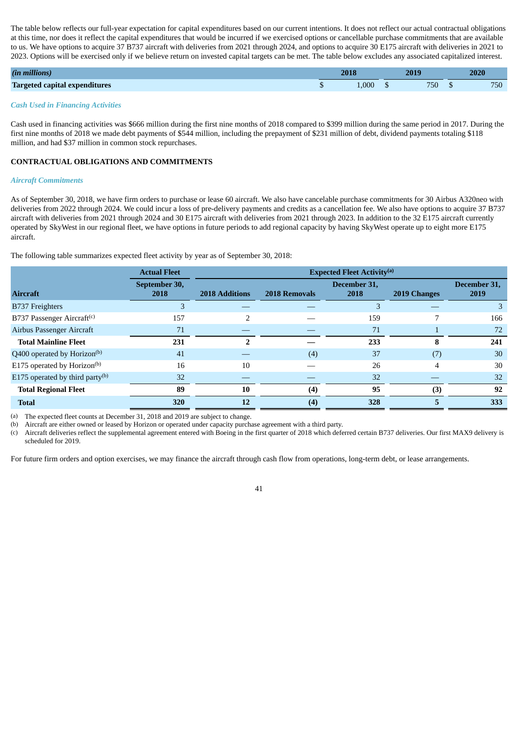The table below reflects our full-year expectation for capital expenditures based on our current intentions. It does not reflect our actual contractual obligations at this time, nor does it reflect the capital expenditures that would be incurred if we exercised options or cancellable purchase commitments that are available to us. We have options to acquire 37 B737 aircraft with deliveries from 2021 through 2024, and options to acquire 30 E175 aircraft with deliveries in 2021 to 2023. Options will be exercised only if we believe return on invested capital targets can be met. The table below excludes any associated capitalized interest.

| *(in millions)* | 2018 | 2019 | 2020 |
|---|---|---|---|
| **Targeted capital expenditures** | $ 1,000 | $ 750 | $ 750 |

*Cash Used in Financing Activities*

Cash used in financing activities was $666 million during the first nine months of 2018 compared to $399 million during the same period in 2017. During the first nine months of 2018 we made debt payments of $544 million, including the prepayment of $231 million of debt, dividend payments totaling $118 million, and had $37 million in common stock repurchases.

## CONTRACTUAL OBLIGATIONS AND COMMITMENTS

*Aircraft Commitments*

As of September 30, 2018, we have firm orders to purchase or lease 60 aircraft. We also have cancelable purchase commitments for 30 Airbus A320neo with deliveries from 2022 through 2024. We could incur a loss of pre-delivery payments and credits as a cancellation fee. We also have options to acquire 37 B737 aircraft with deliveries from 2021 through 2024 and 30 E175 aircraft with deliveries from 2021 through 2023. In addition to the 32 E175 aircraft currently operated by SkyWest in our regional fleet, we have options in future periods to add regional capacity by having SkyWest operate up to eight more E175 aircraft.

The following table summarizes expected fleet activity by year as of September 30, 2018:

| | Actual Fleet | Expected Fleet Activity[(a)] | | | | |
|---|---|---|---|---|---|---|
| **Aircraft** | **September 30, 2018** | **2018 Additions** | **2018 Removals** | **December 31, 2018** | **2019 Changes** | **December 31, 2019** |
| B737 Freighters | 3 | — | — | 3 | — | 3 |
| B737 Passenger Aircraft[(c)] | 157 | 2 | — | 159 | 7 | 166 |
| Airbus Passenger Aircraft | 71 | — | — | 71 | 1 | 72 |
| **Total Mainline Fleet** | **231** | **2** | **—** | **233** | **8** | **241** |
| Q400 operated by Horizon[(b)] | 41 | — | (4) | 37 | (7) | 30 |
| E175 operated by Horizon[(b)] | 16 | 10 | — | 26 | 4 | 30 |
| E175 operated by third party[(b)] | 32 | — | — | 32 | — | 32 |
| **Total Regional Fleet** | **89** | **10** | **(4)** | **95** | **(3)** | **92** |
| **Total** | **320** | **12** | **(4)** | **328** | **5** | **333** |

(a) The expected fleet counts at December 31, 2018 and 2019 are subject to change.
(b) Aircraft are either owned or leased by Horizon or operated under capacity purchase agreement with a third party.
(c) Aircraft deliveries reflect the supplemental agreement entered with Boeing in the first quarter of 2018 which deferred certain B737 deliveries. Our first MAX9 delivery is scheduled for 2019.

For future firm orders and option exercises, we may finance the aircraft through cash flow from operations, long-term debt, or lease arrangements.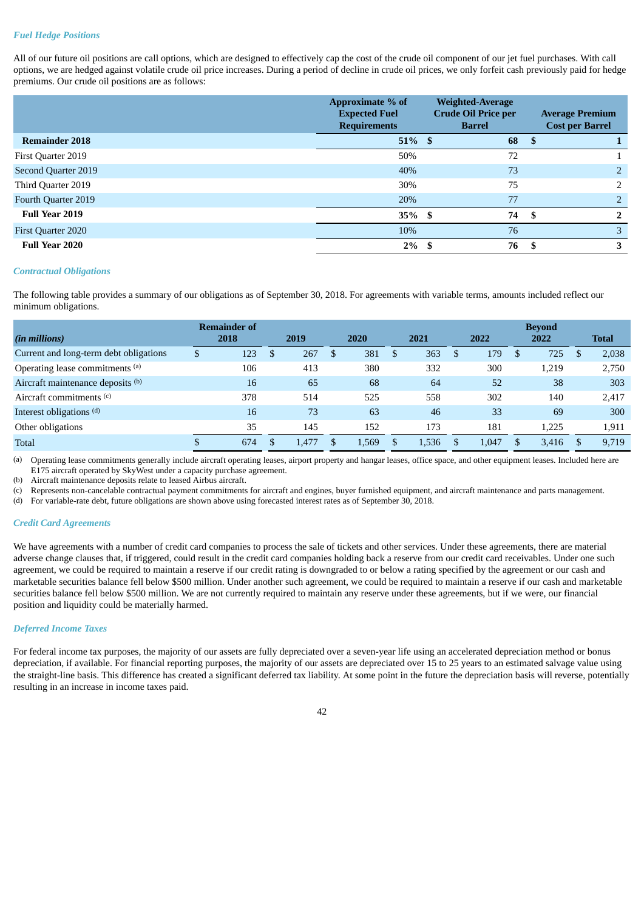### *Fuel Hedge Positions*

All of our future oil positions are call options, which are designed to effectively cap the cost of the crude oil component of our jet fuel purchases. With call options, we are hedged against volatile crude oil price increases. During a period of decline in crude oil prices, we only forfeit cash previously paid for hedge premiums. Our crude oil positions are as follows:

| | Approximate % of Expected Fuel Requirements | Weighted-Average Crude Oil Price per Barrel | Average Premium Cost per Barrel |
|---|---|---|---|
| **Remainder 2018** | **51%** | **$ 68** | **$ 1** |
| First Quarter 2019 | 50% | 72 | 1 |
| Second Quarter 2019 | 40% | 73 | 2 |
| Third Quarter 2019 | 30% | 75 | 2 |
| Fourth Quarter 2019 | 20% | 77 | 2 |
| **Full Year 2019** | **35%** | **$ 74** | **$ 2** |
| First Quarter 2020 | 10% | 76 | 3 |
| **Full Year 2020** | **2%** | **$ 76** | **$ 3** |

### *Contractual Obligations*

The following table provides a summary of our obligations as of September 30, 2018. For agreements with variable terms, amounts included reflect our minimum obligations.

| *(in millions)* | Remainder of 2018 | 2019 | 2020 | 2021 | 2022 | Beyond 2022 | Total |
|---|---|---|---|---|---|---|---|
| Current and long-term debt obligations | $ 123 | $ 267 | $ 381 | $ 363 | $ 179 | $ 725 | $ 2,038 |
| Operating lease commitments [(a)] | 106 | 413 | 380 | 332 | 300 | 1,219 | 2,750 |
| Aircraft maintenance deposits [(b)] | 16 | 65 | 68 | 64 | 52 | 38 | 303 |
| Aircraft commitments [(c)] | 378 | 514 | 525 | 558 | 302 | 140 | 2,417 |
| Interest obligations [(d)] | 16 | 73 | 63 | 46 | 33 | 69 | 300 |
| Other obligations | 35 | 145 | 152 | 173 | 181 | 1,225 | 1,911 |
| Total | $ 674 | $ 1,477 | $ 1,569 | $ 1,536 | $ 1,047 | $ 3,416 | $ 9,719 |

(a) Operating lease commitments generally include aircraft operating leases, airport property and hangar leases, office space, and other equipment leases. Included here are E175 aircraft operated by SkyWest under a capacity purchase agreement.

(b) Aircraft maintenance deposits relate to leased Airbus aircraft.

(c) Represents non-cancelable contractual payment commitments for aircraft and engines, buyer furnished equipment, and aircraft maintenance and parts management.

(d) For variable-rate debt, future obligations are shown above using forecasted interest rates as of September 30, 2018.

### *Credit Card Agreements*

We have agreements with a number of credit card companies to process the sale of tickets and other services. Under these agreements, there are material adverse change clauses that, if triggered, could result in the credit card companies holding back a reserve from our credit card receivables. Under one such agreement, we could be required to maintain a reserve if our credit rating is downgraded to or below a rating specified by the agreement or our cash and marketable securities balance fell below $500 million. Under another such agreement, we could be required to maintain a reserve if our cash and marketable securities balance fell below $500 million. We are not currently required to maintain any reserve under these agreements, but if we were, our financial position and liquidity could be materially harmed.

### *Deferred Income Taxes*

For federal income tax purposes, the majority of our assets are fully depreciated over a seven-year life using an accelerated depreciation method or bonus depreciation, if available. For financial reporting purposes, the majority of our assets are depreciated over 15 to 25 years to an estimated salvage value using the straight-line basis. This difference has created a significant deferred tax liability. At some point in the future the depreciation basis will reverse, potentially resulting in an increase in income taxes paid.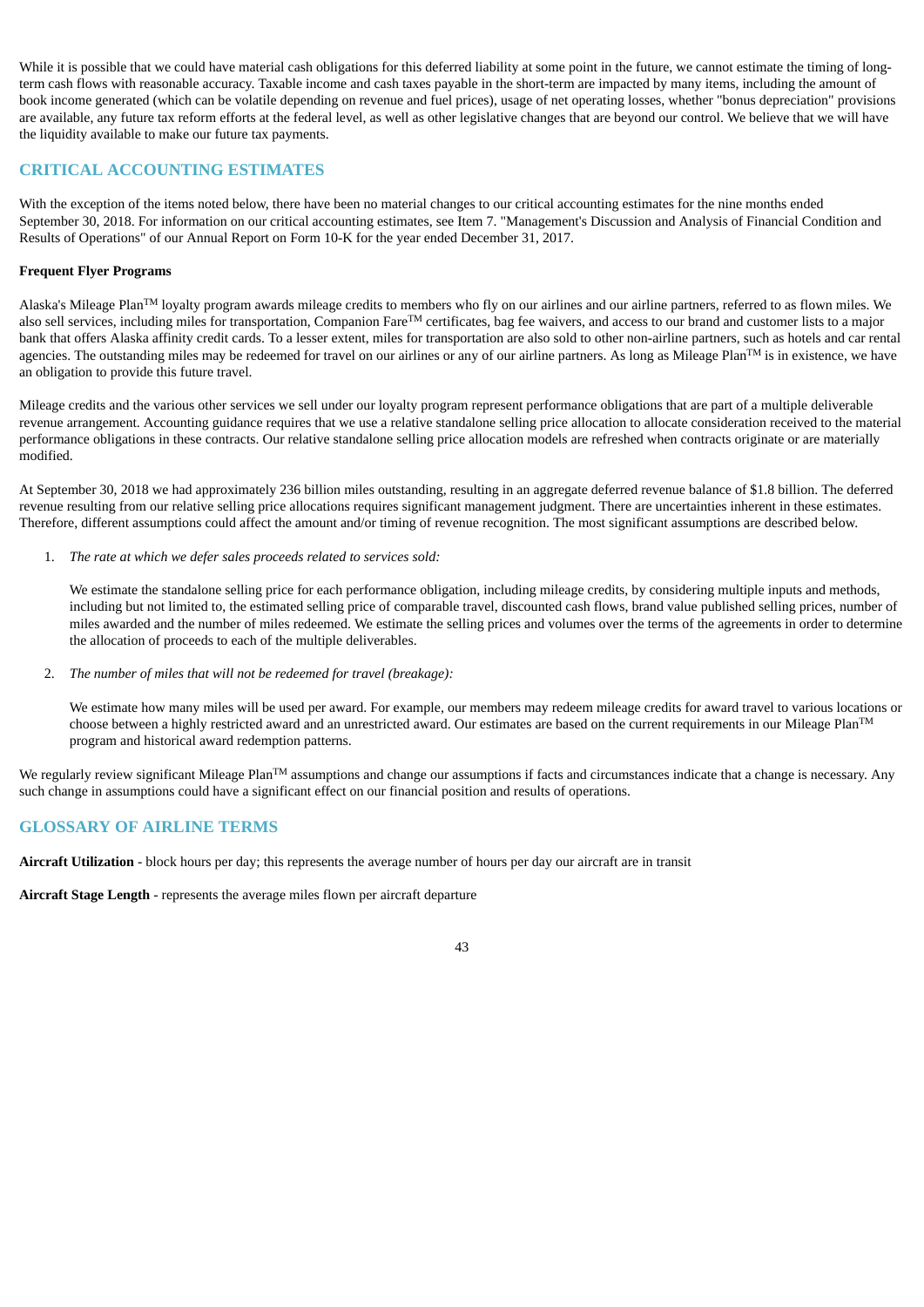While it is possible that we could have material cash obligations for this deferred liability at some point in the future, we cannot estimate the timing of long-term cash flows with reasonable accuracy. Taxable income and cash taxes payable in the short-term are impacted by many items, including the amount of book income generated (which can be volatile depending on revenue and fuel prices), usage of net operating losses, whether "bonus depreciation" provisions are available, any future tax reform efforts at the federal level, as well as other legislative changes that are beyond our control. We believe that we will have the liquidity available to make our future tax payments.

## CRITICAL ACCOUNTING ESTIMATES

With the exception of the items noted below, there have been no material changes to our critical accounting estimates for the nine months ended September 30, 2018. For information on our critical accounting estimates, see Item 7. "Management's Discussion and Analysis of Financial Condition and Results of Operations" of our Annual Report on Form 10-K for the year ended December 31, 2017.

**Frequent Flyer Programs**

Alaska's Mileage Plan™ loyalty program awards mileage credits to members who fly on our airlines and our airline partners, referred to as flown miles. We also sell services, including miles for transportation, Companion Fare™ certificates, bag fee waivers, and access to our brand and customer lists to a major bank that offers Alaska affinity credit cards. To a lesser extent, miles for transportation are also sold to other non-airline partners, such as hotels and car rental agencies. The outstanding miles may be redeemed for travel on our airlines or any of our airline partners. As long as Mileage Plan™ is in existence, we have an obligation to provide this future travel.

Mileage credits and the various other services we sell under our loyalty program represent performance obligations that are part of a multiple deliverable revenue arrangement. Accounting guidance requires that we use a relative standalone selling price allocation to allocate consideration received to the material performance obligations in these contracts. Our relative standalone selling price allocation models are refreshed when contracts originate or are materially modified.

At September 30, 2018 we had approximately 236 billion miles outstanding, resulting in an aggregate deferred revenue balance of $1.8 billion. The deferred revenue resulting from our relative selling price allocations requires significant management judgment. There are uncertainties inherent in these estimates. Therefore, different assumptions could affect the amount and/or timing of revenue recognition. The most significant assumptions are described below.

1. *The rate at which we defer sales proceeds related to services sold:*

   We estimate the standalone selling price for each performance obligation, including mileage credits, by considering multiple inputs and methods, including but not limited to, the estimated selling price of comparable travel, discounted cash flows, brand value published selling prices, number of miles awarded and the number of miles redeemed. We estimate the selling prices and volumes over the terms of the agreements in order to determine the allocation of proceeds to each of the multiple deliverables.

2. *The number of miles that will not be redeemed for travel (breakage):*

   We estimate how many miles will be used per award. For example, our members may redeem mileage credits for award travel to various locations or choose between a highly restricted award and an unrestricted award. Our estimates are based on the current requirements in our Mileage Plan™ program and historical award redemption patterns.

We regularly review significant Mileage Plan™ assumptions and change our assumptions if facts and circumstances indicate that a change is necessary. Any such change in assumptions could have a significant effect on our financial position and results of operations.

## GLOSSARY OF AIRLINE TERMS

**Aircraft Utilization** - block hours per day; this represents the average number of hours per day our aircraft are in transit

**Aircraft Stage Length** - represents the average miles flown per aircraft departure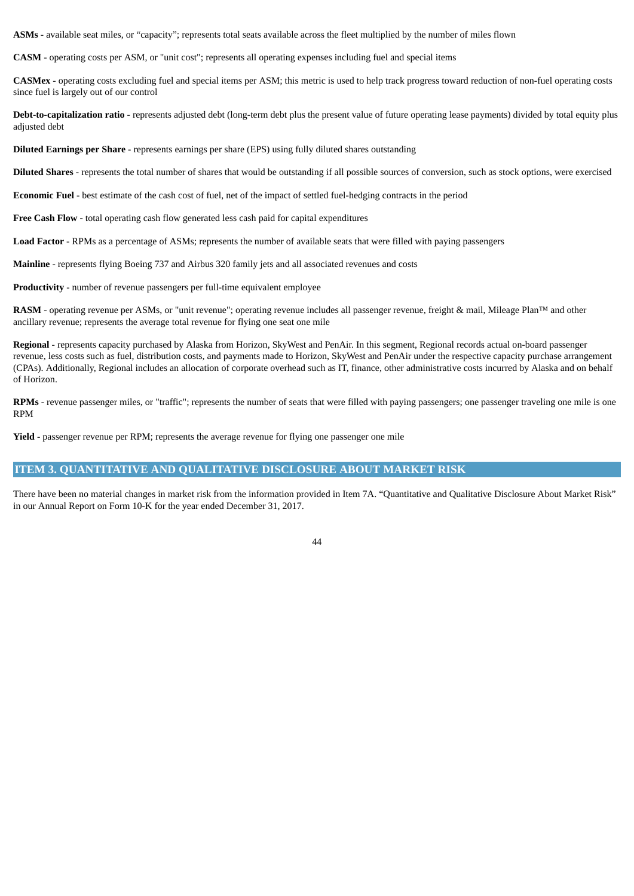**ASMs** - available seat miles, or "capacity"; represents total seats available across the fleet multiplied by the number of miles flown

**CASM** - operating costs per ASM, or "unit cost"; represents all operating expenses including fuel and special items

**CASMex** - operating costs excluding fuel and special items per ASM; this metric is used to help track progress toward reduction of non-fuel operating costs since fuel is largely out of our control

**Debt-to-capitalization ratio** - represents adjusted debt (long-term debt plus the present value of future operating lease payments) divided by total equity plus adjusted debt

**Diluted Earnings per Share** - represents earnings per share (EPS) using fully diluted shares outstanding

**Diluted Shares** - represents the total number of shares that would be outstanding if all possible sources of conversion, such as stock options, were exercised

**Economic Fuel** - best estimate of the cash cost of fuel, net of the impact of settled fuel-hedging contracts in the period

**Free Cash Flow -** total operating cash flow generated less cash paid for capital expenditures

**Load Factor** - RPMs as a percentage of ASMs; represents the number of available seats that were filled with paying passengers

**Mainline** - represents flying Boeing 737 and Airbus 320 family jets and all associated revenues and costs

**Productivity** - number of revenue passengers per full-time equivalent employee

**RASM** - operating revenue per ASMs, or "unit revenue"; operating revenue includes all passenger revenue, freight & mail, Mileage Plan™ and other ancillary revenue; represents the average total revenue for flying one seat one mile

**Regional** - represents capacity purchased by Alaska from Horizon, SkyWest and PenAir. In this segment, Regional records actual on-board passenger revenue, less costs such as fuel, distribution costs, and payments made to Horizon, SkyWest and PenAir under the respective capacity purchase arrangement (CPAs). Additionally, Regional includes an allocation of corporate overhead such as IT, finance, other administrative costs incurred by Alaska and on behalf of Horizon.

**RPMs** - revenue passenger miles, or "traffic"; represents the number of seats that were filled with paying passengers; one passenger traveling one mile is one RPM

**Yield** - passenger revenue per RPM; represents the average revenue for flying one passenger one mile

## ITEM 3. QUANTITATIVE AND QUALITATIVE DISCLOSURE ABOUT MARKET RISK

There have been no material changes in market risk from the information provided in Item 7A. "Quantitative and Qualitative Disclosure About Market Risk" in our Annual Report on Form 10-K for the year ended December 31, 2017.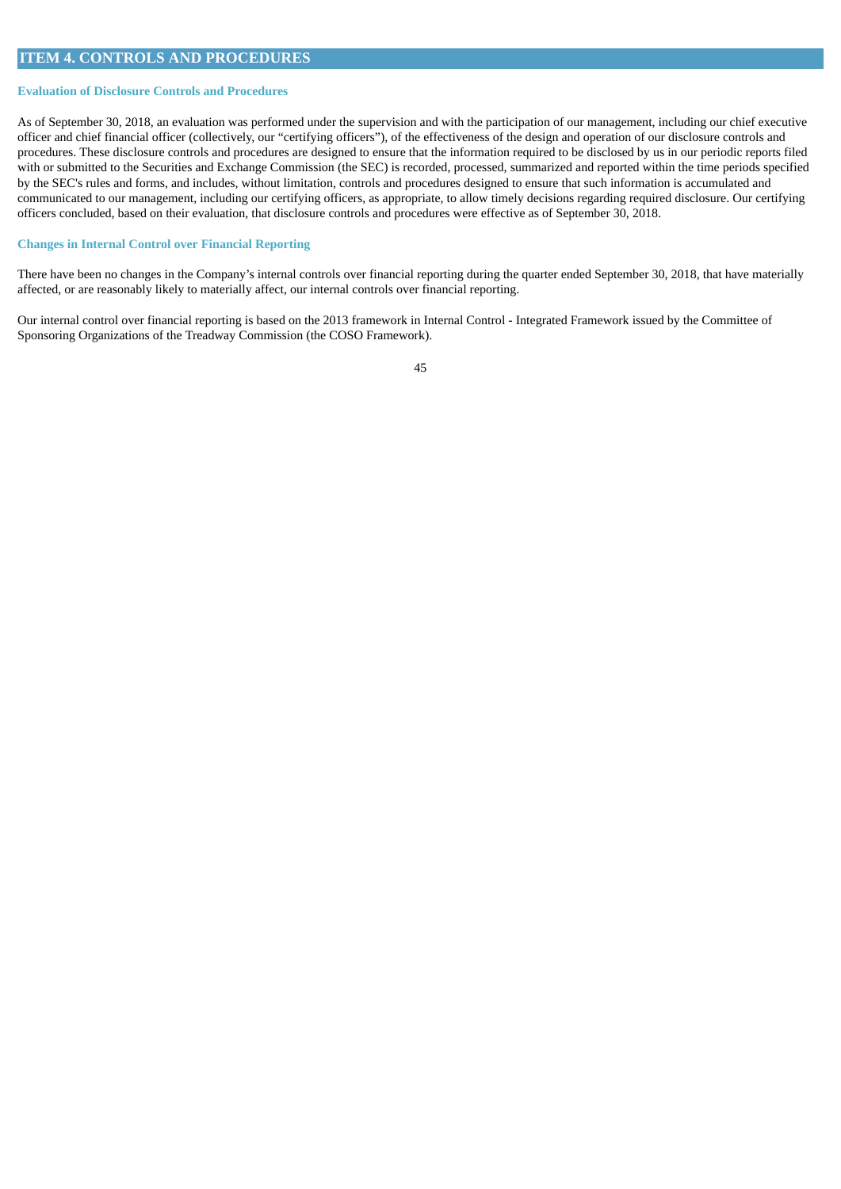## ITEM 4. CONTROLS AND PROCEDURES

### Evaluation of Disclosure Controls and Procedures

As of September 30, 2018, an evaluation was performed under the supervision and with the participation of our management, including our chief executive officer and chief financial officer (collectively, our "certifying officers"), of the effectiveness of the design and operation of our disclosure controls and procedures. These disclosure controls and procedures are designed to ensure that the information required to be disclosed by us in our periodic reports filed with or submitted to the Securities and Exchange Commission (the SEC) is recorded, processed, summarized and reported within the time periods specified by the SEC's rules and forms, and includes, without limitation, controls and procedures designed to ensure that such information is accumulated and communicated to our management, including our certifying officers, as appropriate, to allow timely decisions regarding required disclosure. Our certifying officers concluded, based on their evaluation, that disclosure controls and procedures were effective as of September 30, 2018.

### Changes in Internal Control over Financial Reporting

There have been no changes in the Company's internal controls over financial reporting during the quarter ended September 30, 2018, that have materially affected, or are reasonably likely to materially affect, our internal controls over financial reporting.

Our internal control over financial reporting is based on the 2013 framework in Internal Control - Integrated Framework issued by the Committee of Sponsoring Organizations of the Treadway Commission (the COSO Framework).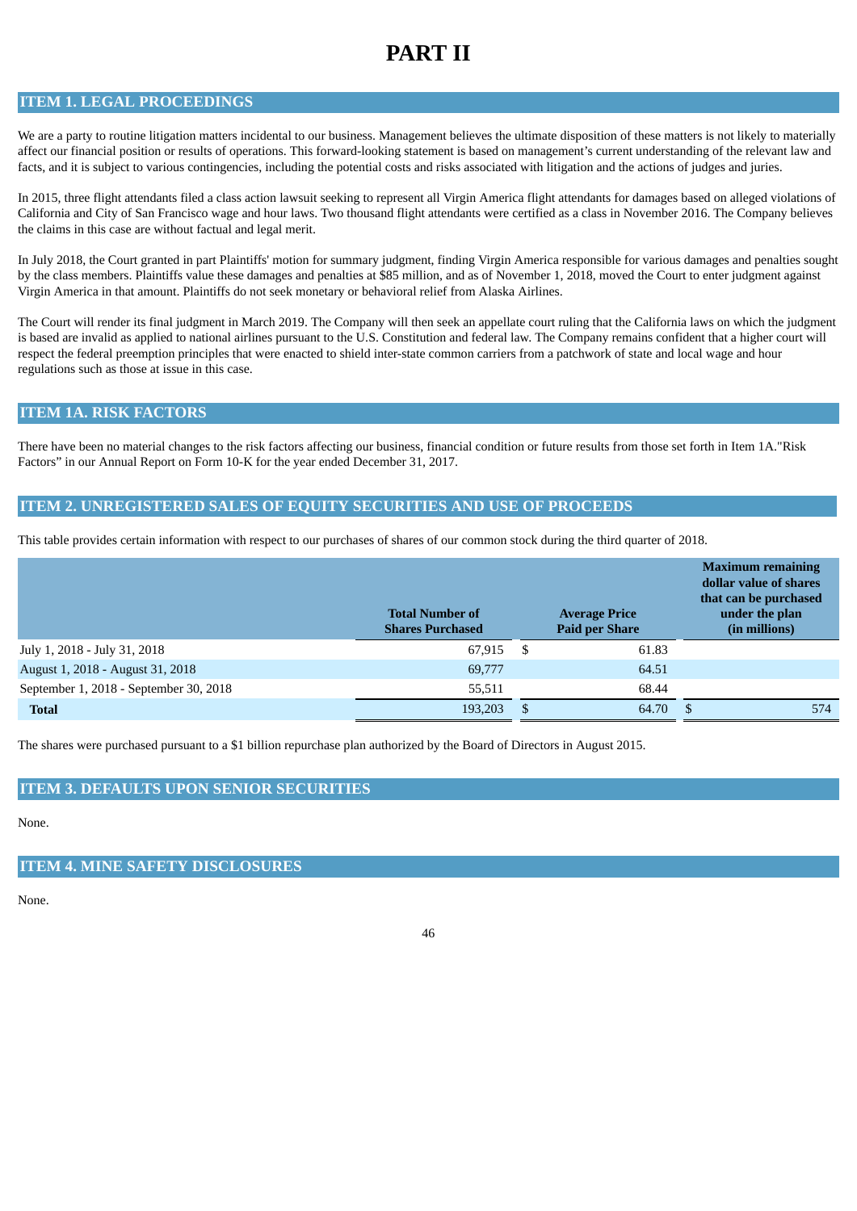# PART II

## ITEM 1. LEGAL PROCEEDINGS

We are a party to routine litigation matters incidental to our business. Management believes the ultimate disposition of these matters is not likely to materially affect our financial position or results of operations. This forward-looking statement is based on management's current understanding of the relevant law and facts, and it is subject to various contingencies, including the potential costs and risks associated with litigation and the actions of judges and juries.

In 2015, three flight attendants filed a class action lawsuit seeking to represent all Virgin America flight attendants for damages based on alleged violations of California and City of San Francisco wage and hour laws. Two thousand flight attendants were certified as a class in November 2016. The Company believes the claims in this case are without factual and legal merit.

In July 2018, the Court granted in part Plaintiffs' motion for summary judgment, finding Virgin America responsible for various damages and penalties sought by the class members. Plaintiffs value these damages and penalties at $85 million, and as of November 1, 2018, moved the Court to enter judgment against Virgin America in that amount. Plaintiffs do not seek monetary or behavioral relief from Alaska Airlines.

The Court will render its final judgment in March 2019. The Company will then seek an appellate court ruling that the California laws on which the judgment is based are invalid as applied to national airlines pursuant to the U.S. Constitution and federal law. The Company remains confident that a higher court will respect the federal preemption principles that were enacted to shield inter-state common carriers from a patchwork of state and local wage and hour regulations such as those at issue in this case.

## ITEM 1A. RISK FACTORS

There have been no material changes to the risk factors affecting our business, financial condition or future results from those set forth in Item 1A."Risk Factors" in our Annual Report on Form 10-K for the year ended December 31, 2017.

## ITEM 2. UNREGISTERED SALES OF EQUITY SECURITIES AND USE OF PROCEEDS

This table provides certain information with respect to our purchases of shares of our common stock during the third quarter of 2018.

| | Total Number of Shares Purchased | Average Price Paid per Share | Maximum remaining dollar value of shares that can be purchased under the plan (in millions) |
|---|---|---|---|
| July 1, 2018 - July 31, 2018 | 67,915 | $ 61.83 | |
| August 1, 2018 - August 31, 2018 | 69,777 | 64.51 | |
| September 1, 2018 - September 30, 2018 | 55,511 | 68.44 | |
| **Total** | 193,203 | $ 64.70 | $ 574 |

The shares were purchased pursuant to a $1 billion repurchase plan authorized by the Board of Directors in August 2015.

## ITEM 3. DEFAULTS UPON SENIOR SECURITIES

None.

## ITEM 4. MINE SAFETY DISCLOSURES

None.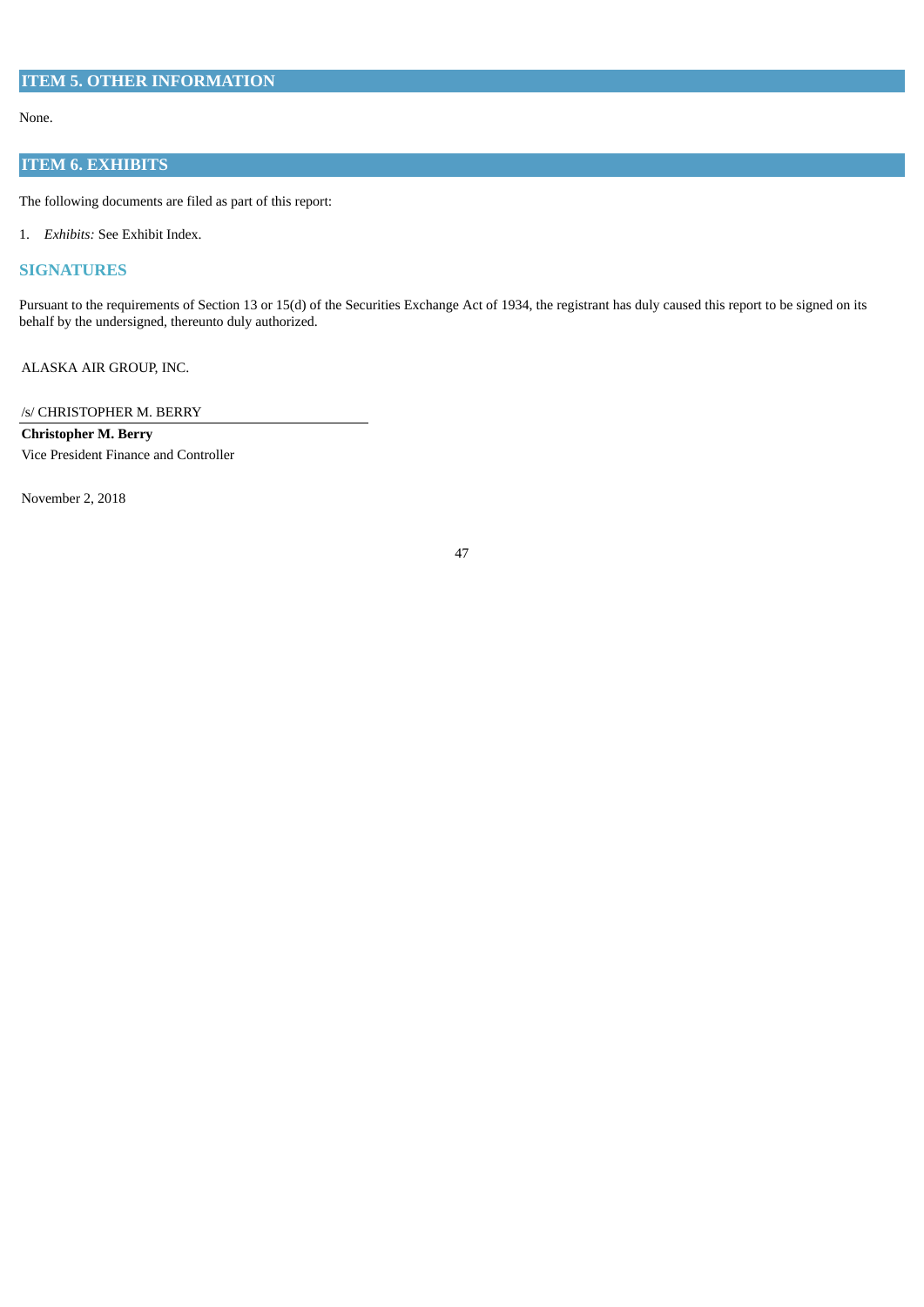## ITEM 5. OTHER INFORMATION

None.

## ITEM 6. EXHIBITS

The following documents are filed as part of this report:

1. *Exhibits:* See Exhibit Index.

## SIGNATURES

Pursuant to the requirements of Section 13 or 15(d) of the Securities Exchange Act of 1934, the registrant has duly caused this report to be signed on its behalf by the undersigned, thereunto duly authorized.

ALASKA AIR GROUP, INC.

/s/ CHRISTOPHER M. BERRY

**Christopher M. Berry**

Vice President Finance and Controller

November 2, 2018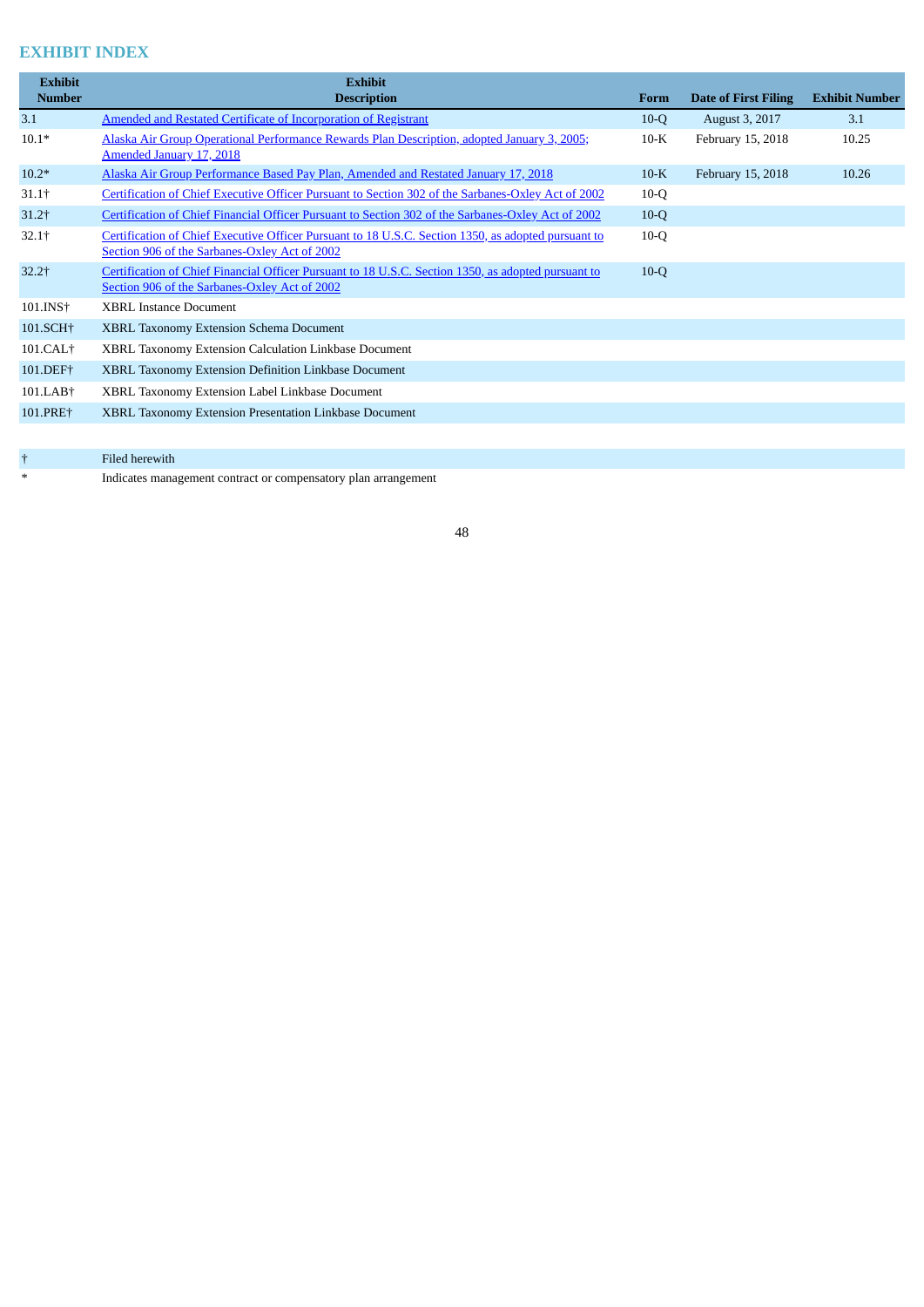## EXHIBIT INDEX

| Exhibit Number | Exhibit Description | Form | Date of First Filing | Exhibit Number |
|---|---|---|---|---|
| 3.1 | Amended and Restated Certificate of Incorporation of Registrant | 10-Q | August 3, 2017 | 3.1 |
| 10.1* | Alaska Air Group Operational Performance Rewards Plan Description, adopted January 3, 2005; Amended January 17, 2018 | 10-K | February 15, 2018 | 10.25 |
| 10.2* | Alaska Air Group Performance Based Pay Plan, Amended and Restated January 17, 2018 | 10-K | February 15, 2018 | 10.26 |
| 31.1† | Certification of Chief Executive Officer Pursuant to Section 302 of the Sarbanes-Oxley Act of 2002 | 10-Q | | |
| 31.2† | Certification of Chief Financial Officer Pursuant to Section 302 of the Sarbanes-Oxley Act of 2002 | 10-Q | | |
| 32.1† | Certification of Chief Executive Officer Pursuant to 18 U.S.C. Section 1350, as adopted pursuant to Section 906 of the Sarbanes-Oxley Act of 2002 | 10-Q | | |
| 32.2† | Certification of Chief Financial Officer Pursuant to 18 U.S.C. Section 1350, as adopted pursuant to Section 906 of the Sarbanes-Oxley Act of 2002 | 10-Q | | |
| 101.INS† | XBRL Instance Document | | | |
| 101.SCH† | XBRL Taxonomy Extension Schema Document | | | |
| 101.CAL† | XBRL Taxonomy Extension Calculation Linkbase Document | | | |
| 101.DEF† | XBRL Taxonomy Extension Definition Linkbase Document | | | |
| 101.LAB† | XBRL Taxonomy Extension Label Linkbase Document | | | |
| 101.PRE† | XBRL Taxonomy Extension Presentation Linkbase Document | | | |

| | |
|---|---|
| † | Filed herewith |
| * | Indicates management contract or compensatory plan arrangement |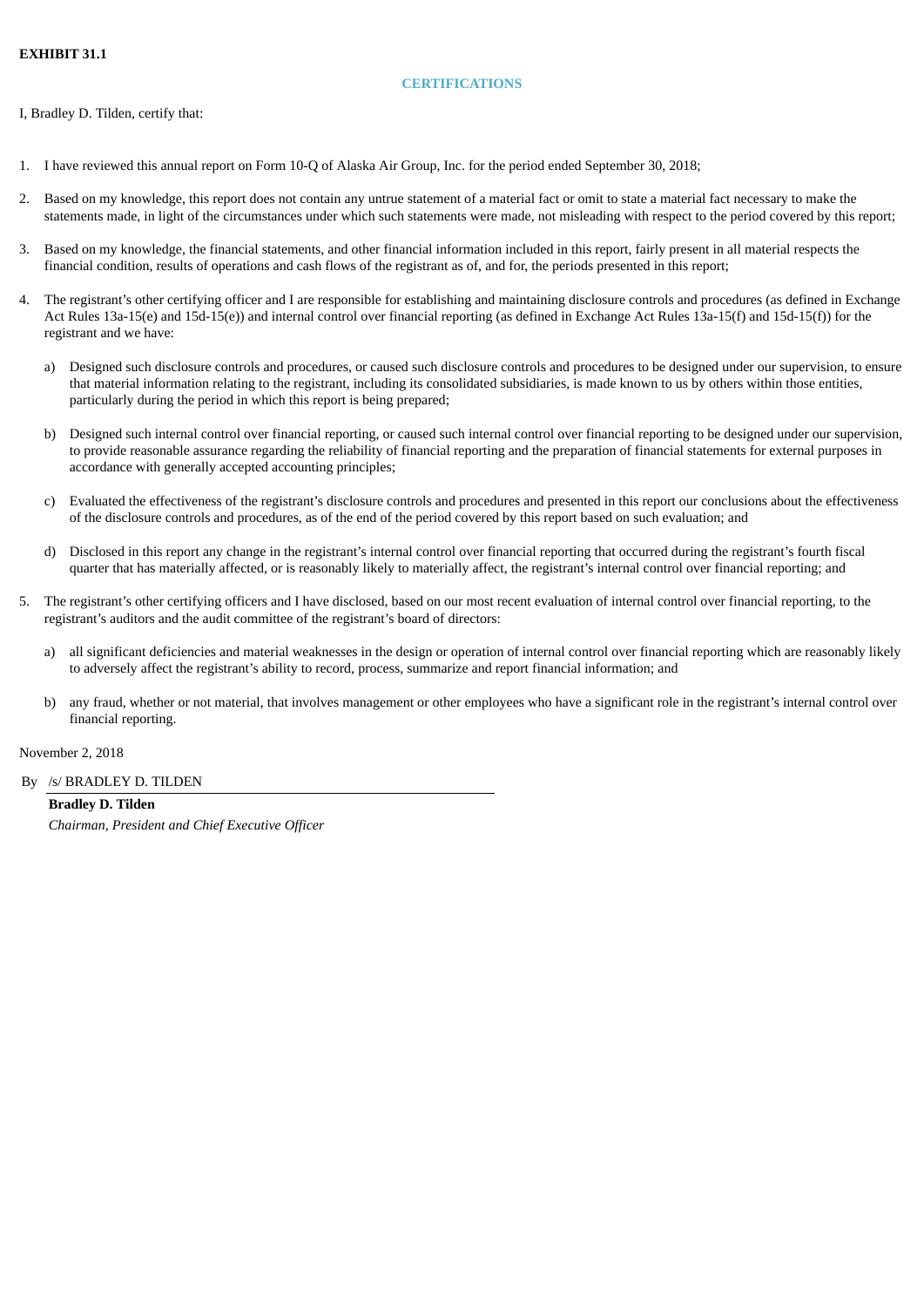**EXHIBIT 31.1**

## CERTIFICATIONS

I, Bradley D. Tilden, certify that:

1. I have reviewed this annual report on Form 10-Q of Alaska Air Group, Inc. for the period ended September 30, 2018;
2. Based on my knowledge, this report does not contain any untrue statement of a material fact or omit to state a material fact necessary to make the statements made, in light of the circumstances under which such statements were made, not misleading with respect to the period covered by this report;
3. Based on my knowledge, the financial statements, and other financial information included in this report, fairly present in all material respects the financial condition, results of operations and cash flows of the registrant as of, and for, the periods presented in this report;
4. The registrant's other certifying officer and I are responsible for establishing and maintaining disclosure controls and procedures (as defined in Exchange Act Rules 13a-15(e) and 15d-15(e)) and internal control over financial reporting (as defined in Exchange Act Rules 13a-15(f) and 15d-15(f)) for the registrant and we have:
   a) Designed such disclosure controls and procedures, or caused such disclosure controls and procedures to be designed under our supervision, to ensure that material information relating to the registrant, including its consolidated subsidiaries, is made known to us by others within those entities, particularly during the period in which this report is being prepared;
   b) Designed such internal control over financial reporting, or caused such internal control over financial reporting to be designed under our supervision, to provide reasonable assurance regarding the reliability of financial reporting and the preparation of financial statements for external purposes in accordance with generally accepted accounting principles;
   c) Evaluated the effectiveness of the registrant's disclosure controls and procedures and presented in this report our conclusions about the effectiveness of the disclosure controls and procedures, as of the end of the period covered by this report based on such evaluation; and
   d) Disclosed in this report any change in the registrant's internal control over financial reporting that occurred during the registrant's fourth fiscal quarter that has materially affected, or is reasonably likely to materially affect, the registrant's internal control over financial reporting; and
5. The registrant's other certifying officers and I have disclosed, based on our most recent evaluation of internal control over financial reporting, to the registrant's auditors and the audit committee of the registrant's board of directors:
   a) all significant deficiencies and material weaknesses in the design or operation of internal control over financial reporting which are reasonably likely to adversely affect the registrant's ability to record, process, summarize and report financial information; and
   b) any fraud, whether or not material, that involves management or other employees who have a significant role in the registrant's internal control over financial reporting.

November 2, 2018

By /s/ BRADLEY D. TILDEN

**Bradley D. Tilden**
*Chairman, President and Chief Executive Officer*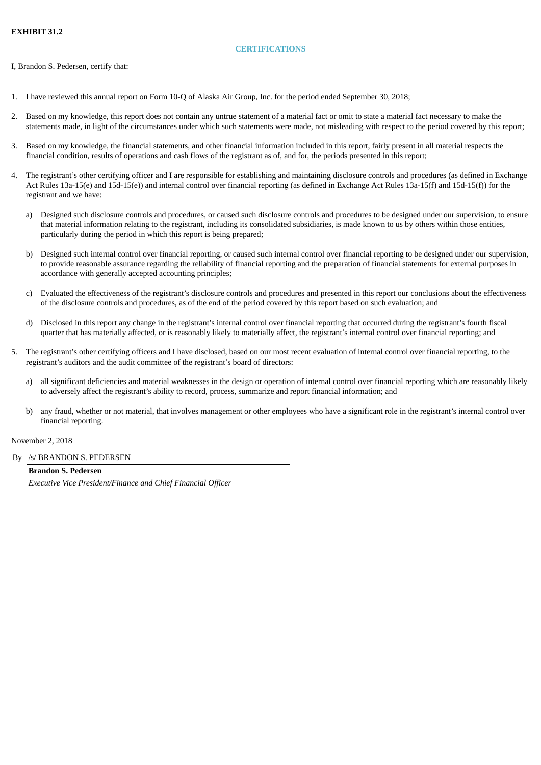**EXHIBIT 31.2**

## CERTIFICATIONS

I, Brandon S. Pedersen, certify that:

1. I have reviewed this annual report on Form 10-Q of Alaska Air Group, Inc. for the period ended September 30, 2018;
2. Based on my knowledge, this report does not contain any untrue statement of a material fact or omit to state a material fact necessary to make the statements made, in light of the circumstances under which such statements were made, not misleading with respect to the period covered by this report;
3. Based on my knowledge, the financial statements, and other financial information included in this report, fairly present in all material respects the financial condition, results of operations and cash flows of the registrant as of, and for, the periods presented in this report;
4. The registrant's other certifying officer and I are responsible for establishing and maintaining disclosure controls and procedures (as defined in Exchange Act Rules 13a-15(e) and 15d-15(e)) and internal control over financial reporting (as defined in Exchange Act Rules 13a-15(f) and 15d-15(f)) for the registrant and we have:
   a) Designed such disclosure controls and procedures, or caused such disclosure controls and procedures to be designed under our supervision, to ensure that material information relating to the registrant, including its consolidated subsidiaries, is made known to us by others within those entities, particularly during the period in which this report is being prepared;
   b) Designed such internal control over financial reporting, or caused such internal control over financial reporting to be designed under our supervision, to provide reasonable assurance regarding the reliability of financial reporting and the preparation of financial statements for external purposes in accordance with generally accepted accounting principles;
   c) Evaluated the effectiveness of the registrant's disclosure controls and procedures and presented in this report our conclusions about the effectiveness of the disclosure controls and procedures, as of the end of the period covered by this report based on such evaluation; and
   d) Disclosed in this report any change in the registrant's internal control over financial reporting that occurred during the registrant's fourth fiscal quarter that has materially affected, or is reasonably likely to materially affect, the registrant's internal control over financial reporting; and
5. The registrant's other certifying officers and I have disclosed, based on our most recent evaluation of internal control over financial reporting, to the registrant's auditors and the audit committee of the registrant's board of directors:
   a) all significant deficiencies and material weaknesses in the design or operation of internal control over financial reporting which are reasonably likely to adversely affect the registrant's ability to record, process, summarize and report financial information; and
   b) any fraud, whether or not material, that involves management or other employees who have a significant role in the registrant's internal control over financial reporting.

November 2, 2018

By /s/ BRANDON S. PEDERSEN

**Brandon S. Pedersen**

*Executive Vice President/Finance and Chief Financial Officer*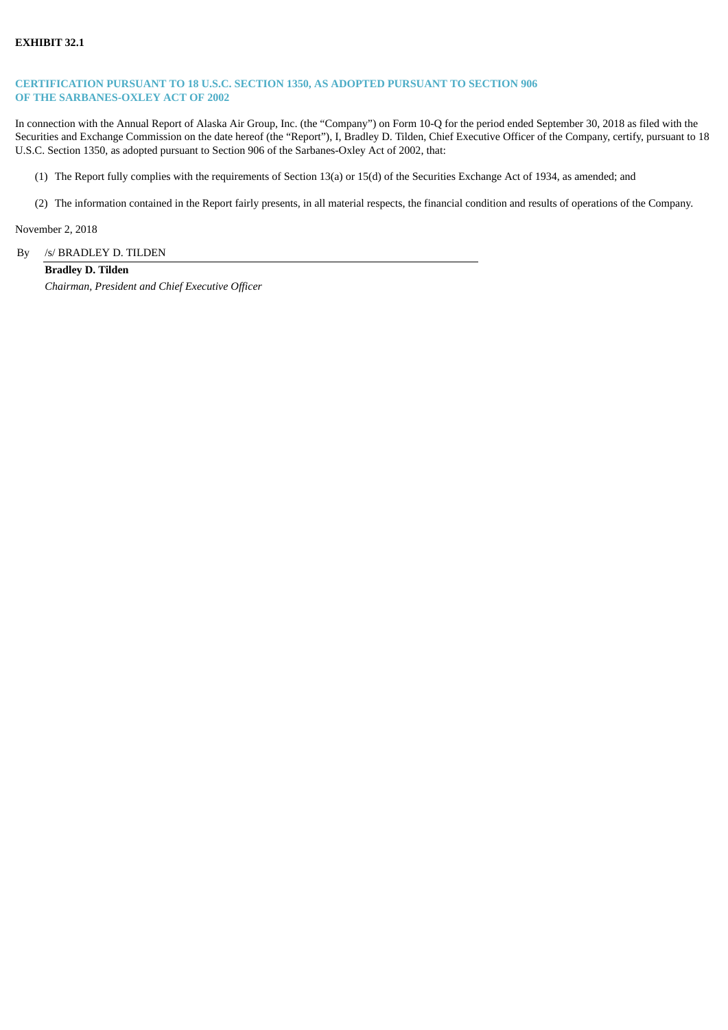**EXHIBIT 32.1**

## CERTIFICATION PURSUANT TO 18 U.S.C. SECTION 1350, AS ADOPTED PURSUANT TO SECTION 906 OF THE SARBANES-OXLEY ACT OF 2002

In connection with the Annual Report of Alaska Air Group, Inc. (the "Company") on Form 10-Q for the period ended September 30, 2018 as filed with the Securities and Exchange Commission on the date hereof (the "Report"), I, Bradley D. Tilden, Chief Executive Officer of the Company, certify, pursuant to 18 U.S.C. Section 1350, as adopted pursuant to Section 906 of the Sarbanes-Oxley Act of 2002, that:

(1) The Report fully complies with the requirements of Section 13(a) or 15(d) of the Securities Exchange Act of 1934, as amended; and

(2) The information contained in the Report fairly presents, in all material respects, the financial condition and results of operations of the Company.

November 2, 2018

By /s/ BRADLEY D. TILDEN

**Bradley D. Tilden**

*Chairman, President and Chief Executive Officer*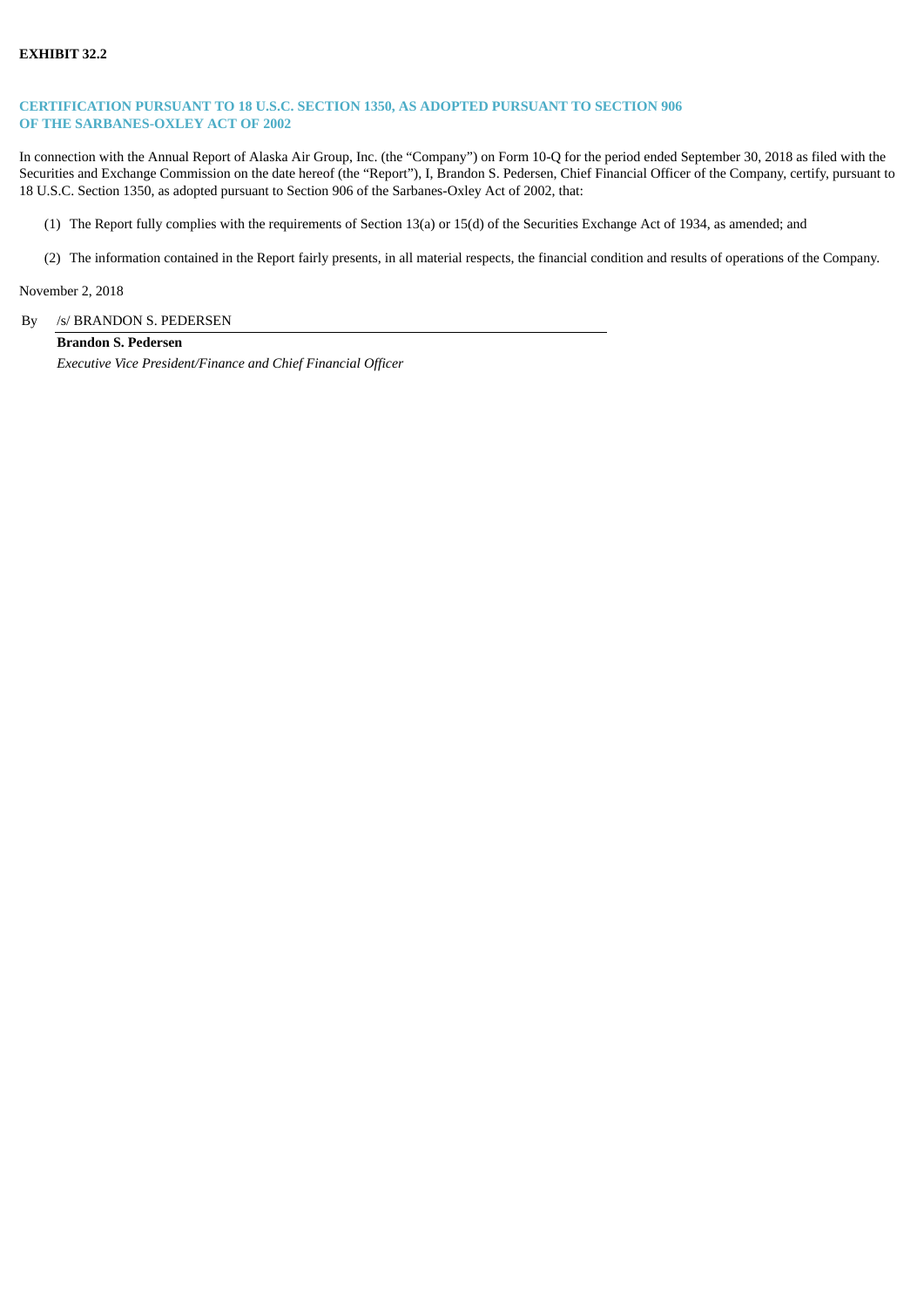**EXHIBIT 32.2**

## CERTIFICATION PURSUANT TO 18 U.S.C. SECTION 1350, AS ADOPTED PURSUANT TO SECTION 906 OF THE SARBANES-OXLEY ACT OF 2002

In connection with the Annual Report of Alaska Air Group, Inc. (the "Company") on Form 10-Q for the period ended September 30, 2018 as filed with the Securities and Exchange Commission on the date hereof (the "Report"), I, Brandon S. Pedersen, Chief Financial Officer of the Company, certify, pursuant to 18 U.S.C. Section 1350, as adopted pursuant to Section 906 of the Sarbanes-Oxley Act of 2002, that:

(1) The Report fully complies with the requirements of Section 13(a) or 15(d) of the Securities Exchange Act of 1934, as amended; and

(2) The information contained in the Report fairly presents, in all material respects, the financial condition and results of operations of the Company.

November 2, 2018

By /s/ BRANDON S. PEDERSEN

**Brandon S. Pedersen**

*Executive Vice President/Finance and Chief Financial Officer*